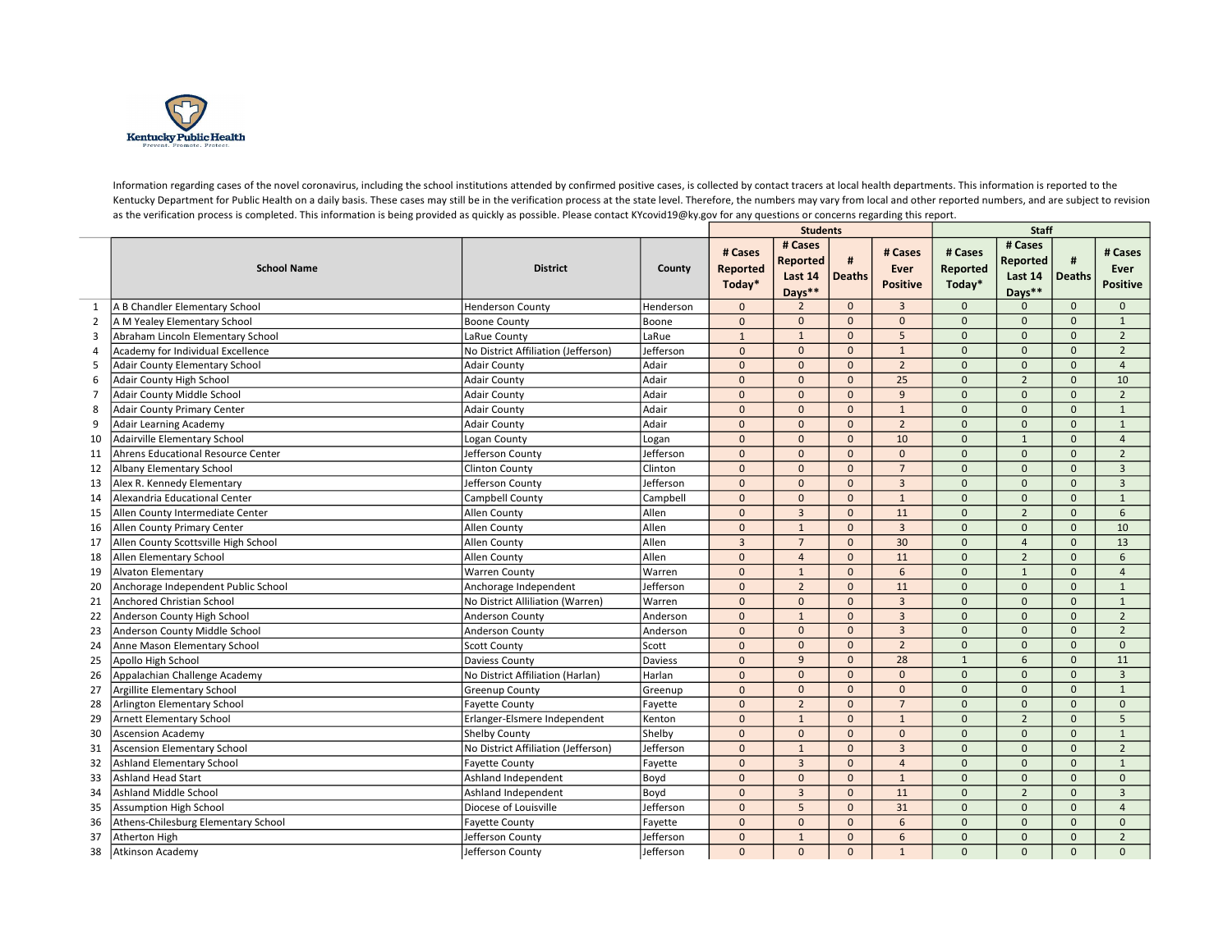Kentucky Public Health
Prevent. Promote. Protect.

Information regarding cases of the novel coronavirus, including the school institutions attended by confirmed positive cases, is collected by contact tracers at local health departments. This information is reported to the Kentucky Department for Public Health on a daily basis. These cases may still be in the verification process at the state level. Therefore, the numbers may vary from local and other reported numbers, and are subject to revision as the verification process is completed. This information is being provided as quickly as possible. Please contact KYcovid19@ky.gov for any questions or concerns regarding this report.

| | School Name | District | County | Students | | | | Staff | | | |
|---|---|---|---|---|---|---|---|---|---|---|---|
| | | | | # Cases Reported Today* | # Cases Reported Last 14 Days** | # Deaths | # Cases Ever Positive | # Cases Reported Today* | # Cases Reported Last 14 Days** | # Deaths | # Cases Ever Positive |
| 1 | A B Chandler Elementary School | Henderson County | Henderson | 0 | 2 | 0 | 3 | 0 | 0 | 0 | 0 |
| 2 | A M Yealey Elementary School | Boone County | Boone | 0 | 0 | 0 | 0 | 0 | 0 | 0 | 1 |
| 3 | Abraham Lincoln Elementary School | LaRue County | LaRue | 1 | 1 | 0 | 5 | 0 | 0 | 0 | 2 |
| 4 | Academy for Individual Excellence | No District Affiliation (Jefferson) | Jefferson | 0 | 0 | 0 | 1 | 0 | 0 | 0 | 2 |
| 5 | Adair County Elementary School | Adair County | Adair | 0 | 0 | 0 | 2 | 0 | 0 | 0 | 4 |
| 6 | Adair County High School | Adair County | Adair | 0 | 0 | 0 | 25 | 0 | 2 | 0 | 10 |
| 7 | Adair County Middle School | Adair County | Adair | 0 | 0 | 0 | 9 | 0 | 0 | 0 | 2 |
| 8 | Adair County Primary Center | Adair County | Adair | 0 | 0 | 0 | 1 | 0 | 0 | 0 | 1 |
| 9 | Adair Learning Academy | Adair County | Adair | 0 | 0 | 0 | 2 | 0 | 0 | 0 | 1 |
| 10 | Adairville Elementary School | Logan County | Logan | 0 | 0 | 0 | 10 | 0 | 1 | 0 | 4 |
| 11 | Ahrens Educational Resource Center | Jefferson County | Jefferson | 0 | 0 | 0 | 0 | 0 | 0 | 0 | 2 |
| 12 | Albany Elementary School | Clinton County | Clinton | 0 | 0 | 0 | 7 | 0 | 0 | 0 | 3 |
| 13 | Alex R. Kennedy Elementary | Jefferson County | Jefferson | 0 | 0 | 0 | 3 | 0 | 0 | 0 | 3 |
| 14 | Alexandria Educational Center | Campbell County | Campbell | 0 | 0 | 0 | 1 | 0 | 0 | 0 | 1 |
| 15 | Allen County Intermediate Center | Allen County | Allen | 0 | 3 | 0 | 11 | 0 | 2 | 0 | 6 |
| 16 | Allen County Primary Center | Allen County | Allen | 0 | 1 | 0 | 3 | 0 | 0 | 0 | 10 |
| 17 | Allen County Scottsville High School | Allen County | Allen | 3 | 7 | 0 | 30 | 0 | 4 | 0 | 13 |
| 18 | Allen Elementary School | Allen County | Allen | 0 | 4 | 0 | 11 | 0 | 2 | 0 | 6 |
| 19 | Alvaton Elementary | Warren County | Warren | 0 | 1 | 0 | 6 | 0 | 1 | 0 | 4 |
| 20 | Anchorage Independent Public School | Anchorage Independent | Jefferson | 0 | 2 | 0 | 11 | 0 | 0 | 0 | 1 |
| 21 | Anchored Christian School | No District Alliliation (Warren) | Warren | 0 | 0 | 0 | 3 | 0 | 0 | 0 | 1 |
| 22 | Anderson County High School | Anderson County | Anderson | 0 | 1 | 0 | 3 | 0 | 0 | 0 | 2 |
| 23 | Anderson County Middle School | Anderson County | Anderson | 0 | 0 | 0 | 3 | 0 | 0 | 0 | 2 |
| 24 | Anne Mason Elementary School | Scott County | Scott | 0 | 0 | 0 | 2 | 0 | 0 | 0 | 0 |
| 25 | Apollo High School | Daviess County | Daviess | 0 | 9 | 0 | 28 | 1 | 6 | 0 | 11 |
| 26 | Appalachian Challenge Academy | No District Affiliation (Harlan) | Harlan | 0 | 0 | 0 | 0 | 0 | 0 | 0 | 3 |
| 27 | Argillite Elementary School | Greenup County | Greenup | 0 | 0 | 0 | 0 | 0 | 0 | 0 | 1 |
| 28 | Arlington Elementary School | Fayette County | Fayette | 0 | 2 | 0 | 7 | 0 | 0 | 0 | 0 |
| 29 | Arnett Elementary School | Erlanger-Elsmere Independent | Kenton | 0 | 1 | 0 | 1 | 0 | 2 | 0 | 5 |
| 30 | Ascension Academy | Shelby County | Shelby | 0 | 0 | 0 | 0 | 0 | 0 | 0 | 1 |
| 31 | Ascension Elementary School | No District Affiliation (Jefferson) | Jefferson | 0 | 1 | 0 | 3 | 0 | 0 | 0 | 2 |
| 32 | Ashland Elementary School | Fayette County | Fayette | 0 | 3 | 0 | 4 | 0 | 0 | 0 | 1 |
| 33 | Ashland Head Start | Ashland Independent | Boyd | 0 | 0 | 0 | 1 | 0 | 0 | 0 | 0 |
| 34 | Ashland Middle School | Ashland Independent | Boyd | 0 | 3 | 0 | 11 | 0 | 2 | 0 | 3 |
| 35 | Assumption High School | Diocese of Louisville | Jefferson | 0 | 5 | 0 | 31 | 0 | 0 | 0 | 4 |
| 36 | Athens-Chilesburg Elementary School | Fayette County | Fayette | 0 | 0 | 0 | 6 | 0 | 0 | 0 | 0 |
| 37 | Atherton High | Jefferson County | Jefferson | 0 | 1 | 0 | 6 | 0 | 0 | 0 | 2 |
| 38 | Atkinson Academy | Jefferson County | Jefferson | 0 | 0 | 0 | 1 | 0 | 0 | 0 | 0 |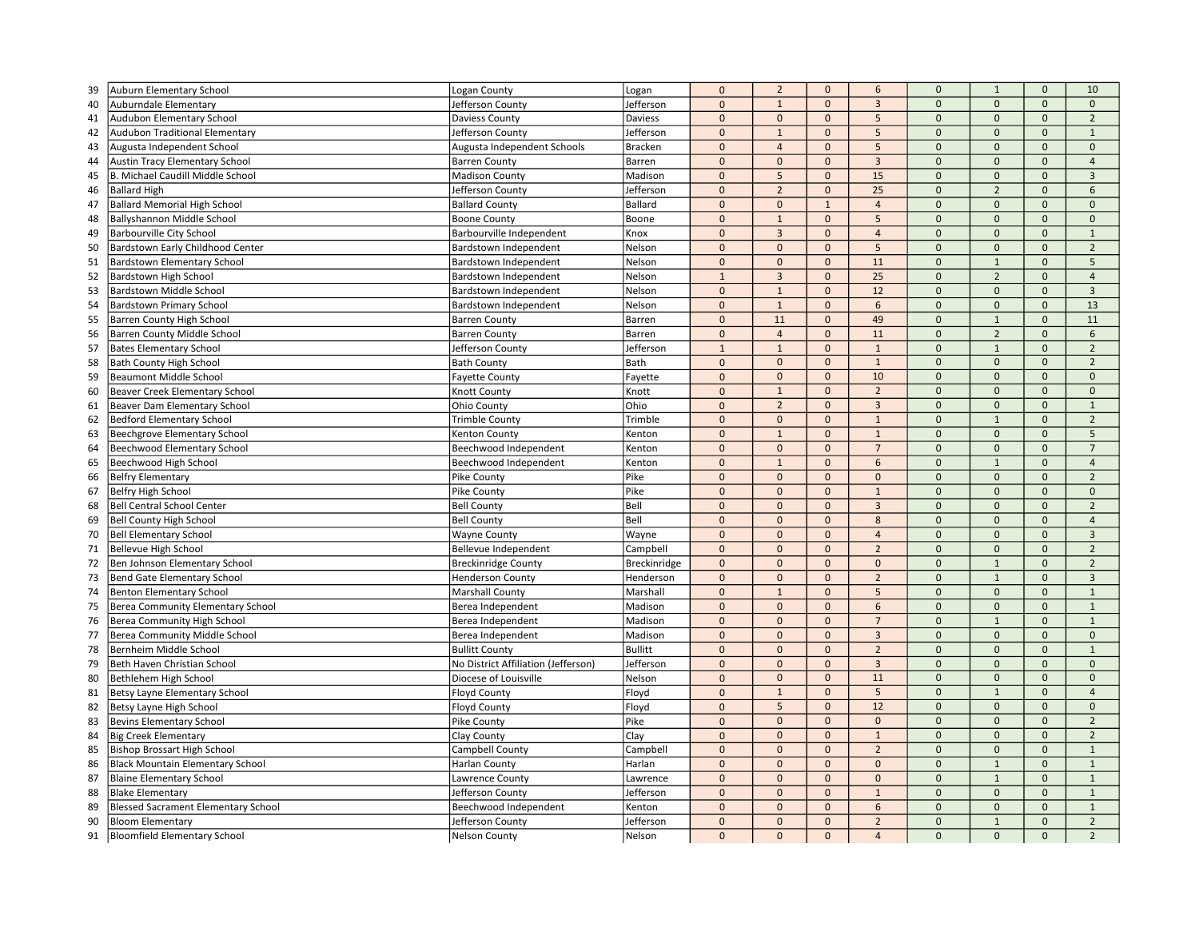| | | | | | | | | | | |
|---|---|---|---|---|---|---|---|---|---|---|
| 39 | Auburn Elementary School | Logan County | Logan | 0 | 2 | 0 | 6 | 0 | 1 | 0 | 10 |
| 40 | Auburndale Elementary | Jefferson County | Jefferson | 0 | 1 | 0 | 3 | 0 | 0 | 0 | 0 |
| 41 | Audubon Elementary School | Daviess County | Daviess | 0 | 0 | 0 | 5 | 0 | 0 | 0 | 2 |
| 42 | Audubon Traditional Elementary | Jefferson County | Jefferson | 0 | 1 | 0 | 5 | 0 | 0 | 0 | 1 |
| 43 | Augusta Independent School | Augusta Independent Schools | Bracken | 0 | 4 | 0 | 5 | 0 | 0 | 0 | 0 |
| 44 | Austin Tracy Elementary School | Barren County | Barren | 0 | 0 | 0 | 3 | 0 | 0 | 0 | 4 |
| 45 | B. Michael Caudill Middle School | Madison County | Madison | 0 | 5 | 0 | 15 | 0 | 0 | 0 | 3 |
| 46 | Ballard High | Jefferson County | Jefferson | 0 | 2 | 0 | 25 | 0 | 2 | 0 | 6 |
| 47 | Ballard Memorial High School | Ballard County | Ballard | 0 | 0 | 1 | 4 | 0 | 0 | 0 | 0 |
| 48 | Ballyshannon Middle School | Boone County | Boone | 0 | 1 | 0 | 5 | 0 | 0 | 0 | 0 |
| 49 | Barbourville City School | Barbourville Independent | Knox | 0 | 3 | 0 | 4 | 0 | 0 | 0 | 1 |
| 50 | Bardstown Early Childhood Center | Bardstown Independent | Nelson | 0 | 0 | 0 | 5 | 0 | 0 | 0 | 2 |
| 51 | Bardstown Elementary School | Bardstown Independent | Nelson | 0 | 0 | 0 | 11 | 0 | 1 | 0 | 5 |
| 52 | Bardstown High School | Bardstown Independent | Nelson | 1 | 3 | 0 | 25 | 0 | 2 | 0 | 4 |
| 53 | Bardstown Middle School | Bardstown Independent | Nelson | 0 | 1 | 0 | 12 | 0 | 0 | 0 | 3 |
| 54 | Bardstown Primary School | Bardstown Independent | Nelson | 0 | 1 | 0 | 6 | 0 | 0 | 0 | 13 |
| 55 | Barren County High School | Barren County | Barren | 0 | 11 | 0 | 49 | 0 | 1 | 0 | 11 |
| 56 | Barren County Middle School | Barren County | Barren | 0 | 4 | 0 | 11 | 0 | 2 | 0 | 6 |
| 57 | Bates Elementary School | Jefferson County | Jefferson | 1 | 1 | 0 | 1 | 0 | 1 | 0 | 2 |
| 58 | Bath County High School | Bath County | Bath | 0 | 0 | 0 | 1 | 0 | 0 | 0 | 2 |
| 59 | Beaumont Middle School | Fayette County | Fayette | 0 | 0 | 0 | 10 | 0 | 0 | 0 | 0 |
| 60 | Beaver Creek Elementary School | Knott County | Knott | 0 | 1 | 0 | 2 | 0 | 0 | 0 | 0 |
| 61 | Beaver Dam Elementary School | Ohio County | Ohio | 0 | 2 | 0 | 3 | 0 | 0 | 0 | 1 |
| 62 | Bedford Elementary School | Trimble County | Trimble | 0 | 0 | 0 | 1 | 0 | 1 | 0 | 2 |
| 63 | Beechgrove Elementary School | Kenton County | Kenton | 0 | 1 | 0 | 1 | 0 | 0 | 0 | 5 |
| 64 | Beechwood Elementary School | Beechwood Independent | Kenton | 0 | 0 | 0 | 7 | 0 | 0 | 0 | 7 |
| 65 | Beechwood High School | Beechwood Independent | Kenton | 0 | 1 | 0 | 6 | 0 | 1 | 0 | 4 |
| 66 | Belfry Elementary | Pike County | Pike | 0 | 0 | 0 | 0 | 0 | 0 | 0 | 2 |
| 67 | Belfry High School | Pike County | Pike | 0 | 0 | 0 | 1 | 0 | 0 | 0 | 0 |
| 68 | Bell Central School Center | Bell County | Bell | 0 | 0 | 0 | 3 | 0 | 0 | 0 | 2 |
| 69 | Bell County High School | Bell County | Bell | 0 | 0 | 0 | 8 | 0 | 0 | 0 | 4 |
| 70 | Bell Elementary School | Wayne County | Wayne | 0 | 0 | 0 | 4 | 0 | 0 | 0 | 3 |
| 71 | Bellevue High School | Bellevue Independent | Campbell | 0 | 0 | 0 | 2 | 0 | 0 | 0 | 2 |
| 72 | Ben Johnson Elementary School | Breckinridge County | Breckinridge | 0 | 0 | 0 | 0 | 0 | 1 | 0 | 2 |
| 73 | Bend Gate Elementary School | Henderson County | Henderson | 0 | 0 | 0 | 2 | 0 | 1 | 0 | 3 |
| 74 | Benton Elementary School | Marshall County | Marshall | 0 | 1 | 0 | 5 | 0 | 0 | 0 | 1 |
| 75 | Berea Community Elementary School | Berea Independent | Madison | 0 | 0 | 0 | 6 | 0 | 0 | 0 | 1 |
| 76 | Berea Community High School | Berea Independent | Madison | 0 | 0 | 0 | 7 | 0 | 1 | 0 | 1 |
| 77 | Berea Community Middle School | Berea Independent | Madison | 0 | 0 | 0 | 3 | 0 | 0 | 0 | 0 |
| 78 | Bernheim Middle School | Bullitt County | Bullitt | 0 | 0 | 0 | 2 | 0 | 0 | 0 | 1 |
| 79 | Beth Haven Christian School | No District Affiliation (Jefferson) | Jefferson | 0 | 0 | 0 | 3 | 0 | 0 | 0 | 0 |
| 80 | Bethlehem High School | Diocese of Louisville | Nelson | 0 | 0 | 0 | 11 | 0 | 0 | 0 | 0 |
| 81 | Betsy Layne Elementary School | Floyd County | Floyd | 0 | 1 | 0 | 5 | 0 | 1 | 0 | 4 |
| 82 | Betsy Layne High School | Floyd County | Floyd | 0 | 5 | 0 | 12 | 0 | 0 | 0 | 0 |
| 83 | Bevins Elementary School | Pike County | Pike | 0 | 0 | 0 | 0 | 0 | 0 | 0 | 2 |
| 84 | Big Creek Elementary | Clay County | Clay | 0 | 0 | 0 | 1 | 0 | 0 | 0 | 2 |
| 85 | Bishop Brossart High School | Campbell County | Campbell | 0 | 0 | 0 | 2 | 0 | 0 | 0 | 1 |
| 86 | Black Mountain Elementary School | Harlan County | Harlan | 0 | 0 | 0 | 0 | 0 | 1 | 0 | 1 |
| 87 | Blaine Elementary School | Lawrence County | Lawrence | 0 | 0 | 0 | 0 | 0 | 1 | 0 | 1 |
| 88 | Blake Elementary | Jefferson County | Jefferson | 0 | 0 | 0 | 1 | 0 | 0 | 0 | 1 |
| 89 | Blessed Sacrament Elementary School | Beechwood Independent | Kenton | 0 | 0 | 0 | 6 | 0 | 0 | 0 | 1 |
| 90 | Bloom Elementary | Jefferson County | Jefferson | 0 | 0 | 0 | 2 | 0 | 1 | 0 | 2 |
| 91 | Bloomfield Elementary School | Nelson County | Nelson | 0 | 0 | 0 | 4 | 0 | 0 | 0 | 2 |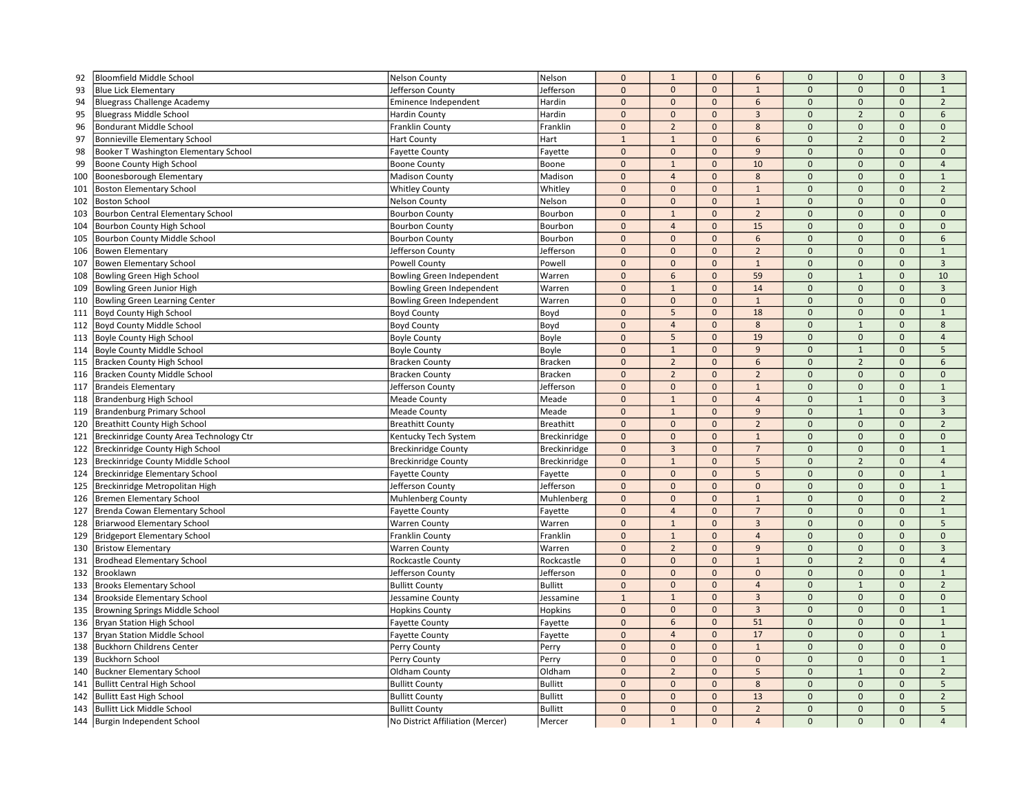| | | | | | | | | | | | |
|---|---|---|---|---|---|---|---|---|---|---|---|
| 92 | Bloomfield Middle School | Nelson County | Nelson | 0 | 1 | 0 | 6 | 0 | 0 | 0 | 3 |
| 93 | Blue Lick Elementary | Jefferson County | Jefferson | 0 | 0 | 0 | 1 | 0 | 0 | 0 | 1 |
| 94 | Bluegrass Challenge Academy | Eminence Independent | Hardin | 0 | 0 | 0 | 6 | 0 | 0 | 0 | 2 |
| 95 | Bluegrass Middle School | Hardin County | Hardin | 0 | 0 | 0 | 3 | 0 | 2 | 0 | 6 |
| 96 | Bondurant Middle School | Franklin County | Franklin | 0 | 2 | 0 | 8 | 0 | 0 | 0 | 0 |
| 97 | Bonnieville Elementary School | Hart County | Hart | 1 | 1 | 0 | 6 | 0 | 2 | 0 | 2 |
| 98 | Booker T Washington Elementary School | Fayette County | Fayette | 0 | 0 | 0 | 9 | 0 | 0 | 0 | 0 |
| 99 | Boone County High School | Boone County | Boone | 0 | 1 | 0 | 10 | 0 | 0 | 0 | 4 |
| 100 | Boonesborough Elementary | Madison County | Madison | 0 | 4 | 0 | 8 | 0 | 0 | 0 | 1 |
| 101 | Boston Elementary School | Whitley County | Whitley | 0 | 0 | 0 | 1 | 0 | 0 | 0 | 2 |
| 102 | Boston School | Nelson County | Nelson | 0 | 0 | 0 | 1 | 0 | 0 | 0 | 0 |
| 103 | Bourbon Central Elementary School | Bourbon County | Bourbon | 0 | 1 | 0 | 2 | 0 | 0 | 0 | 0 |
| 104 | Bourbon County High School | Bourbon County | Bourbon | 0 | 4 | 0 | 15 | 0 | 0 | 0 | 0 |
| 105 | Bourbon County Middle School | Bourbon County | Bourbon | 0 | 0 | 0 | 6 | 0 | 0 | 0 | 6 |
| 106 | Bowen Elementary | Jefferson County | Jefferson | 0 | 0 | 0 | 2 | 0 | 0 | 0 | 1 |
| 107 | Bowen Elementary School | Powell County | Powell | 0 | 0 | 0 | 1 | 0 | 0 | 0 | 3 |
| 108 | Bowling Green High School | Bowling Green Independent | Warren | 0 | 6 | 0 | 59 | 0 | 1 | 0 | 10 |
| 109 | Bowling Green Junior High | Bowling Green Independent | Warren | 0 | 1 | 0 | 14 | 0 | 0 | 0 | 3 |
| 110 | Bowling Green Learning Center | Bowling Green Independent | Warren | 0 | 0 | 0 | 1 | 0 | 0 | 0 | 0 |
| 111 | Boyd County High School | Boyd County | Boyd | 0 | 5 | 0 | 18 | 0 | 0 | 0 | 1 |
| 112 | Boyd County Middle School | Boyd County | Boyd | 0 | 4 | 0 | 8 | 0 | 1 | 0 | 8 |
| 113 | Boyle County High School | Boyle County | Boyle | 0 | 5 | 0 | 19 | 0 | 0 | 0 | 4 |
| 114 | Boyle County Middle School | Boyle County | Boyle | 0 | 1 | 0 | 9 | 0 | 1 | 0 | 5 |
| 115 | Bracken County High School | Bracken County | Bracken | 0 | 2 | 0 | 6 | 0 | 2 | 0 | 6 |
| 116 | Bracken County Middle School | Bracken County | Bracken | 0 | 2 | 0 | 2 | 0 | 0 | 0 | 0 |
| 117 | Brandeis Elementary | Jefferson County | Jefferson | 0 | 0 | 0 | 1 | 0 | 0 | 0 | 1 |
| 118 | Brandenburg High School | Meade County | Meade | 0 | 1 | 0 | 4 | 0 | 1 | 0 | 3 |
| 119 | Brandenburg Primary School | Meade County | Meade | 0 | 1 | 0 | 9 | 0 | 1 | 0 | 3 |
| 120 | Breathitt County High School | Breathitt County | Breathitt | 0 | 0 | 0 | 2 | 0 | 0 | 0 | 2 |
| 121 | Breckinridge County Area Technology Ctr | Kentucky Tech System | Breckinridge | 0 | 0 | 0 | 1 | 0 | 0 | 0 | 0 |
| 122 | Breckinridge County High School | Breckinridge County | Breckinridge | 0 | 3 | 0 | 7 | 0 | 0 | 0 | 1 |
| 123 | Breckinridge County Middle School | Breckinridge County | Breckinridge | 0 | 1 | 0 | 5 | 0 | 2 | 0 | 4 |
| 124 | Breckinridge Elementary School | Fayette County | Fayette | 0 | 0 | 0 | 5 | 0 | 0 | 0 | 1 |
| 125 | Breckinridge Metropolitan High | Jefferson County | Jefferson | 0 | 0 | 0 | 0 | 0 | 0 | 0 | 1 |
| 126 | Bremen Elementary School | Muhlenberg County | Muhlenberg | 0 | 0 | 0 | 1 | 0 | 0 | 0 | 2 |
| 127 | Brenda Cowan Elementary School | Fayette County | Fayette | 0 | 4 | 0 | 7 | 0 | 0 | 0 | 1 |
| 128 | Briarwood Elementary School | Warren County | Warren | 0 | 1 | 0 | 3 | 0 | 0 | 0 | 5 |
| 129 | Bridgeport Elementary School | Franklin County | Franklin | 0 | 1 | 0 | 4 | 0 | 0 | 0 | 0 |
| 130 | Bristow Elementary | Warren County | Warren | 0 | 2 | 0 | 9 | 0 | 0 | 0 | 3 |
| 131 | Brodhead Elementary School | Rockcastle County | Rockcastle | 0 | 0 | 0 | 1 | 0 | 2 | 0 | 4 |
| 132 | Brooklawn | Jefferson County | Jefferson | 0 | 0 | 0 | 0 | 0 | 0 | 0 | 1 |
| 133 | Brooks Elementary School | Bullitt County | Bullitt | 0 | 0 | 0 | 4 | 0 | 1 | 0 | 2 |
| 134 | Brookside Elementary School | Jessamine County | Jessamine | 1 | 1 | 0 | 3 | 0 | 0 | 0 | 0 |
| 135 | Browning Springs Middle School | Hopkins County | Hopkins | 0 | 0 | 0 | 3 | 0 | 0 | 0 | 1 |
| 136 | Bryan Station High School | Fayette County | Fayette | 0 | 6 | 0 | 51 | 0 | 0 | 0 | 1 |
| 137 | Bryan Station Middle School | Fayette County | Fayette | 0 | 4 | 0 | 17 | 0 | 0 | 0 | 1 |
| 138 | Buckhorn Childrens Center | Perry County | Perry | 0 | 0 | 0 | 1 | 0 | 0 | 0 | 0 |
| 139 | Buckhorn School | Perry County | Perry | 0 | 0 | 0 | 0 | 0 | 0 | 0 | 1 |
| 140 | Buckner Elementary School | Oldham County | Oldham | 0 | 2 | 0 | 5 | 0 | 1 | 0 | 2 |
| 141 | Bullitt Central High School | Bullitt County | Bullitt | 0 | 0 | 0 | 8 | 0 | 0 | 0 | 5 |
| 142 | Bullitt East High School | Bullitt County | Bullitt | 0 | 0 | 0 | 13 | 0 | 0 | 0 | 2 |
| 143 | Bullitt Lick Middle School | Bullitt County | Bullitt | 0 | 0 | 0 | 2 | 0 | 0 | 0 | 5 |
| 144 | Burgin Independent School | No District Affiliation (Mercer) | Mercer | 0 | 1 | 0 | 4 | 0 | 0 | 0 | 4 |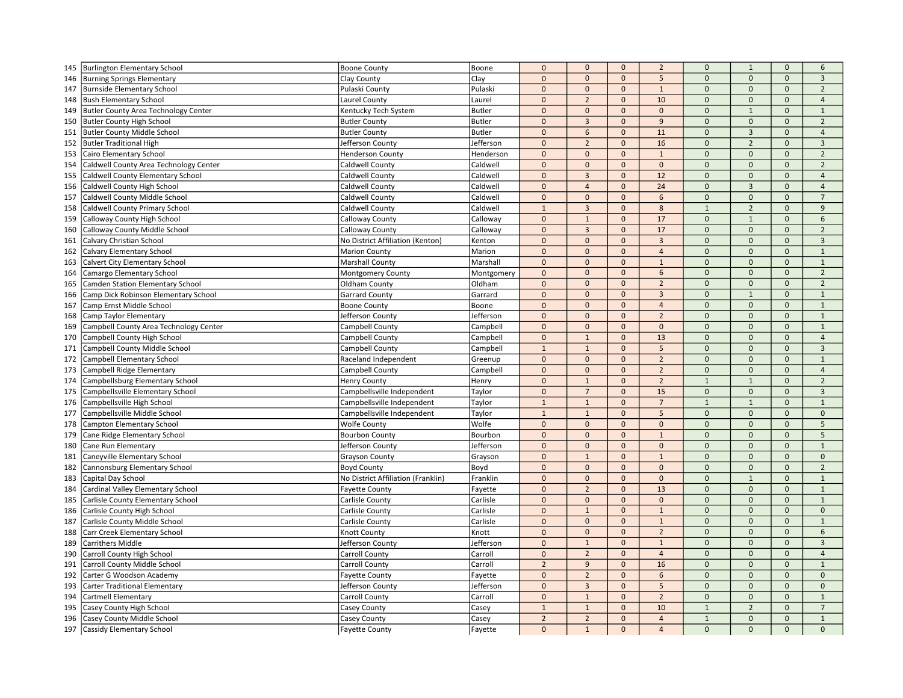| | | | | | | | | | | | |
|---|---|---|---|---|---|---|---|---|---|---|---|
| 145 | Burlington Elementary School | Boone County | Boone | 0 | 0 | 0 | 2 | 0 | 1 | 0 | 6 |
| 146 | Burning Springs Elementary | Clay County | Clay | 0 | 0 | 0 | 5 | 0 | 0 | 0 | 3 |
| 147 | Burnside Elementary School | Pulaski County | Pulaski | 0 | 0 | 0 | 1 | 0 | 0 | 0 | 2 |
| 148 | Bush Elementary School | Laurel County | Laurel | 0 | 2 | 0 | 10 | 0 | 0 | 0 | 4 |
| 149 | Butler County Area Technology Center | Kentucky Tech System | Butler | 0 | 0 | 0 | 0 | 0 | 1 | 0 | 1 |
| 150 | Butler County High School | Butler County | Butler | 0 | 3 | 0 | 9 | 0 | 0 | 0 | 2 |
| 151 | Butler County Middle School | Butler County | Butler | 0 | 6 | 0 | 11 | 0 | 3 | 0 | 4 |
| 152 | Butler Traditional High | Jefferson County | Jefferson | 0 | 2 | 0 | 16 | 0 | 2 | 0 | 3 |
| 153 | Cairo Elementary School | Henderson County | Henderson | 0 | 0 | 0 | 1 | 0 | 0 | 0 | 2 |
| 154 | Caldwell County Area Technology Center | Caldwell County | Caldwell | 0 | 0 | 0 | 0 | 0 | 0 | 0 | 2 |
| 155 | Caldwell County Elementary School | Caldwell County | Caldwell | 0 | 3 | 0 | 12 | 0 | 0 | 0 | 4 |
| 156 | Caldwell County High School | Caldwell County | Caldwell | 0 | 4 | 0 | 24 | 0 | 3 | 0 | 4 |
| 157 | Caldwell County Middle School | Caldwell County | Caldwell | 0 | 0 | 0 | 6 | 0 | 0 | 0 | 7 |
| 158 | Caldwell County Primary School | Caldwell County | Caldwell | 1 | 3 | 0 | 8 | 1 | 2 | 0 | 9 |
| 159 | Calloway County High School | Calloway County | Calloway | 0 | 1 | 0 | 17 | 0 | 1 | 0 | 6 |
| 160 | Calloway County Middle School | Calloway County | Calloway | 0 | 3 | 0 | 17 | 0 | 0 | 0 | 2 |
| 161 | Calvary Christian School | No District Affiliation (Kenton) | Kenton | 0 | 0 | 0 | 3 | 0 | 0 | 0 | 3 |
| 162 | Calvary Elementary School | Marion County | Marion | 0 | 0 | 0 | 4 | 0 | 0 | 0 | 1 |
| 163 | Calvert City Elementary School | Marshall County | Marshall | 0 | 0 | 0 | 1 | 0 | 0 | 0 | 1 |
| 164 | Camargo Elementary School | Montgomery County | Montgomery | 0 | 0 | 0 | 6 | 0 | 0 | 0 | 2 |
| 165 | Camden Station Elementary School | Oldham County | Oldham | 0 | 0 | 0 | 2 | 0 | 0 | 0 | 2 |
| 166 | Camp Dick Robinson Elementary School | Garrard County | Garrard | 0 | 0 | 0 | 3 | 0 | 1 | 0 | 1 |
| 167 | Camp Ernst Middle School | Boone County | Boone | 0 | 0 | 0 | 4 | 0 | 0 | 0 | 1 |
| 168 | Camp Taylor Elementary | Jefferson County | Jefferson | 0 | 0 | 0 | 2 | 0 | 0 | 0 | 1 |
| 169 | Campbell County Area Technology Center | Campbell County | Campbell | 0 | 0 | 0 | 0 | 0 | 0 | 0 | 1 |
| 170 | Campbell County High School | Campbell County | Campbell | 0 | 1 | 0 | 13 | 0 | 0 | 0 | 4 |
| 171 | Campbell County Middle School | Campbell County | Campbell | 1 | 1 | 0 | 5 | 0 | 0 | 0 | 3 |
| 172 | Campbell Elementary School | Raceland Independent | Greenup | 0 | 0 | 0 | 2 | 0 | 0 | 0 | 1 |
| 173 | Campbell Ridge Elementary | Campbell County | Campbell | 0 | 0 | 0 | 2 | 0 | 0 | 0 | 4 |
| 174 | Campbellsburg Elementary School | Henry County | Henry | 0 | 1 | 0 | 2 | 1 | 1 | 0 | 2 |
| 175 | Campbellsville Elementary School | Campbellsville Independent | Taylor | 0 | 7 | 0 | 15 | 0 | 0 | 0 | 3 |
| 176 | Campbellsville High School | Campbellsville Independent | Taylor | 1 | 1 | 0 | 7 | 1 | 1 | 0 | 1 |
| 177 | Campbellsville Middle School | Campbellsville Independent | Taylor | 1 | 1 | 0 | 5 | 0 | 0 | 0 | 0 |
| 178 | Campton Elementary School | Wolfe County | Wolfe | 0 | 0 | 0 | 0 | 0 | 0 | 0 | 5 |
| 179 | Cane Ridge Elementary School | Bourbon County | Bourbon | 0 | 0 | 0 | 1 | 0 | 0 | 0 | 5 |
| 180 | Cane Run Elementary | Jefferson County | Jefferson | 0 | 0 | 0 | 0 | 0 | 0 | 0 | 1 |
| 181 | Caneyville Elementary School | Grayson County | Grayson | 0 | 1 | 0 | 1 | 0 | 0 | 0 | 0 |
| 182 | Cannonsburg Elementary School | Boyd County | Boyd | 0 | 0 | 0 | 0 | 0 | 0 | 0 | 2 |
| 183 | Capital Day School | No District Affiliation (Franklin) | Franklin | 0 | 0 | 0 | 0 | 0 | 1 | 0 | 1 |
| 184 | Cardinal Valley Elementary School | Fayette County | Fayette | 0 | 2 | 0 | 13 | 0 | 0 | 0 | 1 |
| 185 | Carlisle County Elementary School | Carlisle County | Carlisle | 0 | 0 | 0 | 0 | 0 | 0 | 0 | 1 |
| 186 | Carlisle County High School | Carlisle County | Carlisle | 0 | 1 | 0 | 1 | 0 | 0 | 0 | 0 |
| 187 | Carlisle County Middle School | Carlisle County | Carlisle | 0 | 0 | 0 | 1 | 0 | 0 | 0 | 1 |
| 188 | Carr Creek Elementary School | Knott County | Knott | 0 | 0 | 0 | 2 | 0 | 0 | 0 | 6 |
| 189 | Carrithers Middle | Jefferson County | Jefferson | 0 | 1 | 0 | 1 | 0 | 0 | 0 | 3 |
| 190 | Carroll County High School | Carroll County | Carroll | 0 | 2 | 0 | 4 | 0 | 0 | 0 | 4 |
| 191 | Carroll County Middle School | Carroll County | Carroll | 2 | 9 | 0 | 16 | 0 | 0 | 0 | 1 |
| 192 | Carter G Woodson Academy | Fayette County | Fayette | 0 | 2 | 0 | 6 | 0 | 0 | 0 | 0 |
| 193 | Carter Traditional Elementary | Jefferson County | Jefferson | 0 | 3 | 0 | 5 | 0 | 0 | 0 | 0 |
| 194 | Cartmell Elementary | Carroll County | Carroll | 0 | 1 | 0 | 2 | 0 | 0 | 0 | 1 |
| 195 | Casey County High School | Casey County | Casey | 1 | 1 | 0 | 10 | 1 | 2 | 0 | 7 |
| 196 | Casey County Middle School | Casey County | Casey | 2 | 2 | 0 | 4 | 1 | 0 | 0 | 1 |
| 197 | Cassidy Elementary School | Fayette County | Fayette | 0 | 1 | 0 | 4 | 0 | 0 | 0 | 0 |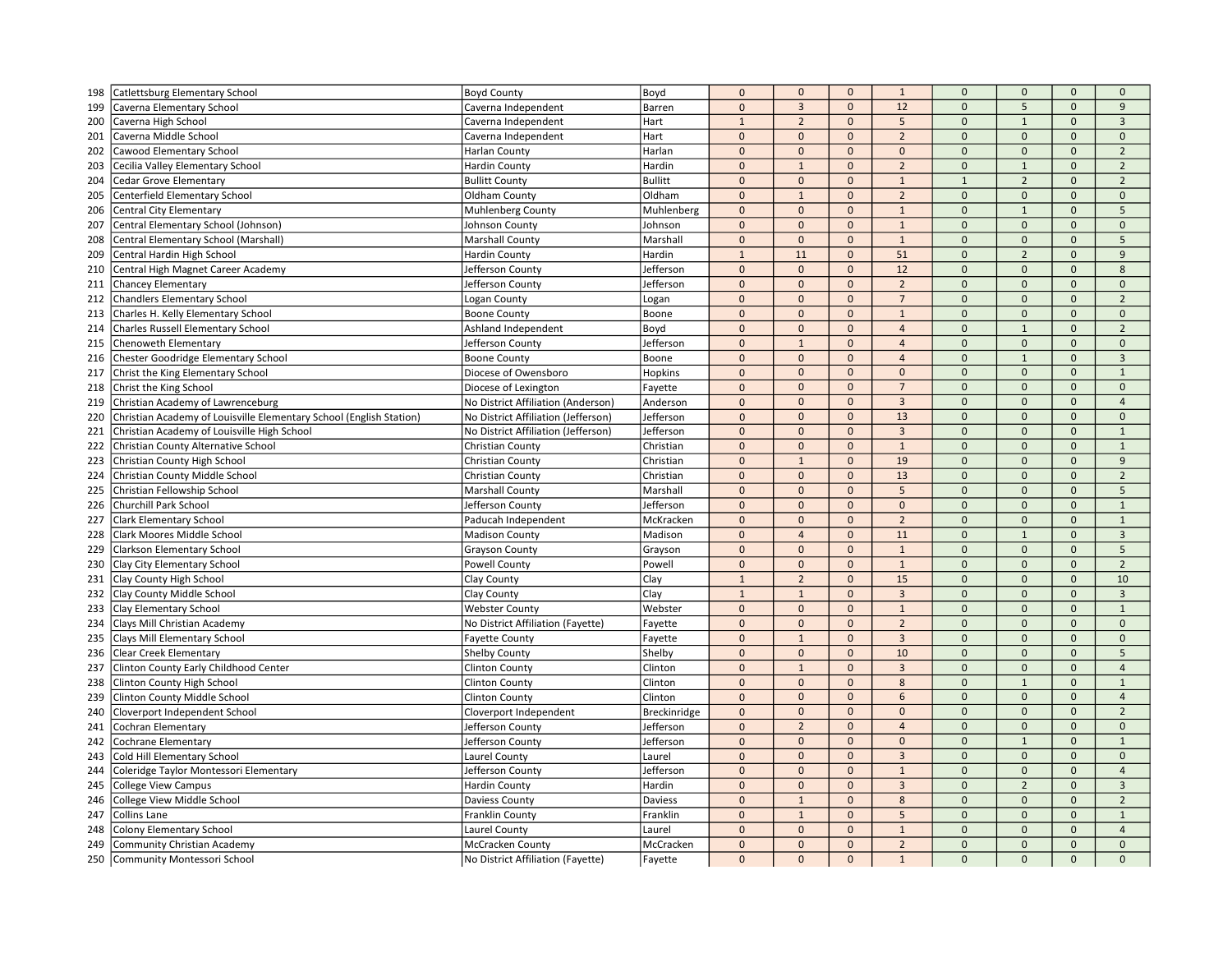| | | | | | | | | | | | |
|---|---|---|---|---|---|---|---|---|---|---|---|
| 198 | Catlettsburg Elementary School | Boyd County | Boyd | 0 | 0 | 0 | 1 | 0 | 0 | 0 | 0 |
| 199 | Caverna Elementary School | Caverna Independent | Barren | 0 | 3 | 0 | 12 | 0 | 5 | 0 | 9 |
| 200 | Caverna High School | Caverna Independent | Hart | 1 | 2 | 0 | 5 | 0 | 1 | 0 | 3 |
| 201 | Caverna Middle School | Caverna Independent | Hart | 0 | 0 | 0 | 2 | 0 | 0 | 0 | 0 |
| 202 | Cawood Elementary School | Harlan County | Harlan | 0 | 0 | 0 | 0 | 0 | 0 | 0 | 2 |
| 203 | Cecilia Valley Elementary School | Hardin County | Hardin | 0 | 1 | 0 | 2 | 0 | 1 | 0 | 2 |
| 204 | Cedar Grove Elementary | Bullitt County | Bullitt | 0 | 0 | 0 | 1 | 1 | 2 | 0 | 2 |
| 205 | Centerfield Elementary School | Oldham County | Oldham | 0 | 1 | 0 | 2 | 0 | 0 | 0 | 0 |
| 206 | Central City Elementary | Muhlenberg County | Muhlenberg | 0 | 0 | 0 | 1 | 0 | 1 | 0 | 5 |
| 207 | Central Elementary School (Johnson) | Johnson County | Johnson | 0 | 0 | 0 | 1 | 0 | 0 | 0 | 0 |
| 208 | Central Elementary School (Marshall) | Marshall County | Marshall | 0 | 0 | 0 | 1 | 0 | 0 | 0 | 5 |
| 209 | Central Hardin High School | Hardin County | Hardin | 1 | 11 | 0 | 51 | 0 | 2 | 0 | 9 |
| 210 | Central High Magnet Career Academy | Jefferson County | Jefferson | 0 | 0 | 0 | 12 | 0 | 0 | 0 | 8 |
| 211 | Chancey Elementary | Jefferson County | Jefferson | 0 | 0 | 0 | 2 | 0 | 0 | 0 | 0 |
| 212 | Chandlers Elementary School | Logan County | Logan | 0 | 0 | 0 | 7 | 0 | 0 | 0 | 2 |
| 213 | Charles H. Kelly Elementary School | Boone County | Boone | 0 | 0 | 0 | 1 | 0 | 0 | 0 | 0 |
| 214 | Charles Russell Elementary School | Ashland Independent | Boyd | 0 | 0 | 0 | 4 | 0 | 1 | 0 | 2 |
| 215 | Chenoweth Elementary | Jefferson County | Jefferson | 0 | 1 | 0 | 4 | 0 | 0 | 0 | 0 |
| 216 | Chester Goodridge Elementary School | Boone County | Boone | 0 | 0 | 0 | 4 | 0 | 1 | 0 | 3 |
| 217 | Christ the King Elementary School | Diocese of Owensboro | Hopkins | 0 | 0 | 0 | 0 | 0 | 0 | 0 | 1 |
| 218 | Christ the King School | Diocese of Lexington | Fayette | 0 | 0 | 0 | 7 | 0 | 0 | 0 | 0 |
| 219 | Christian Academy of Lawrenceburg | No District Affiliation (Anderson) | Anderson | 0 | 0 | 0 | 3 | 0 | 0 | 0 | 4 |
| 220 | Christian Academy of Louisville Elementary School (English Station) | No District Affiliation (Jefferson) | Jefferson | 0 | 0 | 0 | 13 | 0 | 0 | 0 | 0 |
| 221 | Christian Academy of Louisville High School | No District Affiliation (Jefferson) | Jefferson | 0 | 0 | 0 | 3 | 0 | 0 | 0 | 1 |
| 222 | Christian County Alternative School | Christian County | Christian | 0 | 0 | 0 | 1 | 0 | 0 | 0 | 1 |
| 223 | Christian County High School | Christian County | Christian | 0 | 1 | 0 | 19 | 0 | 0 | 0 | 9 |
| 224 | Christian County Middle School | Christian County | Christian | 0 | 0 | 0 | 13 | 0 | 0 | 0 | 2 |
| 225 | Christian Fellowship School | Marshall County | Marshall | 0 | 0 | 0 | 5 | 0 | 0 | 0 | 5 |
| 226 | Churchill Park School | Jefferson County | Jefferson | 0 | 0 | 0 | 0 | 0 | 0 | 0 | 1 |
| 227 | Clark Elementary School | Paducah Independent | McKracken | 0 | 0 | 0 | 2 | 0 | 0 | 0 | 1 |
| 228 | Clark Moores Middle School | Madison County | Madison | 0 | 4 | 0 | 11 | 0 | 1 | 0 | 3 |
| 229 | Clarkson Elementary School | Grayson County | Grayson | 0 | 0 | 0 | 1 | 0 | 0 | 0 | 5 |
| 230 | Clay City Elementary School | Powell County | Powell | 0 | 0 | 0 | 1 | 0 | 0 | 0 | 2 |
| 231 | Clay County High School | Clay County | Clay | 1 | 2 | 0 | 15 | 0 | 0 | 0 | 10 |
| 232 | Clay County Middle School | Clay County | Clay | 1 | 1 | 0 | 3 | 0 | 0 | 0 | 3 |
| 233 | Clay Elementary School | Webster County | Webster | 0 | 0 | 0 | 1 | 0 | 0 | 0 | 1 |
| 234 | Clays Mill Christian Academy | No District Affiliation (Fayette) | Fayette | 0 | 0 | 0 | 2 | 0 | 0 | 0 | 0 |
| 235 | Clays Mill Elementary School | Fayette County | Fayette | 0 | 1 | 0 | 3 | 0 | 0 | 0 | 0 |
| 236 | Clear Creek Elementary | Shelby County | Shelby | 0 | 0 | 0 | 10 | 0 | 0 | 0 | 5 |
| 237 | Clinton County Early Childhood Center | Clinton County | Clinton | 0 | 1 | 0 | 3 | 0 | 0 | 0 | 4 |
| 238 | Clinton County High School | Clinton County | Clinton | 0 | 0 | 0 | 8 | 0 | 1 | 0 | 1 |
| 239 | Clinton County Middle School | Clinton County | Clinton | 0 | 0 | 0 | 6 | 0 | 0 | 0 | 4 |
| 240 | Cloverport Independent School | Cloverport Independent | Breckinridge | 0 | 0 | 0 | 0 | 0 | 0 | 0 | 2 |
| 241 | Cochran Elementary | Jefferson County | Jefferson | 0 | 2 | 0 | 4 | 0 | 0 | 0 | 0 |
| 242 | Cochrane Elementary | Jefferson County | Jefferson | 0 | 0 | 0 | 0 | 0 | 1 | 0 | 1 |
| 243 | Cold Hill Elementary School | Laurel County | Laurel | 0 | 0 | 0 | 3 | 0 | 0 | 0 | 0 |
| 244 | Coleridge Taylor Montessori Elementary | Jefferson County | Jefferson | 0 | 0 | 0 | 1 | 0 | 0 | 0 | 4 |
| 245 | College View Campus | Hardin County | Hardin | 0 | 0 | 0 | 3 | 0 | 2 | 0 | 3 |
| 246 | College View Middle School | Daviess County | Daviess | 0 | 1 | 0 | 8 | 0 | 0 | 0 | 2 |
| 247 | Collins Lane | Franklin County | Franklin | 0 | 1 | 0 | 5 | 0 | 0 | 0 | 1 |
| 248 | Colony Elementary School | Laurel County | Laurel | 0 | 0 | 0 | 1 | 0 | 0 | 0 | 4 |
| 249 | Community Christian Academy | McCracken County | McCracken | 0 | 0 | 0 | 2 | 0 | 0 | 0 | 0 |
| 250 | Community Montessori School | No District Affiliation (Fayette) | Fayette | 0 | 0 | 0 | 1 | 0 | 0 | 0 | 0 |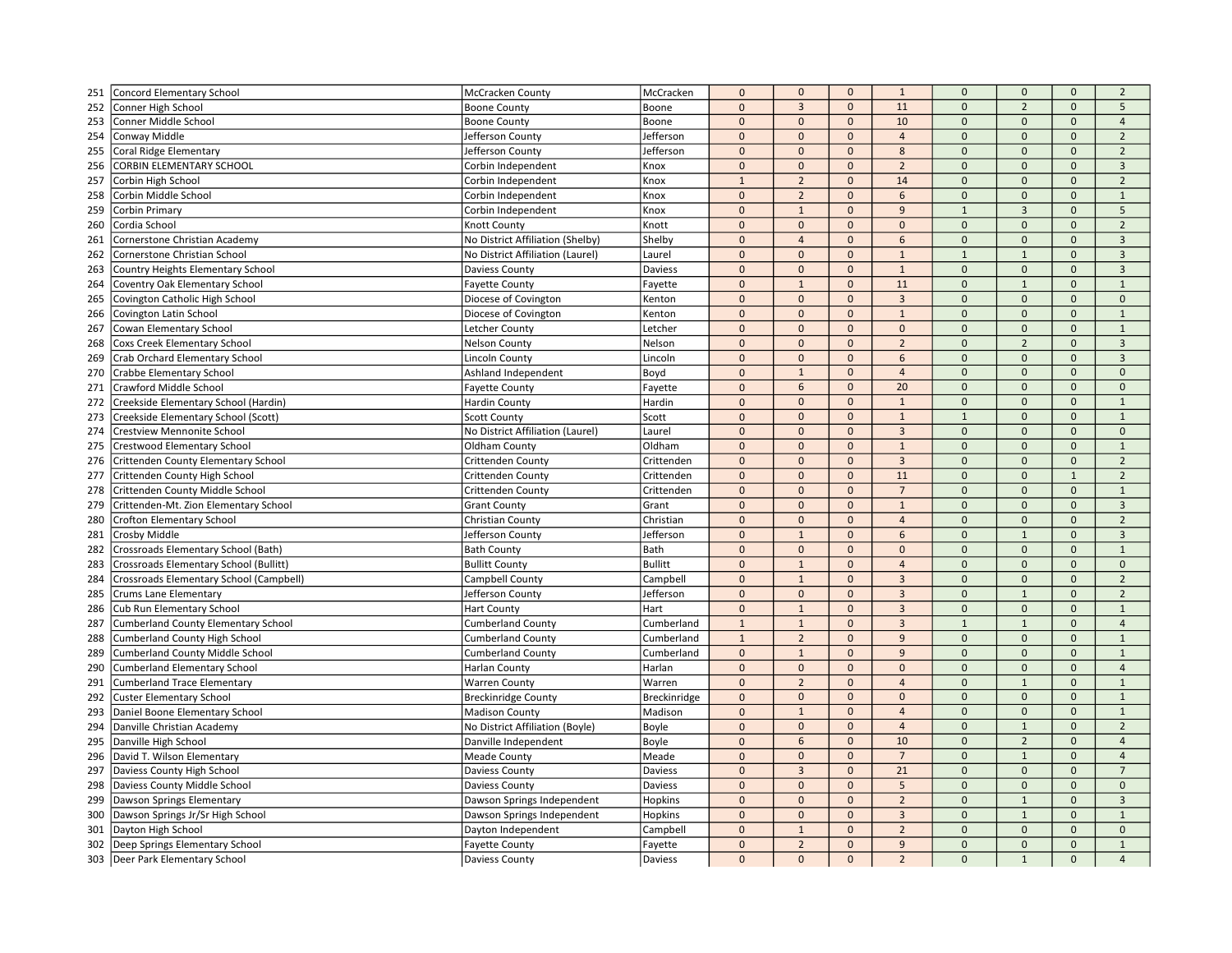| | | | | | | | | | | | |
|---|---|---|---|---|---|---|---|---|---|---|---|
| 251 | Concord Elementary School | McCracken County | McCracken | 0 | 0 | 0 | 1 | 0 | 0 | 0 | 2 |
| 252 | Conner High School | Boone County | Boone | 0 | 3 | 0 | 11 | 0 | 2 | 0 | 5 |
| 253 | Conner Middle School | Boone County | Boone | 0 | 0 | 0 | 10 | 0 | 0 | 0 | 4 |
| 254 | Conway Middle | Jefferson County | Jefferson | 0 | 0 | 0 | 4 | 0 | 0 | 0 | 2 |
| 255 | Coral Ridge Elementary | Jefferson County | Jefferson | 0 | 0 | 0 | 8 | 0 | 0 | 0 | 2 |
| 256 | CORBIN ELEMENTARY SCHOOL | Corbin Independent | Knox | 0 | 0 | 0 | 2 | 0 | 0 | 0 | 3 |
| 257 | Corbin High School | Corbin Independent | Knox | 1 | 2 | 0 | 14 | 0 | 0 | 0 | 2 |
| 258 | Corbin Middle School | Corbin Independent | Knox | 0 | 2 | 0 | 6 | 0 | 0 | 0 | 1 |
| 259 | Corbin Primary | Corbin Independent | Knox | 0 | 1 | 0 | 9 | 1 | 3 | 0 | 5 |
| 260 | Cordia School | Knott County | Knott | 0 | 0 | 0 | 0 | 0 | 0 | 0 | 2 |
| 261 | Cornerstone Christian Academy | No District Affiliation (Shelby) | Shelby | 0 | 4 | 0 | 6 | 0 | 0 | 0 | 3 |
| 262 | Cornerstone Christian School | No District Affiliation (Laurel) | Laurel | 0 | 0 | 0 | 1 | 1 | 1 | 0 | 3 |
| 263 | Country Heights Elementary School | Daviess County | Daviess | 0 | 0 | 0 | 1 | 0 | 0 | 0 | 3 |
| 264 | Coventry Oak Elementary School | Fayette County | Fayette | 0 | 1 | 0 | 11 | 0 | 1 | 0 | 1 |
| 265 | Covington Catholic High School | Diocese of Covington | Kenton | 0 | 0 | 0 | 3 | 0 | 0 | 0 | 0 |
| 266 | Covington Latin School | Diocese of Covington | Kenton | 0 | 0 | 0 | 1 | 0 | 0 | 0 | 1 |
| 267 | Cowan Elementary School | Letcher County | Letcher | 0 | 0 | 0 | 0 | 0 | 0 | 0 | 1 |
| 268 | Coxs Creek Elementary School | Nelson County | Nelson | 0 | 0 | 0 | 2 | 0 | 2 | 0 | 3 |
| 269 | Crab Orchard Elementary School | Lincoln County | Lincoln | 0 | 0 | 0 | 6 | 0 | 0 | 0 | 3 |
| 270 | Crabbe Elementary School | Ashland Independent | Boyd | 0 | 1 | 0 | 4 | 0 | 0 | 0 | 0 |
| 271 | Crawford Middle School | Fayette County | Fayette | 0 | 6 | 0 | 20 | 0 | 0 | 0 | 0 |
| 272 | Creekside Elementary School (Hardin) | Hardin County | Hardin | 0 | 0 | 0 | 1 | 0 | 0 | 0 | 1 |
| 273 | Creekside Elementary School (Scott) | Scott County | Scott | 0 | 0 | 0 | 1 | 1 | 0 | 0 | 1 |
| 274 | Crestview Mennonite School | No District Affiliation (Laurel) | Laurel | 0 | 0 | 0 | 3 | 0 | 0 | 0 | 0 |
| 275 | Crestwood Elementary School | Oldham County | Oldham | 0 | 0 | 0 | 1 | 0 | 0 | 0 | 1 |
| 276 | Crittenden County Elementary School | Crittenden County | Crittenden | 0 | 0 | 0 | 3 | 0 | 0 | 0 | 2 |
| 277 | Crittenden County High School | Crittenden County | Crittenden | 0 | 0 | 0 | 11 | 0 | 0 | 1 | 2 |
| 278 | Crittenden County Middle School | Crittenden County | Crittenden | 0 | 0 | 0 | 7 | 0 | 0 | 0 | 1 |
| 279 | Crittenden-Mt. Zion Elementary School | Grant County | Grant | 0 | 0 | 0 | 1 | 0 | 0 | 0 | 3 |
| 280 | Crofton Elementary School | Christian County | Christian | 0 | 0 | 0 | 4 | 0 | 0 | 0 | 2 |
| 281 | Crosby Middle | Jefferson County | Jefferson | 0 | 1 | 0 | 6 | 0 | 1 | 0 | 3 |
| 282 | Crossroads Elementary School (Bath) | Bath County | Bath | 0 | 0 | 0 | 0 | 0 | 0 | 0 | 1 |
| 283 | Crossroads Elementary School (Bullitt) | Bullitt County | Bullitt | 0 | 1 | 0 | 4 | 0 | 0 | 0 | 0 |
| 284 | Crossroads Elementary School (Campbell) | Campbell County | Campbell | 0 | 1 | 0 | 3 | 0 | 0 | 0 | 2 |
| 285 | Crums Lane Elementary | Jefferson County | Jefferson | 0 | 0 | 0 | 3 | 0 | 1 | 0 | 2 |
| 286 | Cub Run Elementary School | Hart County | Hart | 0 | 1 | 0 | 3 | 0 | 0 | 0 | 1 |
| 287 | Cumberland County Elementary School | Cumberland County | Cumberland | 1 | 1 | 0 | 3 | 1 | 1 | 0 | 4 |
| 288 | Cumberland County High School | Cumberland County | Cumberland | 1 | 2 | 0 | 9 | 0 | 0 | 0 | 1 |
| 289 | Cumberland County Middle School | Cumberland County | Cumberland | 0 | 1 | 0 | 9 | 0 | 0 | 0 | 1 |
| 290 | Cumberland Elementary School | Harlan County | Harlan | 0 | 0 | 0 | 0 | 0 | 0 | 0 | 4 |
| 291 | Cumberland Trace Elementary | Warren County | Warren | 0 | 2 | 0 | 4 | 0 | 1 | 0 | 1 |
| 292 | Custer Elementary School | Breckinridge County | Breckinridge | 0 | 0 | 0 | 0 | 0 | 0 | 0 | 1 |
| 293 | Daniel Boone Elementary School | Madison County | Madison | 0 | 1 | 0 | 4 | 0 | 0 | 0 | 1 |
| 294 | Danville Christian Academy | No District Affiliation (Boyle) | Boyle | 0 | 0 | 0 | 4 | 0 | 1 | 0 | 2 |
| 295 | Danville High School | Danville Independent | Boyle | 0 | 6 | 0 | 10 | 0 | 2 | 0 | 4 |
| 296 | David T. Wilson Elementary | Meade County | Meade | 0 | 0 | 0 | 7 | 0 | 1 | 0 | 4 |
| 297 | Daviess County High School | Daviess County | Daviess | 0 | 3 | 0 | 21 | 0 | 0 | 0 | 7 |
| 298 | Daviess County Middle School | Daviess County | Daviess | 0 | 0 | 0 | 5 | 0 | 0 | 0 | 0 |
| 299 | Dawson Springs Elementary | Dawson Springs Independent | Hopkins | 0 | 0 | 0 | 2 | 0 | 1 | 0 | 3 |
| 300 | Dawson Springs Jr/Sr High School | Dawson Springs Independent | Hopkins | 0 | 0 | 0 | 3 | 0 | 1 | 0 | 1 |
| 301 | Dayton High School | Dayton Independent | Campbell | 0 | 1 | 0 | 2 | 0 | 0 | 0 | 0 |
| 302 | Deep Springs Elementary School | Fayette County | Fayette | 0 | 2 | 0 | 9 | 0 | 0 | 0 | 1 |
| 303 | Deer Park Elementary School | Daviess County | Daviess | 0 | 0 | 0 | 2 | 0 | 1 | 0 | 4 |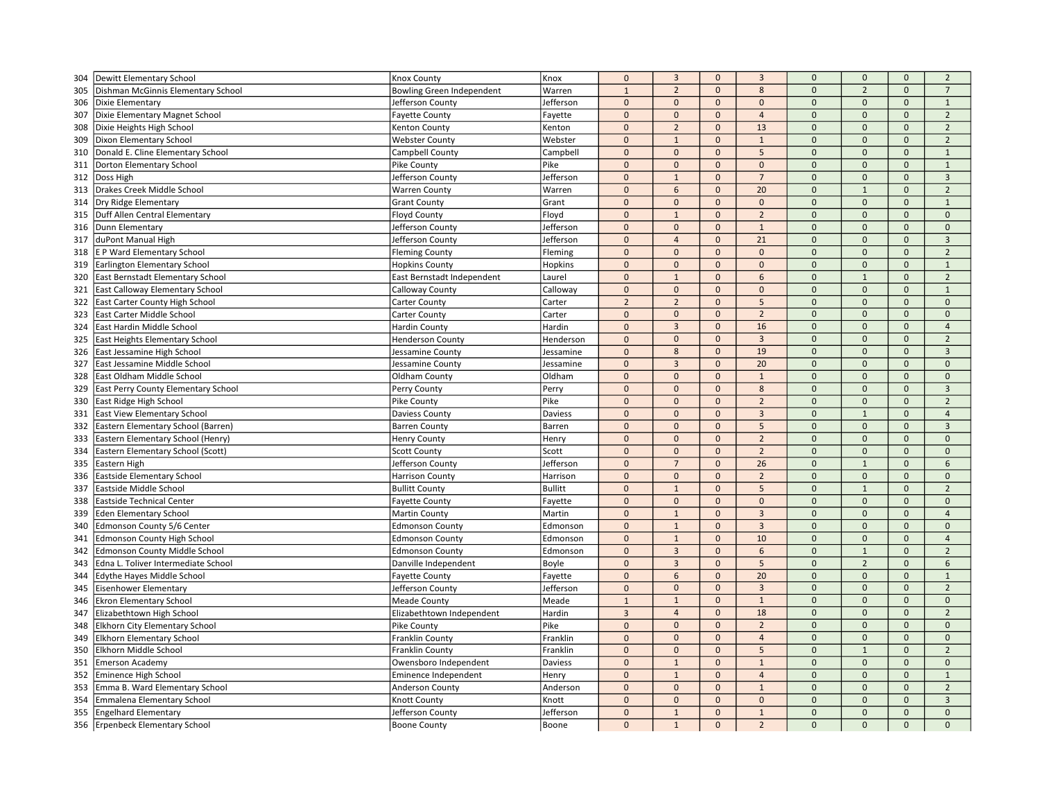| 304 | Dewitt Elementary School | Knox County | Knox | 0 | 3 | 0 | 3 | 0 | 0 | 0 | 2 |
|---|---|---|---|---|---|---|---|---|---|---|---|
| 305 | Dishman McGinnis Elementary School | Bowling Green Independent | Warren | 1 | 2 | 0 | 8 | 0 | 2 | 0 | 7 |
| 306 | Dixie Elementary | Jefferson County | Jefferson | 0 | 0 | 0 | 0 | 0 | 0 | 0 | 1 |
| 307 | Dixie Elementary Magnet School | Fayette County | Fayette | 0 | 0 | 0 | 4 | 0 | 0 | 0 | 2 |
| 308 | Dixie Heights High School | Kenton County | Kenton | 0 | 2 | 0 | 13 | 0 | 0 | 0 | 2 |
| 309 | Dixon Elementary School | Webster County | Webster | 0 | 1 | 0 | 1 | 0 | 0 | 0 | 2 |
| 310 | Donald E. Cline Elementary School | Campbell County | Campbell | 0 | 0 | 0 | 5 | 0 | 0 | 0 | 1 |
| 311 | Dorton Elementary School | Pike County | Pike | 0 | 0 | 0 | 0 | 0 | 0 | 0 | 1 |
| 312 | Doss High | Jefferson County | Jefferson | 0 | 1 | 0 | 7 | 0 | 0 | 0 | 3 |
| 313 | Drakes Creek Middle School | Warren County | Warren | 0 | 6 | 0 | 20 | 0 | 1 | 0 | 2 |
| 314 | Dry Ridge Elementary | Grant County | Grant | 0 | 0 | 0 | 0 | 0 | 0 | 0 | 1 |
| 315 | Duff Allen Central Elementary | Floyd County | Floyd | 0 | 1 | 0 | 2 | 0 | 0 | 0 | 0 |
| 316 | Dunn Elementary | Jefferson County | Jefferson | 0 | 0 | 0 | 1 | 0 | 0 | 0 | 0 |
| 317 | duPont Manual High | Jefferson County | Jefferson | 0 | 4 | 0 | 21 | 0 | 0 | 0 | 3 |
| 318 | E P Ward Elementary School | Fleming County | Fleming | 0 | 0 | 0 | 0 | 0 | 0 | 0 | 2 |
| 319 | Earlington Elementary School | Hopkins County | Hopkins | 0 | 0 | 0 | 0 | 0 | 0 | 0 | 1 |
| 320 | East Bernstadt Elementary School | East Bernstadt Independent | Laurel | 0 | 1 | 0 | 6 | 0 | 1 | 0 | 2 |
| 321 | East Calloway Elementary School | Calloway County | Calloway | 0 | 0 | 0 | 0 | 0 | 0 | 0 | 1 |
| 322 | East Carter County High School | Carter County | Carter | 2 | 2 | 0 | 5 | 0 | 0 | 0 | 0 |
| 323 | East Carter Middle School | Carter County | Carter | 0 | 0 | 0 | 2 | 0 | 0 | 0 | 0 |
| 324 | East Hardin Middle School | Hardin County | Hardin | 0 | 3 | 0 | 16 | 0 | 0 | 0 | 4 |
| 325 | East Heights Elementary School | Henderson County | Henderson | 0 | 0 | 0 | 3 | 0 | 0 | 0 | 2 |
| 326 | East Jessamine High School | Jessamine County | Jessamine | 0 | 8 | 0 | 19 | 0 | 0 | 0 | 3 |
| 327 | East Jessamine Middle School | Jessamine County | Jessamine | 0 | 3 | 0 | 20 | 0 | 0 | 0 | 0 |
| 328 | East Oldham Middle School | Oldham County | Oldham | 0 | 0 | 0 | 1 | 0 | 0 | 0 | 0 |
| 329 | East Perry County Elementary School | Perry County | Perry | 0 | 0 | 0 | 8 | 0 | 0 | 0 | 3 |
| 330 | East Ridge High School | Pike County | Pike | 0 | 0 | 0 | 2 | 0 | 0 | 0 | 2 |
| 331 | East View Elementary School | Daviess County | Daviess | 0 | 0 | 0 | 3 | 0 | 1 | 0 | 4 |
| 332 | Eastern Elementary School (Barren) | Barren County | Barren | 0 | 0 | 0 | 5 | 0 | 0 | 0 | 3 |
| 333 | Eastern Elementary School (Henry) | Henry County | Henry | 0 | 0 | 0 | 2 | 0 | 0 | 0 | 0 |
| 334 | Eastern Elementary School (Scott) | Scott County | Scott | 0 | 0 | 0 | 2 | 0 | 0 | 0 | 0 |
| 335 | Eastern High | Jefferson County | Jefferson | 0 | 7 | 0 | 26 | 0 | 1 | 0 | 6 |
| 336 | Eastside Elementary School | Harrison County | Harrison | 0 | 0 | 0 | 2 | 0 | 0 | 0 | 0 |
| 337 | Eastside Middle School | Bullitt County | Bullitt | 0 | 1 | 0 | 5 | 0 | 1 | 0 | 2 |
| 338 | Eastside Technical Center | Fayette County | Fayette | 0 | 0 | 0 | 0 | 0 | 0 | 0 | 0 |
| 339 | Eden Elementary School | Martin County | Martin | 0 | 1 | 0 | 3 | 0 | 0 | 0 | 4 |
| 340 | Edmonson County 5/6 Center | Edmonson County | Edmonson | 0 | 1 | 0 | 3 | 0 | 0 | 0 | 0 |
| 341 | Edmonson County High School | Edmonson County | Edmonson | 0 | 1 | 0 | 10 | 0 | 0 | 0 | 4 |
| 342 | Edmonson County Middle School | Edmonson County | Edmonson | 0 | 3 | 0 | 6 | 0 | 1 | 0 | 2 |
| 343 | Edna L. Toliver Intermediate School | Danville Independent | Boyle | 0 | 3 | 0 | 5 | 0 | 2 | 0 | 6 |
| 344 | Edythe Hayes Middle School | Fayette County | Fayette | 0 | 6 | 0 | 20 | 0 | 0 | 0 | 1 |
| 345 | Eisenhower Elementary | Jefferson County | Jefferson | 0 | 0 | 0 | 3 | 0 | 0 | 0 | 2 |
| 346 | Ekron Elementary School | Meade County | Meade | 1 | 1 | 0 | 1 | 0 | 0 | 0 | 0 |
| 347 | Elizabethtown High School | Elizabethtown Independent | Hardin | 3 | 4 | 0 | 18 | 0 | 0 | 0 | 2 |
| 348 | Elkhorn City Elementary School | Pike County | Pike | 0 | 0 | 0 | 2 | 0 | 0 | 0 | 0 |
| 349 | Elkhorn Elementary School | Franklin County | Franklin | 0 | 0 | 0 | 4 | 0 | 0 | 0 | 0 |
| 350 | Elkhorn Middle School | Franklin County | Franklin | 0 | 0 | 0 | 5 | 0 | 1 | 0 | 2 |
| 351 | Emerson Academy | Owensboro Independent | Daviess | 0 | 1 | 0 | 1 | 0 | 0 | 0 | 0 |
| 352 | Eminence High School | Eminence Independent | Henry | 0 | 1 | 0 | 4 | 0 | 0 | 0 | 1 |
| 353 | Emma B. Ward Elementary School | Anderson County | Anderson | 0 | 0 | 0 | 1 | 0 | 0 | 0 | 2 |
| 354 | Emmalena Elementary School | Knott County | Knott | 0 | 0 | 0 | 0 | 0 | 0 | 0 | 3 |
| 355 | Engelhard Elementary | Jefferson County | Jefferson | 0 | 1 | 0 | 1 | 0 | 0 | 0 | 0 |
| 356 | Erpenbeck Elementary School | Boone County | Boone | 0 | 1 | 0 | 2 | 0 | 0 | 0 | 0 |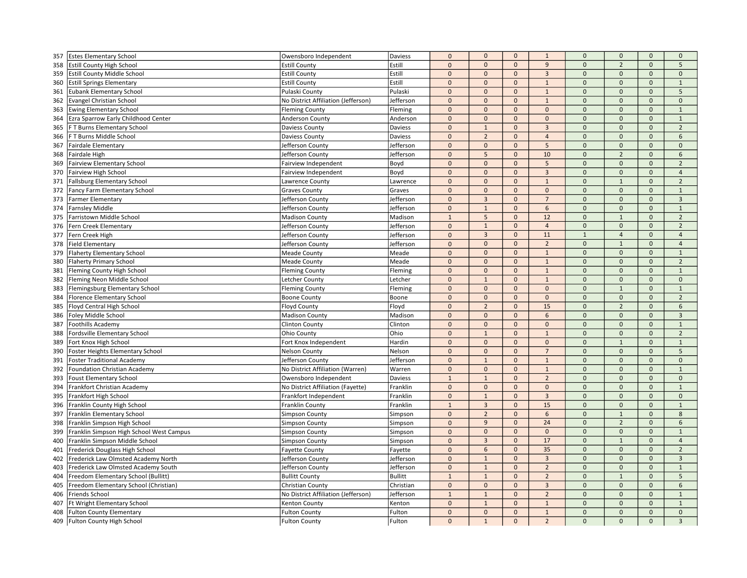| | | | | | | | | | | | |
|---|---|---|---|---|---|---|---|---|---|---|---|
| 357 | Estes Elementary School | Owensboro Independent | Daviess | 0 | 0 | 0 | 1 | 0 | 0 | 0 | 0 |
| 358 | Estill County High School | Estill County | Estill | 0 | 0 | 0 | 9 | 0 | 2 | 0 | 5 |
| 359 | Estill County Middle School | Estill County | Estill | 0 | 0 | 0 | 3 | 0 | 0 | 0 | 0 |
| 360 | Estill Springs Elementary | Estill County | Estill | 0 | 0 | 0 | 1 | 0 | 0 | 0 | 1 |
| 361 | Eubank Elementary School | Pulaski County | Pulaski | 0 | 0 | 0 | 1 | 0 | 0 | 0 | 5 |
| 362 | Evangel Christian School | No District Affiliation (Jefferson) | Jefferson | 0 | 0 | 0 | 1 | 0 | 0 | 0 | 0 |
| 363 | Ewing Elementary School | Fleming County | Fleming | 0 | 0 | 0 | 0 | 0 | 0 | 0 | 1 |
| 364 | Ezra Sparrow Early Childhood Center | Anderson County | Anderson | 0 | 0 | 0 | 0 | 0 | 0 | 0 | 1 |
| 365 | F T Burns Elementary School | Daviess County | Daviess | 0 | 1 | 0 | 3 | 0 | 0 | 0 | 2 |
| 366 | F T Burns Middle School | Daviess County | Daviess | 0 | 2 | 0 | 4 | 0 | 0 | 0 | 6 |
| 367 | Fairdale Elementary | Jefferson County | Jefferson | 0 | 0 | 0 | 5 | 0 | 0 | 0 | 0 |
| 368 | Fairdale High | Jefferson County | Jefferson | 0 | 5 | 0 | 10 | 0 | 2 | 0 | 6 |
| 369 | Fairview Elementary School | Fairview Independent | Boyd | 0 | 0 | 0 | 5 | 0 | 0 | 0 | 2 |
| 370 | Fairview High School | Fairview Independent | Boyd | 0 | 0 | 0 | 3 | 0 | 0 | 0 | 4 |
| 371 | Fallsburg Elementary School | Lawrence County | Lawrence | 0 | 0 | 0 | 1 | 0 | 1 | 0 | 2 |
| 372 | Fancy Farm Elementary School | Graves County | Graves | 0 | 0 | 0 | 0 | 0 | 0 | 0 | 1 |
| 373 | Farmer Elementary | Jefferson County | Jefferson | 0 | 3 | 0 | 7 | 0 | 0 | 0 | 3 |
| 374 | Farnsley Middle | Jefferson County | Jefferson | 0 | 1 | 0 | 6 | 0 | 0 | 0 | 1 |
| 375 | Farristown Middle School | Madison County | Madison | 1 | 5 | 0 | 12 | 0 | 1 | 0 | 2 |
| 376 | Fern Creek Elementary | Jefferson County | Jefferson | 0 | 1 | 0 | 4 | 0 | 0 | 0 | 2 |
| 377 | Fern Creek High | Jefferson County | Jefferson | 0 | 3 | 0 | 11 | 1 | 4 | 0 | 4 |
| 378 | Field Elementary | Jefferson County | Jefferson | 0 | 0 | 0 | 2 | 0 | 1 | 0 | 4 |
| 379 | Flaherty Elementary School | Meade County | Meade | 0 | 0 | 0 | 1 | 0 | 0 | 0 | 1 |
| 380 | Flaherty Primary School | Meade County | Meade | 0 | 0 | 0 | 1 | 0 | 0 | 0 | 2 |
| 381 | Fleming County High School | Fleming County | Fleming | 0 | 0 | 0 | 1 | 0 | 0 | 0 | 1 |
| 382 | Fleming Neon Middle School | Letcher County | Letcher | 0 | 1 | 0 | 1 | 0 | 0 | 0 | 0 |
| 383 | Flemingsburg Elementary School | Fleming County | Fleming | 0 | 0 | 0 | 0 | 0 | 1 | 0 | 1 |
| 384 | Florence Elementary School | Boone County | Boone | 0 | 0 | 0 | 0 | 0 | 0 | 0 | 2 |
| 385 | Floyd Central High School | Floyd County | Floyd | 0 | 2 | 0 | 15 | 0 | 2 | 0 | 6 |
| 386 | Foley Middle School | Madison County | Madison | 0 | 0 | 0 | 6 | 0 | 0 | 0 | 3 |
| 387 | Foothills Academy | Clinton County | Clinton | 0 | 0 | 0 | 0 | 0 | 0 | 0 | 1 |
| 388 | Fordsville Elementary School | Ohio County | Ohio | 0 | 1 | 0 | 1 | 0 | 0 | 0 | 2 |
| 389 | Fort Knox High School | Fort Knox Independent | Hardin | 0 | 0 | 0 | 0 | 0 | 1 | 0 | 1 |
| 390 | Foster Heights Elementary School | Nelson County | Nelson | 0 | 0 | 0 | 7 | 0 | 0 | 0 | 5 |
| 391 | Foster Traditional Academy | Jefferson County | Jefferson | 0 | 1 | 0 | 1 | 0 | 0 | 0 | 0 |
| 392 | Foundation Christian Academy | No District Affiliation (Warren) | Warren | 0 | 0 | 0 | 1 | 0 | 0 | 0 | 1 |
| 393 | Foust Elementary School | Owensboro Independent | Daviess | 1 | 1 | 0 | 2 | 0 | 0 | 0 | 0 |
| 394 | Frankfort Christian Academy | No District Affiliation (Fayette) | Franklin | 0 | 0 | 0 | 0 | 0 | 0 | 0 | 1 |
| 395 | Frankfort High School | Frankfort Independent | Franklin | 0 | 1 | 0 | 3 | 0 | 0 | 0 | 0 |
| 396 | Franklin County High School | Franklin County | Franklin | 1 | 3 | 0 | 15 | 0 | 0 | 0 | 1 |
| 397 | Franklin Elementary School | Simpson County | Simpson | 0 | 2 | 0 | 6 | 0 | 1 | 0 | 8 |
| 398 | Franklin Simpson High School | Simpson County | Simpson | 0 | 9 | 0 | 24 | 0 | 2 | 0 | 6 |
| 399 | Franklin Simpson High School West Campus | Simpson County | Simpson | 0 | 0 | 0 | 0 | 0 | 0 | 0 | 1 |
| 400 | Franklin Simpson Middle School | Simpson County | Simpson | 0 | 3 | 0 | 17 | 0 | 1 | 0 | 4 |
| 401 | Frederick Douglass High School | Fayette County | Fayette | 0 | 6 | 0 | 35 | 0 | 0 | 0 | 2 |
| 402 | Frederick Law Olmsted Academy North | Jefferson County | Jefferson | 0 | 1 | 0 | 3 | 0 | 0 | 0 | 3 |
| 403 | Frederick Law Olmsted Academy South | Jefferson County | Jefferson | 0 | 1 | 0 | 2 | 0 | 0 | 0 | 1 |
| 404 | Freedom Elementary School (Bullitt) | Bullitt County | Bullitt | 1 | 1 | 0 | 2 | 0 | 1 | 0 | 5 |
| 405 | Freedom Elementary School (Christian) | Christian County | Christian | 0 | 0 | 0 | 3 | 0 | 0 | 0 | 6 |
| 406 | Friends School | No District Affiliation (Jefferson) | Jefferson | 1 | 1 | 0 | 2 | 0 | 0 | 0 | 1 |
| 407 | Ft Wright Elementary School | Kenton County | Kenton | 0 | 1 | 0 | 1 | 0 | 0 | 0 | 1 |
| 408 | Fulton County Elementary | Fulton County | Fulton | 0 | 0 | 0 | 1 | 0 | 0 | 0 | 0 |
| 409 | Fulton County High School | Fulton County | Fulton | 0 | 1 | 0 | 2 | 0 | 0 | 0 | 3 |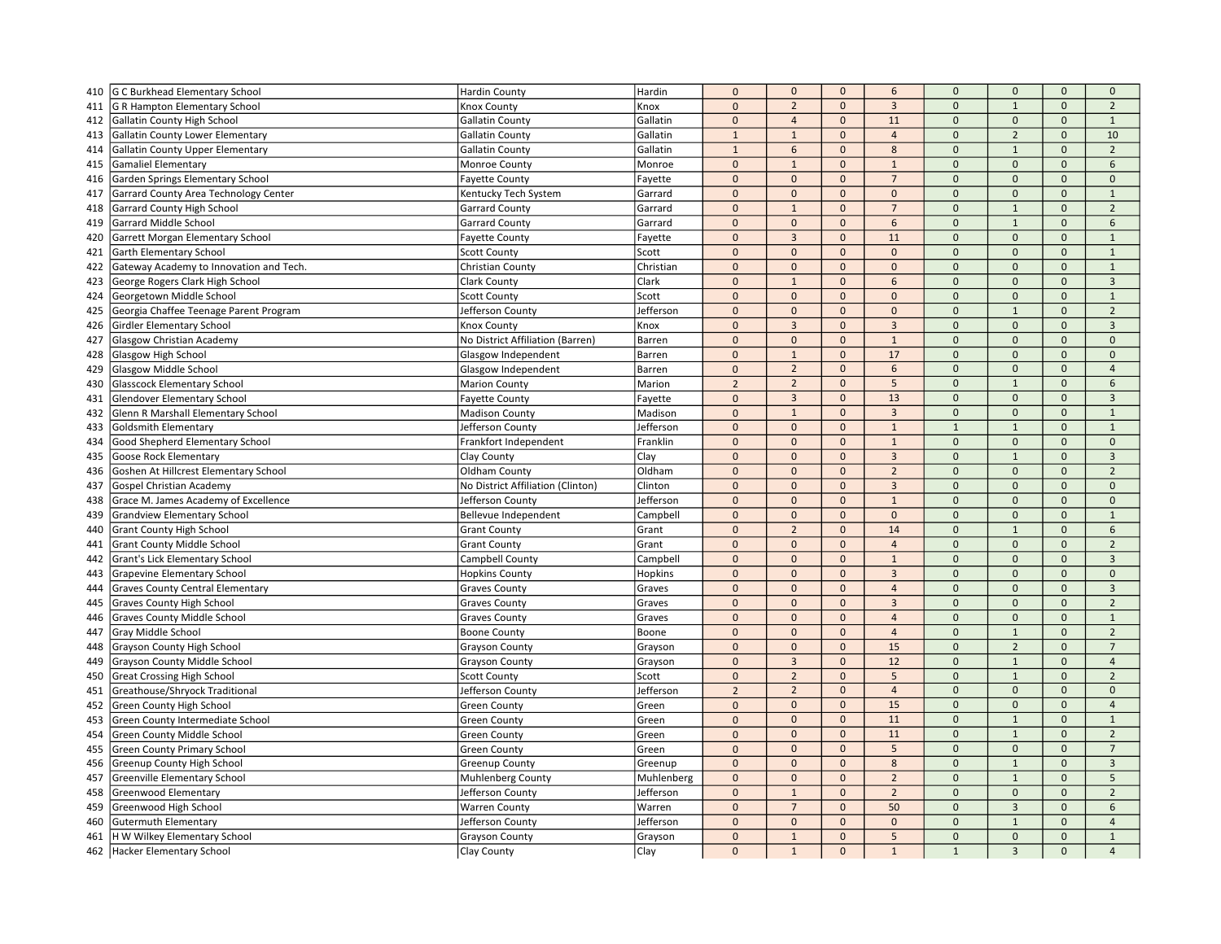| | | | | | | | | | | |
|---|---|---|---|---|---|---|---|---|---|---|
| 410 | G C Burkhead Elementary School | Hardin County | Hardin | 0 | 0 | 0 | 6 | 0 | 0 | 0 | 0 |
| 411 | G R Hampton Elementary School | Knox County | Knox | 0 | 2 | 0 | 3 | 0 | 1 | 0 | 2 |
| 412 | Gallatin County High School | Gallatin County | Gallatin | 0 | 4 | 0 | 11 | 0 | 0 | 0 | 1 |
| 413 | Gallatin County Lower Elementary | Gallatin County | Gallatin | 1 | 1 | 0 | 4 | 0 | 2 | 0 | 10 |
| 414 | Gallatin County Upper Elementary | Gallatin County | Gallatin | 1 | 6 | 0 | 8 | 0 | 1 | 0 | 2 |
| 415 | Gamaliel Elementary | Monroe County | Monroe | 0 | 1 | 0 | 1 | 0 | 0 | 0 | 6 |
| 416 | Garden Springs Elementary School | Fayette County | Fayette | 0 | 0 | 0 | 7 | 0 | 0 | 0 | 0 |
| 417 | Garrard County Area Technology Center | Kentucky Tech System | Garrard | 0 | 0 | 0 | 0 | 0 | 0 | 0 | 1 |
| 418 | Garrard County High School | Garrard County | Garrard | 0 | 1 | 0 | 7 | 0 | 1 | 0 | 2 |
| 419 | Garrard Middle School | Garrard County | Garrard | 0 | 0 | 0 | 6 | 0 | 1 | 0 | 6 |
| 420 | Garrett Morgan Elementary School | Fayette County | Fayette | 0 | 3 | 0 | 11 | 0 | 0 | 0 | 1 |
| 421 | Garth Elementary School | Scott County | Scott | 0 | 0 | 0 | 0 | 0 | 0 | 0 | 1 |
| 422 | Gateway Academy to Innovation and Tech. | Christian County | Christian | 0 | 0 | 0 | 0 | 0 | 0 | 0 | 1 |
| 423 | George Rogers Clark High School | Clark County | Clark | 0 | 1 | 0 | 6 | 0 | 0 | 0 | 3 |
| 424 | Georgetown Middle School | Scott County | Scott | 0 | 0 | 0 | 0 | 0 | 0 | 0 | 1 |
| 425 | Georgia Chaffee Teenage Parent Program | Jefferson County | Jefferson | 0 | 0 | 0 | 0 | 0 | 1 | 0 | 2 |
| 426 | Girdler Elementary School | Knox County | Knox | 0 | 3 | 0 | 3 | 0 | 0 | 0 | 3 |
| 427 | Glasgow Christian Academy | No District Affiliation (Barren) | Barren | 0 | 0 | 0 | 1 | 0 | 0 | 0 | 0 |
| 428 | Glasgow High School | Glasgow Independent | Barren | 0 | 1 | 0 | 17 | 0 | 0 | 0 | 0 |
| 429 | Glasgow Middle School | Glasgow Independent | Barren | 0 | 2 | 0 | 6 | 0 | 0 | 0 | 4 |
| 430 | Glasscock Elementary School | Marion County | Marion | 2 | 2 | 0 | 5 | 0 | 1 | 0 | 6 |
| 431 | Glendover Elementary School | Fayette County | Fayette | 0 | 3 | 0 | 13 | 0 | 0 | 0 | 3 |
| 432 | Glenn R Marshall Elementary School | Madison County | Madison | 0 | 1 | 0 | 3 | 0 | 0 | 0 | 1 |
| 433 | Goldsmith Elementary | Jefferson County | Jefferson | 0 | 0 | 0 | 1 | 1 | 1 | 0 | 1 |
| 434 | Good Shepherd Elementary School | Frankfort Independent | Franklin | 0 | 0 | 0 | 1 | 0 | 0 | 0 | 0 |
| 435 | Goose Rock Elementary | Clay County | Clay | 0 | 0 | 0 | 3 | 0 | 1 | 0 | 3 |
| 436 | Goshen At Hillcrest Elementary School | Oldham County | Oldham | 0 | 0 | 0 | 2 | 0 | 0 | 0 | 2 |
| 437 | Gospel Christian Academy | No District Affiliation (Clinton) | Clinton | 0 | 0 | 0 | 3 | 0 | 0 | 0 | 0 |
| 438 | Grace M. James Academy of Excellence | Jefferson County | Jefferson | 0 | 0 | 0 | 1 | 0 | 0 | 0 | 0 |
| 439 | Grandview Elementary School | Bellevue Independent | Campbell | 0 | 0 | 0 | 0 | 0 | 0 | 0 | 1 |
| 440 | Grant County High School | Grant County | Grant | 0 | 2 | 0 | 14 | 0 | 1 | 0 | 6 |
| 441 | Grant County Middle School | Grant County | Grant | 0 | 0 | 0 | 4 | 0 | 0 | 0 | 2 |
| 442 | Grant's Lick Elementary School | Campbell County | Campbell | 0 | 0 | 0 | 1 | 0 | 0 | 0 | 3 |
| 443 | Grapevine Elementary School | Hopkins County | Hopkins | 0 | 0 | 0 | 3 | 0 | 0 | 0 | 0 |
| 444 | Graves County Central Elementary | Graves County | Graves | 0 | 0 | 0 | 4 | 0 | 0 | 0 | 3 |
| 445 | Graves County High School | Graves County | Graves | 0 | 0 | 0 | 3 | 0 | 0 | 0 | 2 |
| 446 | Graves County Middle School | Graves County | Graves | 0 | 0 | 0 | 4 | 0 | 0 | 0 | 1 |
| 447 | Gray Middle School | Boone County | Boone | 0 | 0 | 0 | 4 | 0 | 1 | 0 | 2 |
| 448 | Grayson County High School | Grayson County | Grayson | 0 | 0 | 0 | 15 | 0 | 2 | 0 | 7 |
| 449 | Grayson County Middle School | Grayson County | Grayson | 0 | 3 | 0 | 12 | 0 | 1 | 0 | 4 |
| 450 | Great Crossing High School | Scott County | Scott | 0 | 2 | 0 | 5 | 0 | 1 | 0 | 2 |
| 451 | Greathouse/Shryock Traditional | Jefferson County | Jefferson | 2 | 2 | 0 | 4 | 0 | 0 | 0 | 0 |
| 452 | Green County High School | Green County | Green | 0 | 0 | 0 | 15 | 0 | 0 | 0 | 4 |
| 453 | Green County Intermediate School | Green County | Green | 0 | 0 | 0 | 11 | 0 | 1 | 0 | 1 |
| 454 | Green County Middle School | Green County | Green | 0 | 0 | 0 | 11 | 0 | 1 | 0 | 2 |
| 455 | Green County Primary School | Green County | Green | 0 | 0 | 0 | 5 | 0 | 0 | 0 | 7 |
| 456 | Greenup County High School | Greenup County | Greenup | 0 | 0 | 0 | 8 | 0 | 1 | 0 | 3 |
| 457 | Greenville Elementary School | Muhlenberg County | Muhlenberg | 0 | 0 | 0 | 2 | 0 | 1 | 0 | 5 |
| 458 | Greenwood Elementary | Jefferson County | Jefferson | 0 | 1 | 0 | 2 | 0 | 0 | 0 | 2 |
| 459 | Greenwood High School | Warren County | Warren | 0 | 7 | 0 | 50 | 0 | 3 | 0 | 6 |
| 460 | Gutermuth Elementary | Jefferson County | Jefferson | 0 | 0 | 0 | 0 | 0 | 1 | 0 | 4 |
| 461 | H W Wilkey Elementary School | Grayson County | Grayson | 0 | 1 | 0 | 5 | 0 | 0 | 0 | 1 |
| 462 | Hacker Elementary School | Clay County | Clay | 0 | 1 | 0 | 1 | 1 | 3 | 0 | 4 |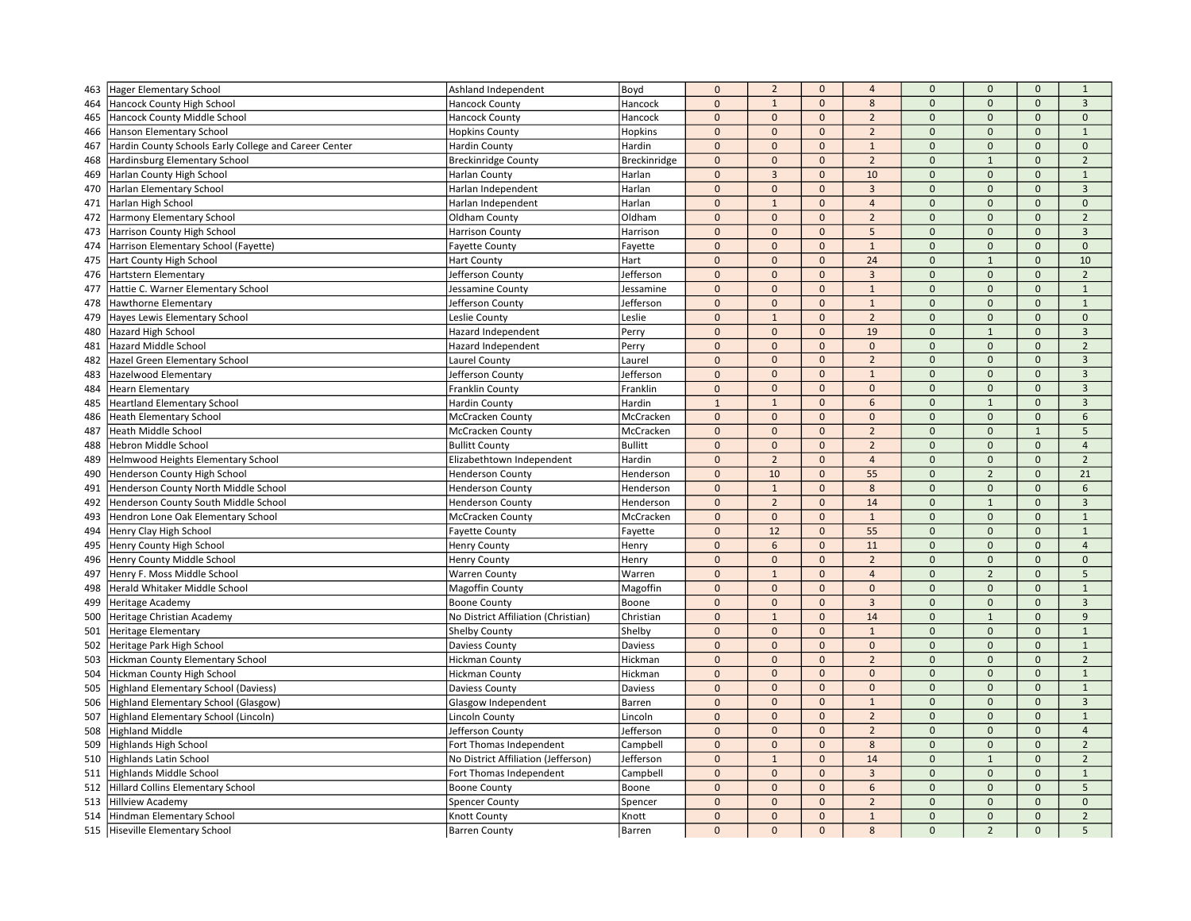| 463 | Hager Elementary School | Ashland Independent | Boyd | 0 | 2 | 0 | 4 | 0 | 0 | 0 | 1 |
|---|---|---|---|---|---|---|---|---|---|---|---|
| 464 | Hancock County High School | Hancock County | Hancock | 0 | 1 | 0 | 8 | 0 | 0 | 0 | 3 |
| 465 | Hancock County Middle School | Hancock County | Hancock | 0 | 0 | 0 | 2 | 0 | 0 | 0 | 0 |
| 466 | Hanson Elementary School | Hopkins County | Hopkins | 0 | 0 | 0 | 2 | 0 | 0 | 0 | 1 |
| 467 | Hardin County Schools Early College and Career Center | Hardin County | Hardin | 0 | 0 | 0 | 1 | 0 | 0 | 0 | 0 |
| 468 | Hardinsburg Elementary School | Breckinridge County | Breckinridge | 0 | 0 | 0 | 2 | 0 | 1 | 0 | 2 |
| 469 | Harlan County High School | Harlan County | Harlan | 0 | 3 | 0 | 10 | 0 | 0 | 0 | 1 |
| 470 | Harlan Elementary School | Harlan Independent | Harlan | 0 | 0 | 0 | 3 | 0 | 0 | 0 | 3 |
| 471 | Harlan High School | Harlan Independent | Harlan | 0 | 1 | 0 | 4 | 0 | 0 | 0 | 0 |
| 472 | Harmony Elementary School | Oldham County | Oldham | 0 | 0 | 0 | 2 | 0 | 0 | 0 | 2 |
| 473 | Harrison County High School | Harrison County | Harrison | 0 | 0 | 0 | 5 | 0 | 0 | 0 | 3 |
| 474 | Harrison Elementary School (Fayette) | Fayette County | Fayette | 0 | 0 | 0 | 1 | 0 | 0 | 0 | 0 |
| 475 | Hart County High School | Hart County | Hart | 0 | 0 | 0 | 24 | 0 | 1 | 0 | 10 |
| 476 | Hartstern Elementary | Jefferson County | Jefferson | 0 | 0 | 0 | 3 | 0 | 0 | 0 | 2 |
| 477 | Hattie C. Warner Elementary School | Jessamine County | Jessamine | 0 | 0 | 0 | 1 | 0 | 0 | 0 | 1 |
| 478 | Hawthorne Elementary | Jefferson County | Jefferson | 0 | 0 | 0 | 1 | 0 | 0 | 0 | 1 |
| 479 | Hayes Lewis Elementary School | Leslie County | Leslie | 0 | 1 | 0 | 2 | 0 | 0 | 0 | 0 |
| 480 | Hazard High School | Hazard Independent | Perry | 0 | 0 | 0 | 19 | 0 | 1 | 0 | 3 |
| 481 | Hazard Middle School | Hazard Independent | Perry | 0 | 0 | 0 | 0 | 0 | 0 | 0 | 2 |
| 482 | Hazel Green Elementary School | Laurel County | Laurel | 0 | 0 | 0 | 2 | 0 | 0 | 0 | 3 |
| 483 | Hazelwood Elementary | Jefferson County | Jefferson | 0 | 0 | 0 | 1 | 0 | 0 | 0 | 3 |
| 484 | Hearn Elementary | Franklin County | Franklin | 0 | 0 | 0 | 0 | 0 | 0 | 0 | 3 |
| 485 | Heartland Elementary School | Hardin County | Hardin | 1 | 1 | 0 | 6 | 0 | 1 | 0 | 3 |
| 486 | Heath Elementary School | McCracken County | McCracken | 0 | 0 | 0 | 0 | 0 | 0 | 0 | 6 |
| 487 | Heath Middle School | McCracken County | McCracken | 0 | 0 | 0 | 2 | 0 | 0 | 1 | 5 |
| 488 | Hebron Middle School | Bullitt County | Bullitt | 0 | 0 | 0 | 2 | 0 | 0 | 0 | 4 |
| 489 | Helmwood Heights Elementary School | Elizabethtown Independent | Hardin | 0 | 2 | 0 | 4 | 0 | 0 | 0 | 2 |
| 490 | Henderson County High School | Henderson County | Henderson | 0 | 10 | 0 | 55 | 0 | 2 | 0 | 21 |
| 491 | Henderson County North Middle School | Henderson County | Henderson | 0 | 1 | 0 | 8 | 0 | 0 | 0 | 6 |
| 492 | Henderson County South Middle School | Henderson County | Henderson | 0 | 2 | 0 | 14 | 0 | 1 | 0 | 3 |
| 493 | Hendron Lone Oak Elementary School | McCracken County | McCracken | 0 | 0 | 0 | 1 | 0 | 0 | 0 | 1 |
| 494 | Henry Clay High School | Fayette County | Fayette | 0 | 12 | 0 | 55 | 0 | 0 | 0 | 1 |
| 495 | Henry County High School | Henry County | Henry | 0 | 6 | 0 | 11 | 0 | 0 | 0 | 4 |
| 496 | Henry County Middle School | Henry County | Henry | 0 | 0 | 0 | 2 | 0 | 0 | 0 | 0 |
| 497 | Henry F. Moss Middle School | Warren County | Warren | 0 | 1 | 0 | 4 | 0 | 2 | 0 | 5 |
| 498 | Herald Whitaker Middle School | Magoffin County | Magoffin | 0 | 0 | 0 | 0 | 0 | 0 | 0 | 1 |
| 499 | Heritage Academy | Boone County | Boone | 0 | 0 | 0 | 3 | 0 | 0 | 0 | 3 |
| 500 | Heritage Christian Academy | No District Affiliation (Christian) | Christian | 0 | 1 | 0 | 14 | 0 | 1 | 0 | 9 |
| 501 | Heritage Elementary | Shelby County | Shelby | 0 | 0 | 0 | 1 | 0 | 0 | 0 | 1 |
| 502 | Heritage Park High School | Daviess County | Daviess | 0 | 0 | 0 | 0 | 0 | 0 | 0 | 1 |
| 503 | Hickman County Elementary School | Hickman County | Hickman | 0 | 0 | 0 | 2 | 0 | 0 | 0 | 2 |
| 504 | Hickman County High School | Hickman County | Hickman | 0 | 0 | 0 | 0 | 0 | 0 | 0 | 1 |
| 505 | Highland Elementary School (Daviess) | Daviess County | Daviess | 0 | 0 | 0 | 0 | 0 | 0 | 0 | 1 |
| 506 | Highland Elementary School (Glasgow) | Glasgow Independent | Barren | 0 | 0 | 0 | 1 | 0 | 0 | 0 | 3 |
| 507 | Highland Elementary School (Lincoln) | Lincoln County | Lincoln | 0 | 0 | 0 | 2 | 0 | 0 | 0 | 1 |
| 508 | Highland Middle | Jefferson County | Jefferson | 0 | 0 | 0 | 2 | 0 | 0 | 0 | 4 |
| 509 | Highlands High School | Fort Thomas Independent | Campbell | 0 | 0 | 0 | 8 | 0 | 0 | 0 | 2 |
| 510 | Highlands Latin School | No District Affiliation (Jefferson) | Jefferson | 0 | 1 | 0 | 14 | 0 | 1 | 0 | 2 |
| 511 | Highlands Middle School | Fort Thomas Independent | Campbell | 0 | 0 | 0 | 3 | 0 | 0 | 0 | 1 |
| 512 | Hillard Collins Elementary School | Boone County | Boone | 0 | 0 | 0 | 6 | 0 | 0 | 0 | 5 |
| 513 | Hillview Academy | Spencer County | Spencer | 0 | 0 | 0 | 2 | 0 | 0 | 0 | 0 |
| 514 | Hindman Elementary School | Knott County | Knott | 0 | 0 | 0 | 1 | 0 | 0 | 0 | 2 |
| 515 | Hiseville Elementary School | Barren County | Barren | 0 | 0 | 0 | 8 | 0 | 2 | 0 | 5 |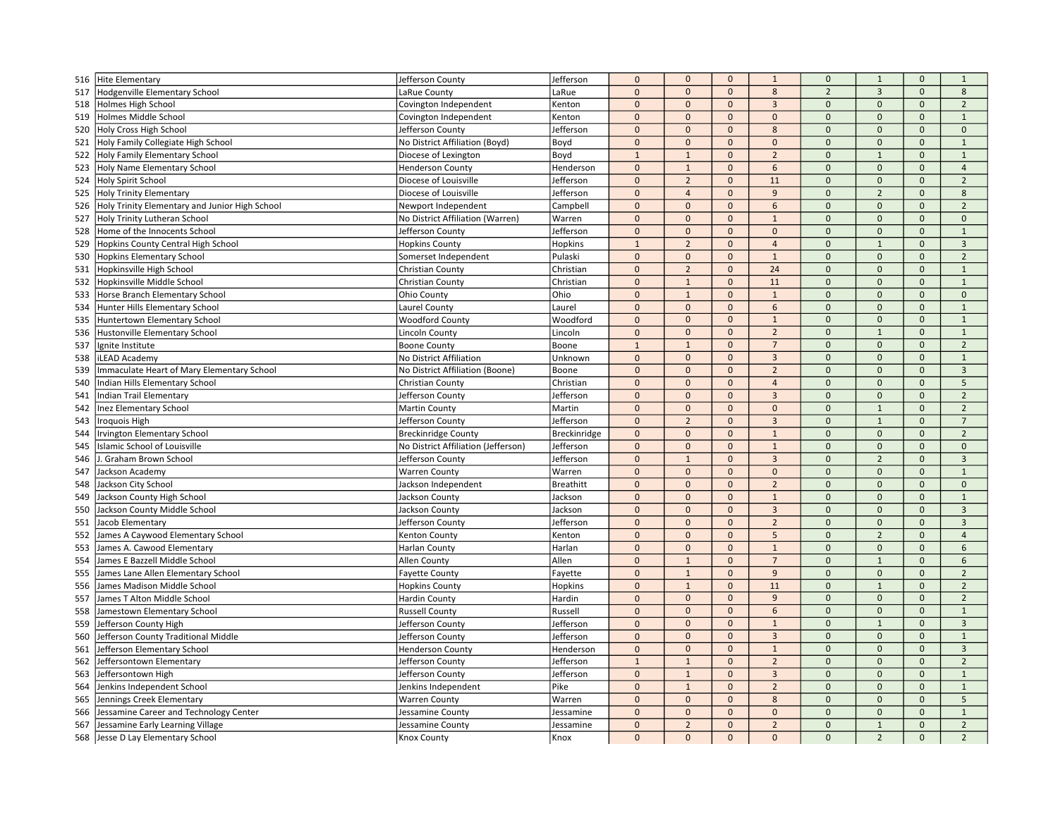| | | | | | | | | | | | |
|---|---|---|---|---|---|---|---|---|---|---|---|
| 516 | Hite Elementary | Jefferson County | Jefferson | 0 | 0 | 0 | 1 | 0 | 1 | 0 | 1 |
| 517 | Hodgenville Elementary School | LaRue County | LaRue | 0 | 0 | 0 | 8 | 2 | 3 | 0 | 8 |
| 518 | Holmes High School | Covington Independent | Kenton | 0 | 0 | 0 | 3 | 0 | 0 | 0 | 2 |
| 519 | Holmes Middle School | Covington Independent | Kenton | 0 | 0 | 0 | 0 | 0 | 0 | 0 | 1 |
| 520 | Holy Cross High School | Jefferson County | Jefferson | 0 | 0 | 0 | 8 | 0 | 0 | 0 | 0 |
| 521 | Holy Family Collegiate High School | No District Affiliation (Boyd) | Boyd | 0 | 0 | 0 | 0 | 0 | 0 | 0 | 1 |
| 522 | Holy Family Elementary School | Diocese of Lexington | Boyd | 1 | 1 | 0 | 2 | 0 | 1 | 0 | 1 |
| 523 | Holy Name Elementary School | Henderson County | Henderson | 0 | 1 | 0 | 6 | 0 | 0 | 0 | 4 |
| 524 | Holy Spirit School | Diocese of Louisville | Jefferson | 0 | 2 | 0 | 11 | 0 | 0 | 0 | 2 |
| 525 | Holy Trinity Elementary | Diocese of Louisville | Jefferson | 0 | 4 | 0 | 9 | 0 | 2 | 0 | 8 |
| 526 | Holy Trinity Elementary and Junior High School | Newport Independent | Campbell | 0 | 0 | 0 | 6 | 0 | 0 | 0 | 2 |
| 527 | Holy Trinity Lutheran School | No District Affiliation (Warren) | Warren | 0 | 0 | 0 | 1 | 0 | 0 | 0 | 0 |
| 528 | Home of the Innocents School | Jefferson County | Jefferson | 0 | 0 | 0 | 0 | 0 | 0 | 0 | 1 |
| 529 | Hopkins County Central High School | Hopkins County | Hopkins | 1 | 2 | 0 | 4 | 0 | 1 | 0 | 3 |
| 530 | Hopkins Elementary School | Somerset Independent | Pulaski | 0 | 0 | 0 | 1 | 0 | 0 | 0 | 2 |
| 531 | Hopkinsville High School | Christian County | Christian | 0 | 2 | 0 | 24 | 0 | 0 | 0 | 1 |
| 532 | Hopkinsville Middle School | Christian County | Christian | 0 | 1 | 0 | 11 | 0 | 0 | 0 | 1 |
| 533 | Horse Branch Elementary School | Ohio County | Ohio | 0 | 1 | 0 | 1 | 0 | 0 | 0 | 0 |
| 534 | Hunter Hills Elementary School | Laurel County | Laurel | 0 | 0 | 0 | 6 | 0 | 0 | 0 | 1 |
| 535 | Huntertown Elementary School | Woodford County | Woodford | 0 | 0 | 0 | 1 | 0 | 0 | 0 | 1 |
| 536 | Hustonville Elementary School | Lincoln County | Lincoln | 0 | 0 | 0 | 2 | 0 | 1 | 0 | 1 |
| 537 | Ignite Institute | Boone County | Boone | 1 | 1 | 0 | 7 | 0 | 0 | 0 | 2 |
| 538 | iLEAD Academy | No District Affiliation | Unknown | 0 | 0 | 0 | 3 | 0 | 0 | 0 | 1 |
| 539 | Immaculate Heart of Mary Elementary School | No District Affiliation (Boone) | Boone | 0 | 0 | 0 | 2 | 0 | 0 | 0 | 3 |
| 540 | Indian Hills Elementary School | Christian County | Christian | 0 | 0 | 0 | 4 | 0 | 0 | 0 | 5 |
| 541 | Indian Trail Elementary | Jefferson County | Jefferson | 0 | 0 | 0 | 3 | 0 | 0 | 0 | 2 |
| 542 | Inez Elementary School | Martin County | Martin | 0 | 0 | 0 | 0 | 0 | 1 | 0 | 2 |
| 543 | Iroquois High | Jefferson County | Jefferson | 0 | 2 | 0 | 3 | 0 | 1 | 0 | 7 |
| 544 | Irvington Elementary School | Breckinridge County | Breckinridge | 0 | 0 | 0 | 1 | 0 | 0 | 0 | 2 |
| 545 | Islamic School of Louisville | No District Affiliation (Jefferson) | Jefferson | 0 | 0 | 0 | 1 | 0 | 0 | 0 | 0 |
| 546 | J. Graham Brown School | Jefferson County | Jefferson | 0 | 1 | 0 | 3 | 0 | 2 | 0 | 3 |
| 547 | Jackson Academy | Warren County | Warren | 0 | 0 | 0 | 0 | 0 | 0 | 0 | 1 |
| 548 | Jackson City School | Jackson Independent | Breathitt | 0 | 0 | 0 | 2 | 0 | 0 | 0 | 0 |
| 549 | Jackson County High School | Jackson County | Jackson | 0 | 0 | 0 | 1 | 0 | 0 | 0 | 1 |
| 550 | Jackson County Middle School | Jackson County | Jackson | 0 | 0 | 0 | 3 | 0 | 0 | 0 | 3 |
| 551 | Jacob Elementary | Jefferson County | Jefferson | 0 | 0 | 0 | 2 | 0 | 0 | 0 | 3 |
| 552 | James A Caywood Elementary School | Kenton County | Kenton | 0 | 0 | 0 | 5 | 0 | 2 | 0 | 4 |
| 553 | James A. Cawood Elementary | Harlan County | Harlan | 0 | 0 | 0 | 1 | 0 | 0 | 0 | 6 |
| 554 | James E Bazzell Middle School | Allen County | Allen | 0 | 1 | 0 | 7 | 0 | 1 | 0 | 6 |
| 555 | James Lane Allen Elementary School | Fayette County | Fayette | 0 | 1 | 0 | 9 | 0 | 0 | 0 | 2 |
| 556 | James Madison Middle School | Hopkins County | Hopkins | 0 | 1 | 0 | 11 | 0 | 1 | 0 | 2 |
| 557 | James T Alton Middle School | Hardin County | Hardin | 0 | 0 | 0 | 9 | 0 | 0 | 0 | 2 |
| 558 | Jamestown Elementary School | Russell County | Russell | 0 | 0 | 0 | 6 | 0 | 0 | 0 | 1 |
| 559 | Jefferson County High | Jefferson County | Jefferson | 0 | 0 | 0 | 1 | 0 | 1 | 0 | 3 |
| 560 | Jefferson County Traditional Middle | Jefferson County | Jefferson | 0 | 0 | 0 | 3 | 0 | 0 | 0 | 1 |
| 561 | Jefferson Elementary School | Henderson County | Henderson | 0 | 0 | 0 | 1 | 0 | 0 | 0 | 3 |
| 562 | Jeffersontown Elementary | Jefferson County | Jefferson | 1 | 1 | 0 | 2 | 0 | 0 | 0 | 2 |
| 563 | Jeffersontown High | Jefferson County | Jefferson | 0 | 1 | 0 | 3 | 0 | 0 | 0 | 1 |
| 564 | Jenkins Independent School | Jenkins Independent | Pike | 0 | 1 | 0 | 2 | 0 | 0 | 0 | 1 |
| 565 | Jennings Creek Elementary | Warren County | Warren | 0 | 0 | 0 | 8 | 0 | 0 | 0 | 5 |
| 566 | Jessamine Career and Technology Center | Jessamine County | Jessamine | 0 | 0 | 0 | 0 | 0 | 0 | 0 | 1 |
| 567 | Jessamine Early Learning Village | Jessamine County | Jessamine | 0 | 2 | 0 | 2 | 0 | 1 | 0 | 2 |
| 568 | Jesse D Lay Elementary School | Knox County | Knox | 0 | 0 | 0 | 0 | 0 | 2 | 0 | 2 |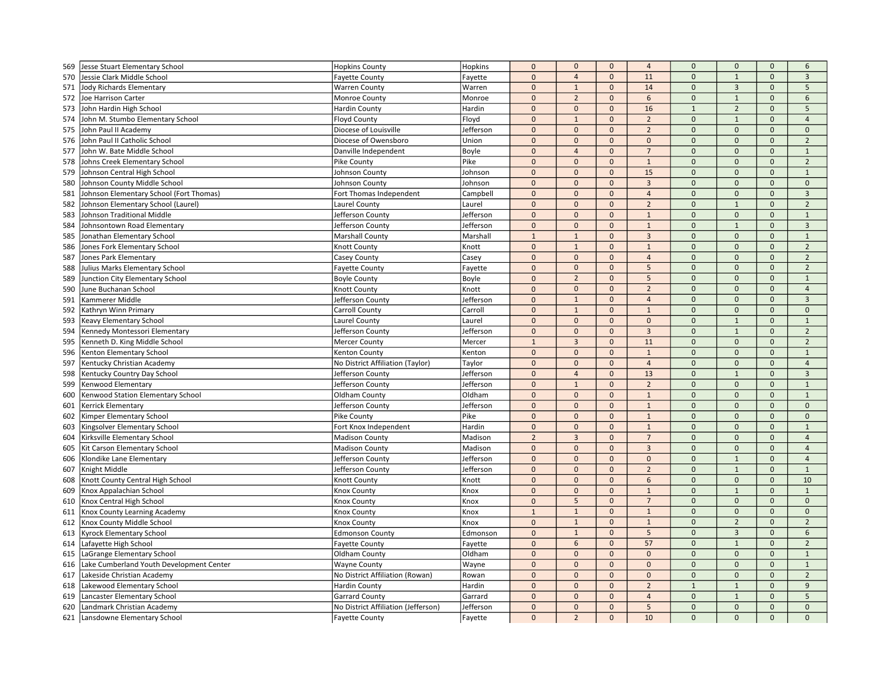| | | | | | | | | | | |
|---|---|---|---|---|---|---|---|---|---|---|
| 569 | Jesse Stuart Elementary School | Hopkins County | Hopkins | 0 | 0 | 0 | 4 | 0 | 0 | 0 | 6 |
| 570 | Jessie Clark Middle School | Fayette County | Fayette | 0 | 4 | 0 | 11 | 0 | 1 | 0 | 3 |
| 571 | Jody Richards Elementary | Warren County | Warren | 0 | 1 | 0 | 14 | 0 | 3 | 0 | 5 |
| 572 | Joe Harrison Carter | Monroe County | Monroe | 0 | 2 | 0 | 6 | 0 | 1 | 0 | 6 |
| 573 | John Hardin High School | Hardin County | Hardin | 0 | 0 | 0 | 16 | 1 | 2 | 0 | 5 |
| 574 | John M. Stumbo Elementary School | Floyd County | Floyd | 0 | 1 | 0 | 2 | 0 | 1 | 0 | 4 |
| 575 | John Paul II Academy | Diocese of Louisville | Jefferson | 0 | 0 | 0 | 2 | 0 | 0 | 0 | 0 |
| 576 | John Paul II Catholic School | Diocese of Owensboro | Union | 0 | 0 | 0 | 0 | 0 | 0 | 0 | 2 |
| 577 | John W. Bate Middle School | Danville Independent | Boyle | 0 | 4 | 0 | 7 | 0 | 0 | 0 | 1 |
| 578 | Johns Creek Elementary School | Pike County | Pike | 0 | 0 | 0 | 1 | 0 | 0 | 0 | 2 |
| 579 | Johnson Central High School | Johnson County | Johnson | 0 | 0 | 0 | 15 | 0 | 0 | 0 | 1 |
| 580 | Johnson County Middle School | Johnson County | Johnson | 0 | 0 | 0 | 3 | 0 | 0 | 0 | 0 |
| 581 | Johnson Elementary School (Fort Thomas) | Fort Thomas Independent | Campbell | 0 | 0 | 0 | 4 | 0 | 0 | 0 | 3 |
| 582 | Johnson Elementary School (Laurel) | Laurel County | Laurel | 0 | 0 | 0 | 2 | 0 | 1 | 0 | 2 |
| 583 | Johnson Traditional Middle | Jefferson County | Jefferson | 0 | 0 | 0 | 1 | 0 | 0 | 0 | 1 |
| 584 | Johnsontown Road Elementary | Jefferson County | Jefferson | 0 | 0 | 0 | 1 | 0 | 1 | 0 | 3 |
| 585 | Jonathan Elementary School | Marshall County | Marshall | 1 | 1 | 0 | 3 | 0 | 0 | 0 | 1 |
| 586 | Jones Fork Elementary School | Knott County | Knott | 0 | 1 | 0 | 1 | 0 | 0 | 0 | 2 |
| 587 | Jones Park Elementary | Casey County | Casey | 0 | 0 | 0 | 4 | 0 | 0 | 0 | 2 |
| 588 | Julius Marks Elementary School | Fayette County | Fayette | 0 | 0 | 0 | 5 | 0 | 0 | 0 | 2 |
| 589 | Junction City Elementary School | Boyle County | Boyle | 0 | 2 | 0 | 5 | 0 | 0 | 0 | 1 |
| 590 | June Buchanan School | Knott County | Knott | 0 | 0 | 0 | 2 | 0 | 0 | 0 | 4 |
| 591 | Kammerer Middle | Jefferson County | Jefferson | 0 | 1 | 0 | 4 | 0 | 0 | 0 | 3 |
| 592 | Kathryn Winn Primary | Carroll County | Carroll | 0 | 1 | 0 | 1 | 0 | 0 | 0 | 0 |
| 593 | Keavy Elementary School | Laurel County | Laurel | 0 | 0 | 0 | 0 | 0 | 1 | 0 | 1 |
| 594 | Kennedy Montessori Elementary | Jefferson County | Jefferson | 0 | 0 | 0 | 3 | 0 | 1 | 0 | 2 |
| 595 | Kenneth D. King Middle School | Mercer County | Mercer | 1 | 3 | 0 | 11 | 0 | 0 | 0 | 2 |
| 596 | Kenton Elementary School | Kenton County | Kenton | 0 | 0 | 0 | 1 | 0 | 0 | 0 | 1 |
| 597 | Kentucky Christian Academy | No District Affiliation (Taylor) | Taylor | 0 | 0 | 0 | 4 | 0 | 0 | 0 | 4 |
| 598 | Kentucky Country Day School | Jefferson County | Jefferson | 0 | 4 | 0 | 13 | 0 | 1 | 0 | 3 |
| 599 | Kenwood Elementary | Jefferson County | Jefferson | 0 | 1 | 0 | 2 | 0 | 0 | 0 | 1 |
| 600 | Kenwood Station Elementary School | Oldham County | Oldham | 0 | 0 | 0 | 1 | 0 | 0 | 0 | 1 |
| 601 | Kerrick Elementary | Jefferson County | Jefferson | 0 | 0 | 0 | 1 | 0 | 0 | 0 | 0 |
| 602 | Kimper Elementary School | Pike County | Pike | 0 | 0 | 0 | 1 | 0 | 0 | 0 | 0 |
| 603 | Kingsolver Elementary School | Fort Knox Independent | Hardin | 0 | 0 | 0 | 1 | 0 | 0 | 0 | 1 |
| 604 | Kirksville Elementary School | Madison County | Madison | 2 | 3 | 0 | 7 | 0 | 0 | 0 | 4 |
| 605 | Kit Carson Elementary School | Madison County | Madison | 0 | 0 | 0 | 3 | 0 | 0 | 0 | 4 |
| 606 | Klondike Lane Elementary | Jefferson County | Jefferson | 0 | 0 | 0 | 0 | 0 | 1 | 0 | 4 |
| 607 | Knight Middle | Jefferson County | Jefferson | 0 | 0 | 0 | 2 | 0 | 1 | 0 | 1 |
| 608 | Knott County Central High School | Knott County | Knott | 0 | 0 | 0 | 6 | 0 | 0 | 0 | 10 |
| 609 | Knox Appalachian School | Knox County | Knox | 0 | 0 | 0 | 1 | 0 | 1 | 0 | 1 |
| 610 | Knox Central High School | Knox County | Knox | 0 | 5 | 0 | 7 | 0 | 0 | 0 | 0 |
| 611 | Knox County Learning Academy | Knox County | Knox | 1 | 1 | 0 | 1 | 0 | 0 | 0 | 0 |
| 612 | Knox County Middle School | Knox County | Knox | 0 | 1 | 0 | 1 | 0 | 2 | 0 | 2 |
| 613 | Kyrock Elementary School | Edmonson County | Edmonson | 0 | 1 | 0 | 5 | 0 | 3 | 0 | 6 |
| 614 | Lafayette High School | Fayette County | Fayette | 0 | 6 | 0 | 57 | 0 | 1 | 0 | 2 |
| 615 | LaGrange Elementary School | Oldham County | Oldham | 0 | 0 | 0 | 0 | 0 | 0 | 0 | 1 |
| 616 | Lake Cumberland Youth Development Center | Wayne County | Wayne | 0 | 0 | 0 | 0 | 0 | 0 | 0 | 1 |
| 617 | Lakeside Christian Academy | No District Affiliation (Rowan) | Rowan | 0 | 0 | 0 | 0 | 0 | 0 | 0 | 2 |
| 618 | Lakewood Elementary School | Hardin County | Hardin | 0 | 0 | 0 | 2 | 1 | 1 | 0 | 9 |
| 619 | Lancaster Elementary School | Garrard County | Garrard | 0 | 0 | 0 | 4 | 0 | 1 | 0 | 5 |
| 620 | Landmark Christian Academy | No District Affiliation (Jefferson) | Jefferson | 0 | 0 | 0 | 5 | 0 | 0 | 0 | 0 |
| 621 | Lansdowne Elementary School | Fayette County | Fayette | 0 | 2 | 0 | 10 | 0 | 0 | 0 | 0 |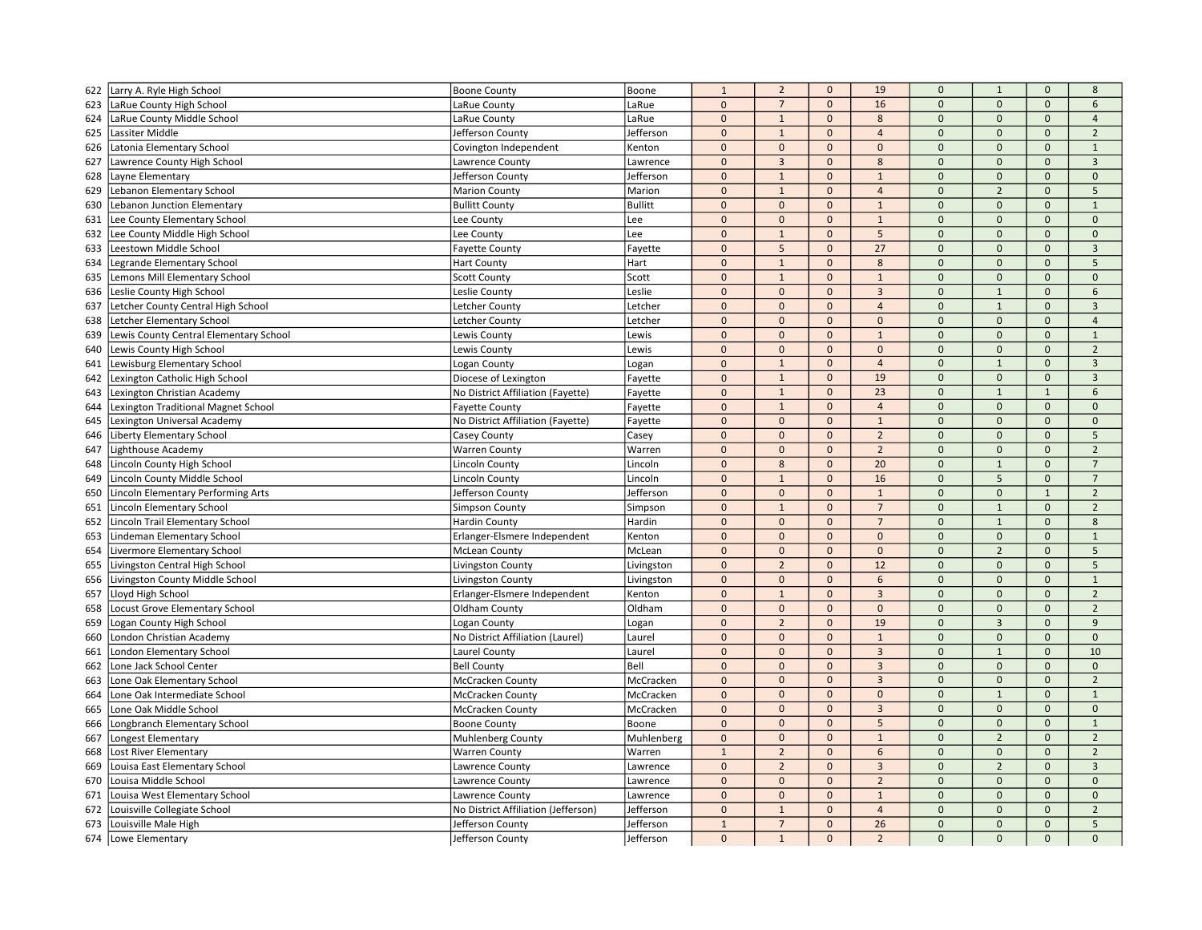| | | | | | | | | | | | |
|---|---|---|---|---|---|---|---|---|---|---|---|
| 622 | Larry A. Ryle High School | Boone County | Boone | 1 | 2 | 0 | 19 | 0 | 1 | 0 | 8 |
| 623 | LaRue County High School | LaRue County | LaRue | 0 | 7 | 0 | 16 | 0 | 0 | 0 | 6 |
| 624 | LaRue County Middle School | LaRue County | LaRue | 0 | 1 | 0 | 8 | 0 | 0 | 0 | 4 |
| 625 | Lassiter Middle | Jefferson County | Jefferson | 0 | 1 | 0 | 4 | 0 | 0 | 0 | 2 |
| 626 | Latonia Elementary School | Covington Independent | Kenton | 0 | 0 | 0 | 0 | 0 | 0 | 0 | 1 |
| 627 | Lawrence County High School | Lawrence County | Lawrence | 0 | 3 | 0 | 8 | 0 | 0 | 0 | 3 |
| 628 | Layne Elementary | Jefferson County | Jefferson | 0 | 1 | 0 | 1 | 0 | 0 | 0 | 0 |
| 629 | Lebanon Elementary School | Marion County | Marion | 0 | 1 | 0 | 4 | 0 | 2 | 0 | 5 |
| 630 | Lebanon Junction Elementary | Bullitt County | Bullitt | 0 | 0 | 0 | 1 | 0 | 0 | 0 | 1 |
| 631 | Lee County Elementary School | Lee County | Lee | 0 | 0 | 0 | 1 | 0 | 0 | 0 | 0 |
| 632 | Lee County Middle High School | Lee County | Lee | 0 | 1 | 0 | 5 | 0 | 0 | 0 | 0 |
| 633 | Leestown Middle School | Fayette County | Fayette | 0 | 5 | 0 | 27 | 0 | 0 | 0 | 3 |
| 634 | Legrande Elementary School | Hart County | Hart | 0 | 1 | 0 | 8 | 0 | 0 | 0 | 5 |
| 635 | Lemons Mill Elementary School | Scott County | Scott | 0 | 1 | 0 | 1 | 0 | 0 | 0 | 0 |
| 636 | Leslie County High School | Leslie County | Leslie | 0 | 0 | 0 | 3 | 0 | 1 | 0 | 6 |
| 637 | Letcher County Central High School | Letcher County | Letcher | 0 | 0 | 0 | 4 | 0 | 1 | 0 | 3 |
| 638 | Letcher Elementary School | Letcher County | Letcher | 0 | 0 | 0 | 0 | 0 | 0 | 0 | 4 |
| 639 | Lewis County Central Elementary School | Lewis County | Lewis | 0 | 0 | 0 | 1 | 0 | 0 | 0 | 1 |
| 640 | Lewis County High School | Lewis County | Lewis | 0 | 0 | 0 | 0 | 0 | 0 | 0 | 2 |
| 641 | Lewisburg Elementary School | Logan County | Logan | 0 | 1 | 0 | 4 | 0 | 1 | 0 | 3 |
| 642 | Lexington Catholic High School | Diocese of Lexington | Fayette | 0 | 1 | 0 | 19 | 0 | 0 | 0 | 3 |
| 643 | Lexington Christian Academy | No District Affiliation (Fayette) | Fayette | 0 | 1 | 0 | 23 | 0 | 1 | 1 | 6 |
| 644 | Lexington Traditional Magnet School | Fayette County | Fayette | 0 | 1 | 0 | 4 | 0 | 0 | 0 | 0 |
| 645 | Lexington Universal Academy | No District Affiliation (Fayette) | Fayette | 0 | 0 | 0 | 1 | 0 | 0 | 0 | 0 |
| 646 | Liberty Elementary School | Casey County | Casey | 0 | 0 | 0 | 2 | 0 | 0 | 0 | 5 |
| 647 | Lighthouse Academy | Warren County | Warren | 0 | 0 | 0 | 2 | 0 | 0 | 0 | 2 |
| 648 | Lincoln County High School | Lincoln County | Lincoln | 0 | 8 | 0 | 20 | 0 | 1 | 0 | 7 |
| 649 | Lincoln County Middle School | Lincoln County | Lincoln | 0 | 1 | 0 | 16 | 0 | 5 | 0 | 7 |
| 650 | Lincoln Elementary Performing Arts | Jefferson County | Jefferson | 0 | 0 | 0 | 1 | 0 | 0 | 1 | 2 |
| 651 | Lincoln Elementary School | Simpson County | Simpson | 0 | 1 | 0 | 7 | 0 | 1 | 0 | 2 |
| 652 | Lincoln Trail Elementary School | Hardin County | Hardin | 0 | 0 | 0 | 7 | 0 | 1 | 0 | 8 |
| 653 | Lindeman Elementary School | Erlanger-Elsmere Independent | Kenton | 0 | 0 | 0 | 0 | 0 | 0 | 0 | 1 |
| 654 | Livermore Elementary School | McLean County | McLean | 0 | 0 | 0 | 0 | 0 | 2 | 0 | 5 |
| 655 | Livingston Central High School | Livingston County | Livingston | 0 | 2 | 0 | 12 | 0 | 0 | 0 | 5 |
| 656 | Livingston County Middle School | Livingston County | Livingston | 0 | 0 | 0 | 6 | 0 | 0 | 0 | 1 |
| 657 | Lloyd High School | Erlanger-Elsmere Independent | Kenton | 0 | 1 | 0 | 3 | 0 | 0 | 0 | 2 |
| 658 | Locust Grove Elementary School | Oldham County | Oldham | 0 | 0 | 0 | 0 | 0 | 0 | 0 | 2 |
| 659 | Logan County High School | Logan County | Logan | 0 | 2 | 0 | 19 | 0 | 3 | 0 | 9 |
| 660 | London Christian Academy | No District Affiliation (Laurel) | Laurel | 0 | 0 | 0 | 1 | 0 | 0 | 0 | 0 |
| 661 | London Elementary School | Laurel County | Laurel | 0 | 0 | 0 | 3 | 0 | 1 | 0 | 10 |
| 662 | Lone Jack School Center | Bell County | Bell | 0 | 0 | 0 | 3 | 0 | 0 | 0 | 0 |
| 663 | Lone Oak Elementary School | McCracken County | McCracken | 0 | 0 | 0 | 3 | 0 | 0 | 0 | 2 |
| 664 | Lone Oak Intermediate School | McCracken County | McCracken | 0 | 0 | 0 | 0 | 0 | 1 | 0 | 1 |
| 665 | Lone Oak Middle School | McCracken County | McCracken | 0 | 0 | 0 | 3 | 0 | 0 | 0 | 0 |
| 666 | Longbranch Elementary School | Boone County | Boone | 0 | 0 | 0 | 5 | 0 | 0 | 0 | 1 |
| 667 | Longest Elementary | Muhlenberg County | Muhlenberg | 0 | 0 | 0 | 1 | 0 | 2 | 0 | 2 |
| 668 | Lost River Elementary | Warren County | Warren | 1 | 2 | 0 | 6 | 0 | 0 | 0 | 2 |
| 669 | Louisa East Elementary School | Lawrence County | Lawrence | 0 | 2 | 0 | 3 | 0 | 2 | 0 | 3 |
| 670 | Louisa Middle School | Lawrence County | Lawrence | 0 | 0 | 0 | 2 | 0 | 0 | 0 | 0 |
| 671 | Louisa West Elementary School | Lawrence County | Lawrence | 0 | 0 | 0 | 1 | 0 | 0 | 0 | 0 |
| 672 | Louisville Collegiate School | No District Affiliation (Jefferson) | Jefferson | 0 | 1 | 0 | 4 | 0 | 0 | 0 | 2 |
| 673 | Louisville Male High | Jefferson County | Jefferson | 1 | 7 | 0 | 26 | 0 | 0 | 0 | 5 |
| 674 | Lowe Elementary | Jefferson County | Jefferson | 0 | 1 | 0 | 2 | 0 | 0 | 0 | 0 |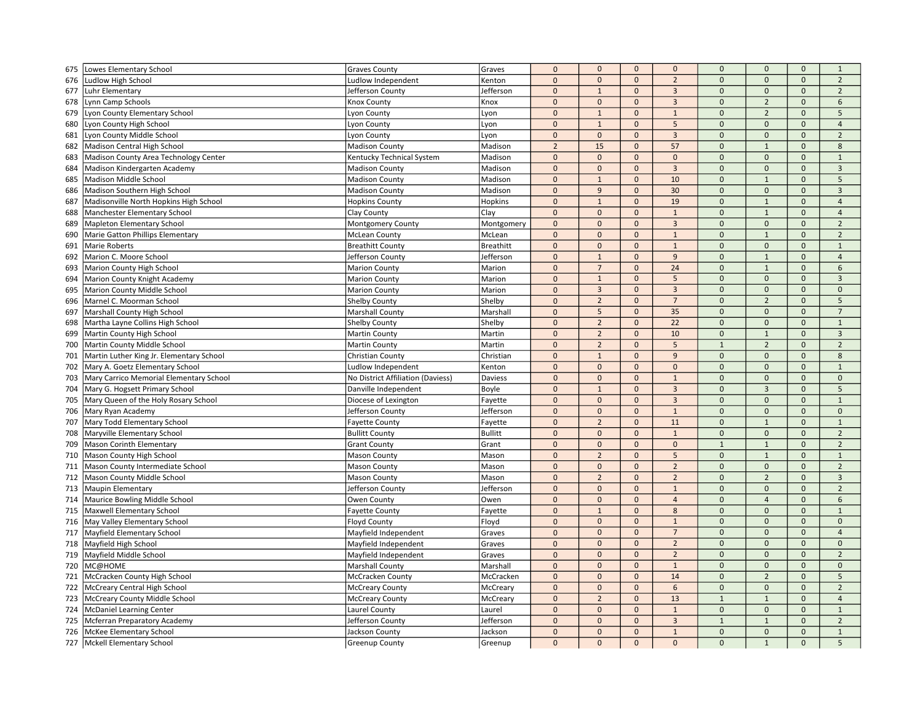| | | | | | | | | | | |
|---|---|---|---|---|---|---|---|---|---|---|
| 675 | Lowes Elementary School | Graves County | Graves | 0 | 0 | 0 | 0 | 0 | 0 | 0 | 1 |
| 676 | Ludlow High School | Ludlow Independent | Kenton | 0 | 0 | 0 | 2 | 0 | 0 | 0 | 2 |
| 677 | Luhr Elementary | Jefferson County | Jefferson | 0 | 1 | 0 | 3 | 0 | 0 | 0 | 2 |
| 678 | Lynn Camp Schools | Knox County | Knox | 0 | 0 | 0 | 3 | 0 | 2 | 0 | 6 |
| 679 | Lyon County Elementary School | Lyon County | Lyon | 0 | 1 | 0 | 1 | 0 | 2 | 0 | 5 |
| 680 | Lyon County High School | Lyon County | Lyon | 0 | 1 | 0 | 5 | 0 | 0 | 0 | 4 |
| 681 | Lyon County Middle School | Lyon County | Lyon | 0 | 0 | 0 | 3 | 0 | 0 | 0 | 2 |
| 682 | Madison Central High School | Madison County | Madison | 2 | 15 | 0 | 57 | 0 | 1 | 0 | 8 |
| 683 | Madison County Area Technology Center | Kentucky Technical System | Madison | 0 | 0 | 0 | 0 | 0 | 0 | 0 | 1 |
| 684 | Madison Kindergarten Academy | Madison County | Madison | 0 | 0 | 0 | 3 | 0 | 0 | 0 | 3 |
| 685 | Madison Middle School | Madison County | Madison | 0 | 1 | 0 | 10 | 0 | 1 | 0 | 5 |
| 686 | Madison Southern High School | Madison County | Madison | 0 | 9 | 0 | 30 | 0 | 0 | 0 | 3 |
| 687 | Madisonville North Hopkins High School | Hopkins County | Hopkins | 0 | 1 | 0 | 19 | 0 | 1 | 0 | 4 |
| 688 | Manchester Elementary School | Clay County | Clay | 0 | 0 | 0 | 1 | 0 | 1 | 0 | 4 |
| 689 | Mapleton Elementary School | Montgomery County | Montgomery | 0 | 0 | 0 | 3 | 0 | 0 | 0 | 2 |
| 690 | Marie Gatton Phillips Elementary | McLean County | McLean | 0 | 0 | 0 | 1 | 0 | 1 | 0 | 2 |
| 691 | Marie Roberts | Breathitt County | Breathitt | 0 | 0 | 0 | 1 | 0 | 0 | 0 | 1 |
| 692 | Marion C. Moore School | Jefferson County | Jefferson | 0 | 1 | 0 | 9 | 0 | 1 | 0 | 4 |
| 693 | Marion County High School | Marion County | Marion | 0 | 7 | 0 | 24 | 0 | 1 | 0 | 6 |
| 694 | Marion County Knight Academy | Marion County | Marion | 0 | 1 | 0 | 5 | 0 | 0 | 0 | 3 |
| 695 | Marion County Middle School | Marion County | Marion | 0 | 3 | 0 | 3 | 0 | 0 | 0 | 0 |
| 696 | Marnel C. Moorman School | Shelby County | Shelby | 0 | 2 | 0 | 7 | 0 | 2 | 0 | 5 |
| 697 | Marshall County High School | Marshall County | Marshall | 0 | 5 | 0 | 35 | 0 | 0 | 0 | 7 |
| 698 | Martha Layne Collins High School | Shelby County | Shelby | 0 | 2 | 0 | 22 | 0 | 0 | 0 | 1 |
| 699 | Martin County High School | Martin County | Martin | 0 | 2 | 0 | 10 | 0 | 1 | 0 | 3 |
| 700 | Martin County Middle School | Martin County | Martin | 0 | 2 | 0 | 5 | 1 | 2 | 0 | 2 |
| 701 | Martin Luther King Jr. Elementary School | Christian County | Christian | 0 | 1 | 0 | 9 | 0 | 0 | 0 | 8 |
| 702 | Mary A. Goetz Elementary School | Ludlow Independent | Kenton | 0 | 0 | 0 | 0 | 0 | 0 | 0 | 1 |
| 703 | Mary Carrico Memorial Elementary School | No District Affiliation (Daviess) | Daviess | 0 | 0 | 0 | 1 | 0 | 0 | 0 | 0 |
| 704 | Mary G. Hogsett Primary School | Danville Independent | Boyle | 0 | 1 | 0 | 3 | 0 | 3 | 0 | 5 |
| 705 | Mary Queen of the Holy Rosary School | Diocese of Lexington | Fayette | 0 | 0 | 0 | 3 | 0 | 0 | 0 | 1 |
| 706 | Mary Ryan Academy | Jefferson County | Jefferson | 0 | 0 | 0 | 1 | 0 | 0 | 0 | 0 |
| 707 | Mary Todd Elementary School | Fayette County | Fayette | 0 | 2 | 0 | 11 | 0 | 1 | 0 | 1 |
| 708 | Maryville Elementary School | Bullitt County | Bullitt | 0 | 0 | 0 | 1 | 0 | 0 | 0 | 2 |
| 709 | Mason Corinth Elementary | Grant County | Grant | 0 | 0 | 0 | 0 | 1 | 1 | 0 | 2 |
| 710 | Mason County High School | Mason County | Mason | 0 | 2 | 0 | 5 | 0 | 1 | 0 | 1 |
| 711 | Mason County Intermediate School | Mason County | Mason | 0 | 0 | 0 | 2 | 0 | 0 | 0 | 2 |
| 712 | Mason County Middle School | Mason County | Mason | 0 | 2 | 0 | 2 | 0 | 2 | 0 | 3 |
| 713 | Maupin Elementary | Jefferson County | Jefferson | 0 | 0 | 0 | 1 | 0 | 0 | 0 | 2 |
| 714 | Maurice Bowling Middle School | Owen County | Owen | 0 | 0 | 0 | 4 | 0 | 4 | 0 | 6 |
| 715 | Maxwell Elementary School | Fayette County | Fayette | 0 | 1 | 0 | 8 | 0 | 0 | 0 | 1 |
| 716 | May Valley Elementary School | Floyd County | Floyd | 0 | 0 | 0 | 1 | 0 | 0 | 0 | 0 |
| 717 | Mayfield Elementary School | Mayfield Independent | Graves | 0 | 0 | 0 | 7 | 0 | 0 | 0 | 4 |
| 718 | Mayfield High School | Mayfield Independent | Graves | 0 | 0 | 0 | 2 | 0 | 0 | 0 | 0 |
| 719 | Mayfield Middle School | Mayfield Independent | Graves | 0 | 0 | 0 | 2 | 0 | 0 | 0 | 2 |
| 720 | MC@HOME | Marshall County | Marshall | 0 | 0 | 0 | 1 | 0 | 0 | 0 | 0 |
| 721 | McCracken County High School | McCracken County | McCracken | 0 | 0 | 0 | 14 | 0 | 2 | 0 | 5 |
| 722 | McCreary Central High School | McCreary County | McCreary | 0 | 0 | 0 | 6 | 0 | 0 | 0 | 2 |
| 723 | McCreary County Middle School | McCreary County | McCreary | 0 | 2 | 0 | 13 | 1 | 1 | 0 | 4 |
| 724 | McDaniel Learning Center | Laurel County | Laurel | 0 | 0 | 0 | 1 | 0 | 0 | 0 | 1 |
| 725 | Mcferran Preparatory Academy | Jefferson County | Jefferson | 0 | 0 | 0 | 3 | 1 | 1 | 0 | 2 |
| 726 | McKee Elementary School | Jackson County | Jackson | 0 | 0 | 0 | 1 | 0 | 0 | 0 | 1 |
| 727 | Mckell Elementary School | Greenup County | Greenup | 0 | 0 | 0 | 0 | 0 | 1 | 0 | 5 |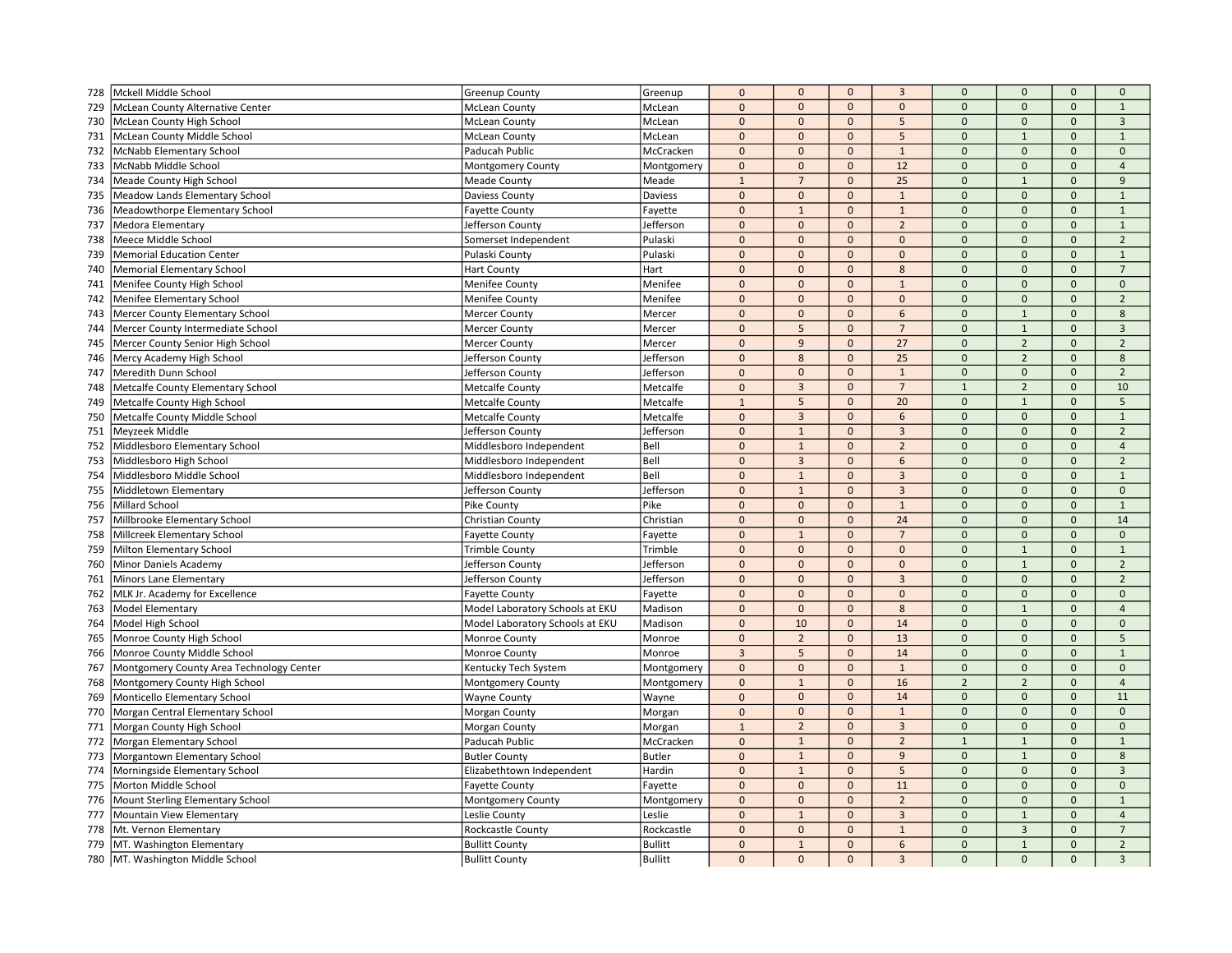| 728 | Mckell Middle School | Greenup County | Greenup | 0 | 0 | 0 | 3 | 0 | 0 | 0 | 0 |
|---|---|---|---|---|---|---|---|---|---|---|---|
| 729 | McLean County Alternative Center | McLean County | McLean | 0 | 0 | 0 | 0 | 0 | 0 | 0 | 1 |
| 730 | McLean County High School | McLean County | McLean | 0 | 0 | 0 | 5 | 0 | 0 | 0 | 3 |
| 731 | McLean County Middle School | McLean County | McLean | 0 | 0 | 0 | 5 | 0 | 1 | 0 | 1 |
| 732 | McNabb Elementary School | Paducah Public | McCracken | 0 | 0 | 0 | 1 | 0 | 0 | 0 | 0 |
| 733 | McNabb Middle School | Montgomery County | Montgomery | 0 | 0 | 0 | 12 | 0 | 0 | 0 | 4 |
| 734 | Meade County High School | Meade County | Meade | 1 | 7 | 0 | 25 | 0 | 1 | 0 | 9 |
| 735 | Meadow Lands Elementary School | Daviess County | Daviess | 0 | 0 | 0 | 1 | 0 | 0 | 0 | 1 |
| 736 | Meadowthorpe Elementary School | Fayette County | Fayette | 0 | 1 | 0 | 1 | 0 | 0 | 0 | 1 |
| 737 | Medora Elementary | Jefferson County | Jefferson | 0 | 0 | 0 | 2 | 0 | 0 | 0 | 1 |
| 738 | Meece Middle School | Somerset Independent | Pulaski | 0 | 0 | 0 | 0 | 0 | 0 | 0 | 2 |
| 739 | Memorial Education Center | Pulaski County | Pulaski | 0 | 0 | 0 | 0 | 0 | 0 | 0 | 1 |
| 740 | Memorial Elementary School | Hart County | Hart | 0 | 0 | 0 | 8 | 0 | 0 | 0 | 7 |
| 741 | Menifee County High School | Menifee County | Menifee | 0 | 0 | 0 | 1 | 0 | 0 | 0 | 0 |
| 742 | Menifee Elementary School | Menifee County | Menifee | 0 | 0 | 0 | 0 | 0 | 0 | 0 | 2 |
| 743 | Mercer County Elementary School | Mercer County | Mercer | 0 | 0 | 0 | 6 | 0 | 1 | 0 | 8 |
| 744 | Mercer County Intermediate School | Mercer County | Mercer | 0 | 5 | 0 | 7 | 0 | 1 | 0 | 3 |
| 745 | Mercer County Senior High School | Mercer County | Mercer | 0 | 9 | 0 | 27 | 0 | 2 | 0 | 2 |
| 746 | Mercy Academy High School | Jefferson County | Jefferson | 0 | 8 | 0 | 25 | 0 | 2 | 0 | 8 |
| 747 | Meredith Dunn School | Jefferson County | Jefferson | 0 | 0 | 0 | 1 | 0 | 0 | 0 | 2 |
| 748 | Metcalfe County Elementary School | Metcalfe County | Metcalfe | 0 | 3 | 0 | 7 | 1 | 2 | 0 | 10 |
| 749 | Metcalfe County High School | Metcalfe County | Metcalfe | 1 | 5 | 0 | 20 | 0 | 1 | 0 | 5 |
| 750 | Metcalfe County Middle School | Metcalfe County | Metcalfe | 0 | 3 | 0 | 6 | 0 | 0 | 0 | 1 |
| 751 | Meyzeek Middle | Jefferson County | Jefferson | 0 | 1 | 0 | 3 | 0 | 0 | 0 | 2 |
| 752 | Middlesboro Elementary School | Middlesboro Independent | Bell | 0 | 1 | 0 | 2 | 0 | 0 | 0 | 4 |
| 753 | Middlesboro High School | Middlesboro Independent | Bell | 0 | 3 | 0 | 6 | 0 | 0 | 0 | 2 |
| 754 | Middlesboro Middle School | Middlesboro Independent | Bell | 0 | 1 | 0 | 3 | 0 | 0 | 0 | 1 |
| 755 | Middletown Elementary | Jefferson County | Jefferson | 0 | 1 | 0 | 3 | 0 | 0 | 0 | 0 |
| 756 | Millard School | Pike County | Pike | 0 | 0 | 0 | 1 | 0 | 0 | 0 | 1 |
| 757 | Millbrooke Elementary School | Christian County | Christian | 0 | 0 | 0 | 24 | 0 | 0 | 0 | 14 |
| 758 | Millcreek Elementary School | Fayette County | Fayette | 0 | 1 | 0 | 7 | 0 | 0 | 0 | 0 |
| 759 | Milton Elementary School | Trimble County | Trimble | 0 | 0 | 0 | 0 | 0 | 1 | 0 | 1 |
| 760 | Minor Daniels Academy | Jefferson County | Jefferson | 0 | 0 | 0 | 0 | 0 | 1 | 0 | 2 |
| 761 | Minors Lane Elementary | Jefferson County | Jefferson | 0 | 0 | 0 | 3 | 0 | 0 | 0 | 2 |
| 762 | MLK Jr. Academy for Excellence | Fayette County | Fayette | 0 | 0 | 0 | 0 | 0 | 0 | 0 | 0 |
| 763 | Model Elementary | Model Laboratory Schools at EKU | Madison | 0 | 0 | 0 | 8 | 0 | 1 | 0 | 4 |
| 764 | Model High School | Model Laboratory Schools at EKU | Madison | 0 | 10 | 0 | 14 | 0 | 0 | 0 | 0 |
| 765 | Monroe County High School | Monroe County | Monroe | 0 | 2 | 0 | 13 | 0 | 0 | 0 | 5 |
| 766 | Monroe County Middle School | Monroe County | Monroe | 3 | 5 | 0 | 14 | 0 | 0 | 0 | 1 |
| 767 | Montgomery County Area Technology Center | Kentucky Tech System | Montgomery | 0 | 0 | 0 | 1 | 0 | 0 | 0 | 0 |
| 768 | Montgomery County High School | Montgomery County | Montgomery | 0 | 1 | 0 | 16 | 2 | 2 | 0 | 4 |
| 769 | Monticello Elementary School | Wayne County | Wayne | 0 | 0 | 0 | 14 | 0 | 0 | 0 | 11 |
| 770 | Morgan Central Elementary School | Morgan County | Morgan | 0 | 0 | 0 | 1 | 0 | 0 | 0 | 0 |
| 771 | Morgan County High School | Morgan County | Morgan | 1 | 2 | 0 | 3 | 0 | 0 | 0 | 0 |
| 772 | Morgan Elementary School | Paducah Public | McCracken | 0 | 1 | 0 | 2 | 1 | 1 | 0 | 1 |
| 773 | Morgantown Elementary School | Butler County | Butler | 0 | 1 | 0 | 9 | 0 | 1 | 0 | 8 |
| 774 | Morningside Elementary School | Elizabethtown Independent | Hardin | 0 | 1 | 0 | 5 | 0 | 0 | 0 | 3 |
| 775 | Morton Middle School | Fayette County | Fayette | 0 | 0 | 0 | 11 | 0 | 0 | 0 | 0 |
| 776 | Mount Sterling Elementary School | Montgomery County | Montgomery | 0 | 0 | 0 | 2 | 0 | 0 | 0 | 1 |
| 777 | Mountain View Elementary | Leslie County | Leslie | 0 | 1 | 0 | 3 | 0 | 1 | 0 | 4 |
| 778 | Mt. Vernon Elementary | Rockcastle County | Rockcastle | 0 | 0 | 0 | 1 | 0 | 3 | 0 | 7 |
| 779 | MT. Washington Elementary | Bullitt County | Bullitt | 0 | 1 | 0 | 6 | 0 | 1 | 0 | 2 |
| 780 | MT. Washington Middle School | Bullitt County | Bullitt | 0 | 0 | 0 | 3 | 0 | 0 | 0 | 3 |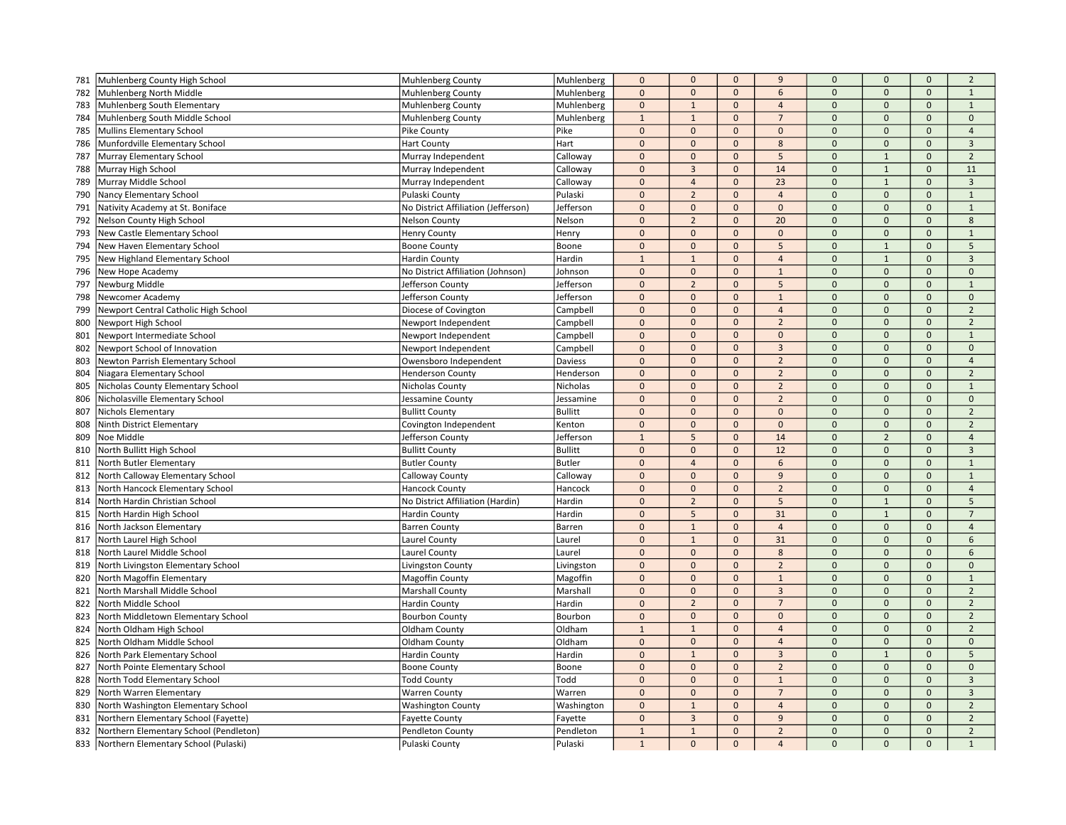| | | | | | | | | | | | |
|---|---|---|---|---|---|---|---|---|---|---|---|
| 781 | Muhlenberg County High School | Muhlenberg County | Muhlenberg | 0 | 0 | 0 | 9 | 0 | 0 | 0 | 2 |
| 782 | Muhlenberg North Middle | Muhlenberg County | Muhlenberg | 0 | 0 | 0 | 6 | 0 | 0 | 0 | 1 |
| 783 | Muhlenberg South Elementary | Muhlenberg County | Muhlenberg | 0 | 1 | 0 | 4 | 0 | 0 | 0 | 1 |
| 784 | Muhlenberg South Middle School | Muhlenberg County | Muhlenberg | 1 | 1 | 0 | 7 | 0 | 0 | 0 | 0 |
| 785 | Mullins Elementary School | Pike County | Pike | 0 | 0 | 0 | 0 | 0 | 0 | 0 | 4 |
| 786 | Munfordville Elementary School | Hart County | Hart | 0 | 0 | 0 | 8 | 0 | 0 | 0 | 3 |
| 787 | Murray Elementary School | Murray Independent | Calloway | 0 | 0 | 0 | 5 | 0 | 1 | 0 | 2 |
| 788 | Murray High School | Murray Independent | Calloway | 0 | 3 | 0 | 14 | 0 | 1 | 0 | 11 |
| 789 | Murray Middle School | Murray Independent | Calloway | 0 | 4 | 0 | 23 | 0 | 1 | 0 | 3 |
| 790 | Nancy Elementary School | Pulaski County | Pulaski | 0 | 2 | 0 | 4 | 0 | 0 | 0 | 1 |
| 791 | Nativity Academy at St. Boniface | No District Affiliation (Jefferson) | Jefferson | 0 | 0 | 0 | 0 | 0 | 0 | 0 | 1 |
| 792 | Nelson County High School | Nelson County | Nelson | 0 | 2 | 0 | 20 | 0 | 0 | 0 | 8 |
| 793 | New Castle Elementary School | Henry County | Henry | 0 | 0 | 0 | 0 | 0 | 0 | 0 | 1 |
| 794 | New Haven Elementary School | Boone County | Boone | 0 | 0 | 0 | 5 | 0 | 1 | 0 | 5 |
| 795 | New Highland Elementary School | Hardin County | Hardin | 1 | 1 | 0 | 4 | 0 | 1 | 0 | 3 |
| 796 | New Hope Academy | No District Affiliation (Johnson) | Johnson | 0 | 0 | 0 | 1 | 0 | 0 | 0 | 0 |
| 797 | Newburg Middle | Jefferson County | Jefferson | 0 | 2 | 0 | 5 | 0 | 0 | 0 | 1 |
| 798 | Newcomer Academy | Jefferson County | Jefferson | 0 | 0 | 0 | 1 | 0 | 0 | 0 | 0 |
| 799 | Newport Central Catholic High School | Diocese of Covington | Campbell | 0 | 0 | 0 | 4 | 0 | 0 | 0 | 2 |
| 800 | Newport High School | Newport Independent | Campbell | 0 | 0 | 0 | 2 | 0 | 0 | 0 | 2 |
| 801 | Newport Intermediate School | Newport Independent | Campbell | 0 | 0 | 0 | 0 | 0 | 0 | 0 | 1 |
| 802 | Newport School of Innovation | Newport Independent | Campbell | 0 | 0 | 0 | 3 | 0 | 0 | 0 | 0 |
| 803 | Newton Parrish Elementary School | Owensboro Independent | Daviess | 0 | 0 | 0 | 2 | 0 | 0 | 0 | 4 |
| 804 | Niagara Elementary School | Henderson County | Henderson | 0 | 0 | 0 | 2 | 0 | 0 | 0 | 2 |
| 805 | Nicholas County Elementary School | Nicholas County | Nicholas | 0 | 0 | 0 | 2 | 0 | 0 | 0 | 1 |
| 806 | Nicholasville Elementary School | Jessamine County | Jessamine | 0 | 0 | 0 | 2 | 0 | 0 | 0 | 0 |
| 807 | Nichols Elementary | Bullitt County | Bullitt | 0 | 0 | 0 | 0 | 0 | 0 | 0 | 2 |
| 808 | Ninth District Elementary | Covington Independent | Kenton | 0 | 0 | 0 | 0 | 0 | 0 | 0 | 2 |
| 809 | Noe Middle | Jefferson County | Jefferson | 1 | 5 | 0 | 14 | 0 | 2 | 0 | 4 |
| 810 | North Bullitt High School | Bullitt County | Bullitt | 0 | 0 | 0 | 12 | 0 | 0 | 0 | 3 |
| 811 | North Butler Elementary | Butler County | Butler | 0 | 4 | 0 | 6 | 0 | 0 | 0 | 1 |
| 812 | North Calloway Elementary School | Calloway County | Calloway | 0 | 0 | 0 | 9 | 0 | 0 | 0 | 1 |
| 813 | North Hancock Elementary School | Hancock County | Hancock | 0 | 0 | 0 | 2 | 0 | 0 | 0 | 4 |
| 814 | North Hardin Christian School | No District Affiliation (Hardin) | Hardin | 0 | 2 | 0 | 5 | 0 | 1 | 0 | 5 |
| 815 | North Hardin High School | Hardin County | Hardin | 0 | 5 | 0 | 31 | 0 | 1 | 0 | 7 |
| 816 | North Jackson Elementary | Barren County | Barren | 0 | 1 | 0 | 4 | 0 | 0 | 0 | 4 |
| 817 | North Laurel High School | Laurel County | Laurel | 0 | 1 | 0 | 31 | 0 | 0 | 0 | 6 |
| 818 | North Laurel Middle School | Laurel County | Laurel | 0 | 0 | 0 | 8 | 0 | 0 | 0 | 6 |
| 819 | North Livingston Elementary School | Livingston County | Livingston | 0 | 0 | 0 | 2 | 0 | 0 | 0 | 0 |
| 820 | North Magoffin Elementary | Magoffin County | Magoffin | 0 | 0 | 0 | 1 | 0 | 0 | 0 | 1 |
| 821 | North Marshall Middle School | Marshall County | Marshall | 0 | 0 | 0 | 3 | 0 | 0 | 0 | 2 |
| 822 | North Middle School | Hardin County | Hardin | 0 | 2 | 0 | 7 | 0 | 0 | 0 | 2 |
| 823 | North Middletown Elementary School | Bourbon County | Bourbon | 0 | 0 | 0 | 0 | 0 | 0 | 0 | 2 |
| 824 | North Oldham High School | Oldham County | Oldham | 1 | 1 | 0 | 4 | 0 | 0 | 0 | 2 |
| 825 | North Oldham Middle School | Oldham County | Oldham | 0 | 0 | 0 | 4 | 0 | 0 | 0 | 0 |
| 826 | North Park Elementary School | Hardin County | Hardin | 0 | 1 | 0 | 3 | 0 | 1 | 0 | 5 |
| 827 | North Pointe Elementary School | Boone County | Boone | 0 | 0 | 0 | 2 | 0 | 0 | 0 | 0 |
| 828 | North Todd Elementary School | Todd County | Todd | 0 | 0 | 0 | 1 | 0 | 0 | 0 | 3 |
| 829 | North Warren Elementary | Warren County | Warren | 0 | 0 | 0 | 7 | 0 | 0 | 0 | 3 |
| 830 | North Washington Elementary School | Washington County | Washington | 0 | 1 | 0 | 4 | 0 | 0 | 0 | 2 |
| 831 | Northern Elementary School (Fayette) | Fayette County | Fayette | 0 | 3 | 0 | 9 | 0 | 0 | 0 | 2 |
| 832 | Northern Elementary School (Pendleton) | Pendleton County | Pendleton | 1 | 1 | 0 | 2 | 0 | 0 | 0 | 2 |
| 833 | Northern Elementary School (Pulaski) | Pulaski County | Pulaski | 1 | 0 | 0 | 4 | 0 | 0 | 0 | 1 |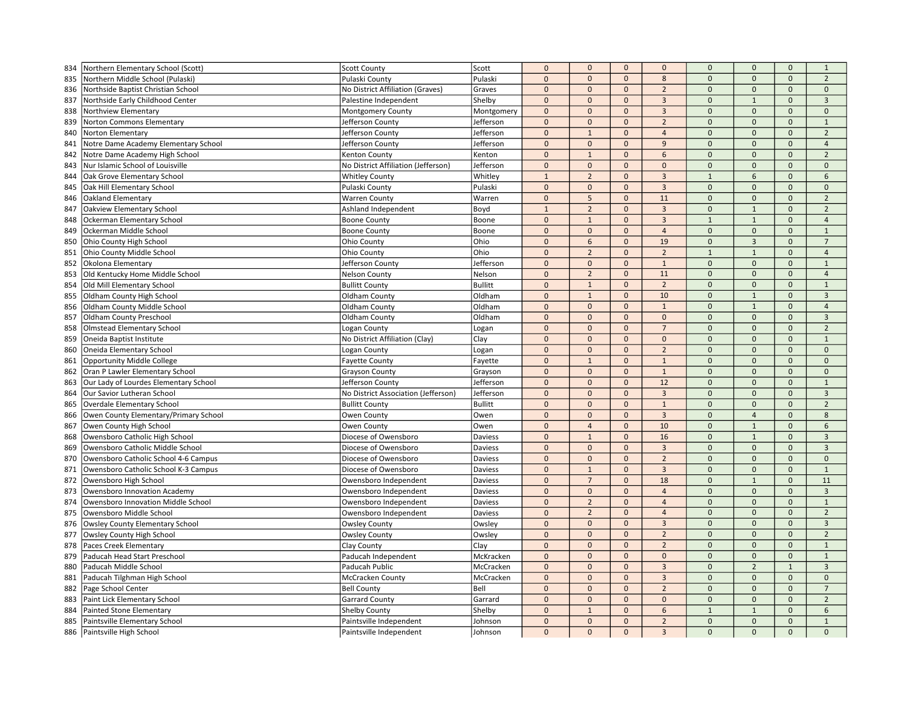| | | | | | | | | | | | |
|---|---|---|---|---|---|---|---|---|---|---|---|
| 834 | Northern Elementary School (Scott) | Scott County | Scott | 0 | 0 | 0 | 0 | 0 | 0 | 0 | 1 |
| 835 | Northern Middle School (Pulaski) | Pulaski County | Pulaski | 0 | 0 | 0 | 8 | 0 | 0 | 0 | 2 |
| 836 | Northside Baptist Christian School | No District Affiliation (Graves) | Graves | 0 | 0 | 0 | 2 | 0 | 0 | 0 | 0 |
| 837 | Northside Early Childhood Center | Palestine Independent | Shelby | 0 | 0 | 0 | 3 | 0 | 1 | 0 | 3 |
| 838 | Northview Elementary | Montgomery County | Montgomery | 0 | 0 | 0 | 3 | 0 | 0 | 0 | 0 |
| 839 | Norton Commons Elementary | Jefferson County | Jefferson | 0 | 0 | 0 | 2 | 0 | 0 | 0 | 1 |
| 840 | Norton Elementary | Jefferson County | Jefferson | 0 | 1 | 0 | 4 | 0 | 0 | 0 | 2 |
| 841 | Notre Dame Academy Elementary School | Jefferson County | Jefferson | 0 | 0 | 0 | 9 | 0 | 0 | 0 | 4 |
| 842 | Notre Dame Academy High School | Kenton County | Kenton | 0 | 1 | 0 | 6 | 0 | 0 | 0 | 2 |
| 843 | Nur Islamic School of Louisville | No District Affiliation (Jefferson) | Jefferson | 0 | 0 | 0 | 0 | 0 | 0 | 0 | 0 |
| 844 | Oak Grove Elementary School | Whitley County | Whitley | 1 | 2 | 0 | 3 | 1 | 6 | 0 | 6 |
| 845 | Oak Hill Elementary School | Pulaski County | Pulaski | 0 | 0 | 0 | 3 | 0 | 0 | 0 | 0 |
| 846 | Oakland Elementary | Warren County | Warren | 0 | 5 | 0 | 11 | 0 | 0 | 0 | 2 |
| 847 | Oakview Elementary School | Ashland Independent | Boyd | 1 | 2 | 0 | 3 | 0 | 1 | 0 | 2 |
| 848 | Ockerman Elementary School | Boone County | Boone | 0 | 1 | 0 | 3 | 1 | 1 | 0 | 4 |
| 849 | Ockerman Middle School | Boone County | Boone | 0 | 0 | 0 | 4 | 0 | 0 | 0 | 1 |
| 850 | Ohio County High School | Ohio County | Ohio | 0 | 6 | 0 | 19 | 0 | 3 | 0 | 7 |
| 851 | Ohio County Middle School | Ohio County | Ohio | 0 | 2 | 0 | 2 | 1 | 1 | 0 | 4 |
| 852 | Okolona Elementary | Jefferson County | Jefferson | 0 | 0 | 0 | 1 | 0 | 0 | 0 | 1 |
| 853 | Old Kentucky Home Middle School | Nelson County | Nelson | 0 | 2 | 0 | 11 | 0 | 0 | 0 | 4 |
| 854 | Old Mill Elementary School | Bullitt County | Bullitt | 0 | 1 | 0 | 2 | 0 | 0 | 0 | 1 |
| 855 | Oldham County High School | Oldham County | Oldham | 0 | 1 | 0 | 10 | 0 | 1 | 0 | 3 |
| 856 | Oldham County Middle School | Oldham County | Oldham | 0 | 0 | 0 | 1 | 0 | 1 | 0 | 4 |
| 857 | Oldham County Preschool | Oldham County | Oldham | 0 | 0 | 0 | 0 | 0 | 0 | 0 | 3 |
| 858 | Olmstead Elementary School | Logan County | Logan | 0 | 0 | 0 | 7 | 0 | 0 | 0 | 2 |
| 859 | Oneida Baptist Institute | No District Affiliation (Clay) | Clay | 0 | 0 | 0 | 0 | 0 | 0 | 0 | 1 |
| 860 | Oneida Elementary School | Logan County | Logan | 0 | 0 | 0 | 2 | 0 | 0 | 0 | 0 |
| 861 | Opportunity Middle College | Fayette County | Fayette | 0 | 1 | 0 | 1 | 0 | 0 | 0 | 0 |
| 862 | Oran P Lawler Elementary School | Grayson County | Grayson | 0 | 0 | 0 | 1 | 0 | 0 | 0 | 0 |
| 863 | Our Lady of Lourdes Elementary School | Jefferson County | Jefferson | 0 | 0 | 0 | 12 | 0 | 0 | 0 | 1 |
| 864 | Our Savior Lutheran School | No District Association (Jefferson) | Jefferson | 0 | 0 | 0 | 3 | 0 | 0 | 0 | 3 |
| 865 | Overdale Elementary School | Bullitt County | Bullitt | 0 | 0 | 0 | 1 | 0 | 0 | 0 | 2 |
| 866 | Owen County Elementary/Primary School | Owen County | Owen | 0 | 0 | 0 | 3 | 0 | 4 | 0 | 8 |
| 867 | Owen County High School | Owen County | Owen | 0 | 4 | 0 | 10 | 0 | 1 | 0 | 6 |
| 868 | Owensboro Catholic High School | Diocese of Owensboro | Daviess | 0 | 1 | 0 | 16 | 0 | 1 | 0 | 3 |
| 869 | Owensboro Catholic Middle School | Diocese of Owensboro | Daviess | 0 | 0 | 0 | 3 | 0 | 0 | 0 | 3 |
| 870 | Owensboro Catholic School 4-6 Campus | Diocese of Owensboro | Daviess | 0 | 0 | 0 | 2 | 0 | 0 | 0 | 0 |
| 871 | Owensboro Catholic School K-3 Campus | Diocese of Owensboro | Daviess | 0 | 1 | 0 | 3 | 0 | 0 | 0 | 1 |
| 872 | Owensboro High School | Owensboro Independent | Daviess | 0 | 7 | 0 | 18 | 0 | 1 | 0 | 11 |
| 873 | Owensboro Innovation Academy | Owensboro Independent | Daviess | 0 | 0 | 0 | 4 | 0 | 0 | 0 | 3 |
| 874 | Owensboro Innovation Middle School | Owensboro Independent | Daviess | 0 | 2 | 0 | 4 | 0 | 0 | 0 | 1 |
| 875 | Owensboro Middle School | Owensboro Independent | Daviess | 0 | 2 | 0 | 4 | 0 | 0 | 0 | 2 |
| 876 | Owsley County Elementary School | Owsley County | Owsley | 0 | 0 | 0 | 3 | 0 | 0 | 0 | 3 |
| 877 | Owsley County High School | Owsley County | Owsley | 0 | 0 | 0 | 2 | 0 | 0 | 0 | 2 |
| 878 | Paces Creek Elementary | Clay County | Clay | 0 | 0 | 0 | 2 | 0 | 0 | 0 | 1 |
| 879 | Paducah Head Start Preschool | Paducah Independent | McKracken | 0 | 0 | 0 | 0 | 0 | 0 | 0 | 1 |
| 880 | Paducah Middle School | Paducah Public | McCracken | 0 | 0 | 0 | 3 | 0 | 2 | 1 | 3 |
| 881 | Paducah Tilghman High School | McCracken County | McCracken | 0 | 0 | 0 | 3 | 0 | 0 | 0 | 0 |
| 882 | Page School Center | Bell County | Bell | 0 | 0 | 0 | 2 | 0 | 0 | 0 | 7 |
| 883 | Paint Lick Elementary School | Garrard County | Garrard | 0 | 0 | 0 | 0 | 0 | 0 | 0 | 2 |
| 884 | Painted Stone Elementary | Shelby County | Shelby | 0 | 1 | 0 | 6 | 1 | 1 | 0 | 6 |
| 885 | Paintsville Elementary School | Paintsville Independent | Johnson | 0 | 0 | 0 | 2 | 0 | 0 | 0 | 1 |
| 886 | Paintsville High School | Paintsville Independent | Johnson | 0 | 0 | 0 | 3 | 0 | 0 | 0 | 0 |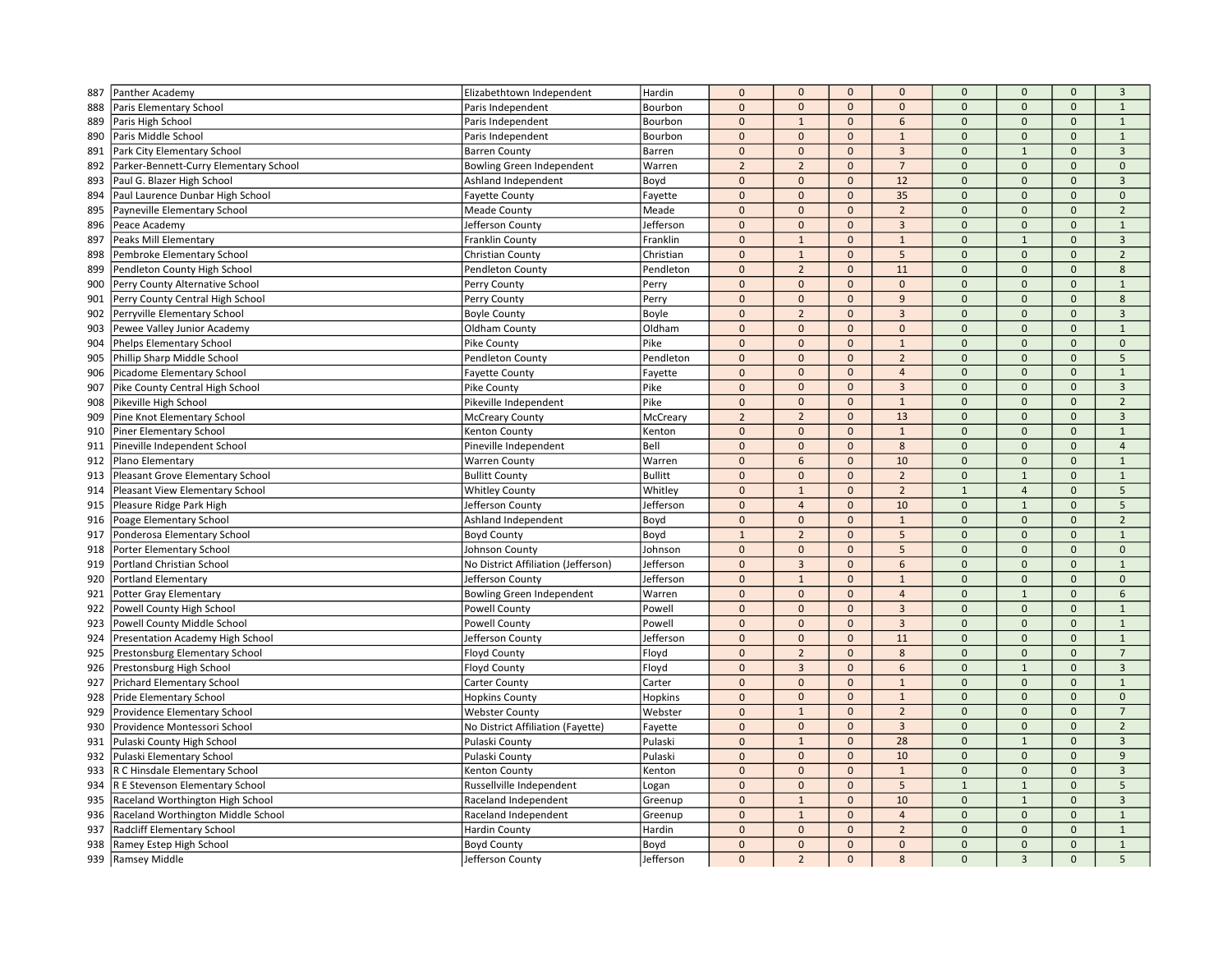| | | | | | | | | | | | |
|---|---|---|---|---|---|---|---|---|---|---|---|
| 887 | Panther Academy | Elizabethtown Independent | Hardin | 0 | 0 | 0 | 0 | 0 | 0 | 0 | 3 |
| 888 | Paris Elementary School | Paris Independent | Bourbon | 0 | 0 | 0 | 0 | 0 | 0 | 0 | 1 |
| 889 | Paris High School | Paris Independent | Bourbon | 0 | 1 | 0 | 6 | 0 | 0 | 0 | 1 |
| 890 | Paris Middle School | Paris Independent | Bourbon | 0 | 0 | 0 | 1 | 0 | 0 | 0 | 1 |
| 891 | Park City Elementary School | Barren County | Barren | 0 | 0 | 0 | 3 | 0 | 1 | 0 | 3 |
| 892 | Parker-Bennett-Curry Elementary School | Bowling Green Independent | Warren | 2 | 2 | 0 | 7 | 0 | 0 | 0 | 0 |
| 893 | Paul G. Blazer High School | Ashland Independent | Boyd | 0 | 0 | 0 | 12 | 0 | 0 | 0 | 3 |
| 894 | Paul Laurence Dunbar High School | Fayette County | Fayette | 0 | 0 | 0 | 35 | 0 | 0 | 0 | 0 |
| 895 | Payneville Elementary School | Meade County | Meade | 0 | 0 | 0 | 2 | 0 | 0 | 0 | 2 |
| 896 | Peace Academy | Jefferson County | Jefferson | 0 | 0 | 0 | 3 | 0 | 0 | 0 | 1 |
| 897 | Peaks Mill Elementary | Franklin County | Franklin | 0 | 1 | 0 | 1 | 0 | 1 | 0 | 3 |
| 898 | Pembroke Elementary School | Christian County | Christian | 0 | 1 | 0 | 5 | 0 | 0 | 0 | 2 |
| 899 | Pendleton County High School | Pendleton County | Pendleton | 0 | 2 | 0 | 11 | 0 | 0 | 0 | 8 |
| 900 | Perry County Alternative School | Perry County | Perry | 0 | 0 | 0 | 0 | 0 | 0 | 0 | 1 |
| 901 | Perry County Central High School | Perry County | Perry | 0 | 0 | 0 | 9 | 0 | 0 | 0 | 8 |
| 902 | Perryville Elementary School | Boyle County | Boyle | 0 | 2 | 0 | 3 | 0 | 0 | 0 | 3 |
| 903 | Pewee Valley Junior Academy | Oldham County | Oldham | 0 | 0 | 0 | 0 | 0 | 0 | 0 | 1 |
| 904 | Phelps Elementary School | Pike County | Pike | 0 | 0 | 0 | 1 | 0 | 0 | 0 | 0 |
| 905 | Phillip Sharp Middle School | Pendleton County | Pendleton | 0 | 0 | 0 | 2 | 0 | 0 | 0 | 5 |
| 906 | Picadome Elementary School | Fayette County | Fayette | 0 | 0 | 0 | 4 | 0 | 0 | 0 | 1 |
| 907 | Pike County Central High School | Pike County | Pike | 0 | 0 | 0 | 3 | 0 | 0 | 0 | 3 |
| 908 | Pikeville High School | Pikeville Independent | Pike | 0 | 0 | 0 | 1 | 0 | 0 | 0 | 2 |
| 909 | Pine Knot Elementary School | McCreary County | McCreary | 2 | 2 | 0 | 13 | 0 | 0 | 0 | 3 |
| 910 | Piner Elementary School | Kenton County | Kenton | 0 | 0 | 0 | 1 | 0 | 0 | 0 | 1 |
| 911 | Pineville Independent School | Pineville Independent | Bell | 0 | 0 | 0 | 8 | 0 | 0 | 0 | 4 |
| 912 | Plano Elementary | Warren County | Warren | 0 | 6 | 0 | 10 | 0 | 0 | 0 | 1 |
| 913 | Pleasant Grove Elementary School | Bullitt County | Bullitt | 0 | 0 | 0 | 2 | 0 | 1 | 0 | 1 |
| 914 | Pleasant View Elementary School | Whitley County | Whitley | 0 | 1 | 0 | 2 | 1 | 4 | 0 | 5 |
| 915 | Pleasure Ridge Park High | Jefferson County | Jefferson | 0 | 4 | 0 | 10 | 0 | 1 | 0 | 5 |
| 916 | Poage Elementary School | Ashland Independent | Boyd | 0 | 0 | 0 | 1 | 0 | 0 | 0 | 2 |
| 917 | Ponderosa Elementary School | Boyd County | Boyd | 1 | 2 | 0 | 5 | 0 | 0 | 0 | 1 |
| 918 | Porter Elementary School | Johnson County | Johnson | 0 | 0 | 0 | 5 | 0 | 0 | 0 | 0 |
| 919 | Portland Christian School | No District Affiliation (Jefferson) | Jefferson | 0 | 3 | 0 | 6 | 0 | 0 | 0 | 1 |
| 920 | Portland Elementary | Jefferson County | Jefferson | 0 | 1 | 0 | 1 | 0 | 0 | 0 | 0 |
| 921 | Potter Gray Elementary | Bowling Green Independent | Warren | 0 | 0 | 0 | 4 | 0 | 1 | 0 | 6 |
| 922 | Powell County High School | Powell County | Powell | 0 | 0 | 0 | 3 | 0 | 0 | 0 | 1 |
| 923 | Powell County Middle School | Powell County | Powell | 0 | 0 | 0 | 3 | 0 | 0 | 0 | 1 |
| 924 | Presentation Academy High School | Jefferson County | Jefferson | 0 | 0 | 0 | 11 | 0 | 0 | 0 | 1 |
| 925 | Prestonsburg Elementary School | Floyd County | Floyd | 0 | 2 | 0 | 8 | 0 | 0 | 0 | 7 |
| 926 | Prestonsburg High School | Floyd County | Floyd | 0 | 3 | 0 | 6 | 0 | 1 | 0 | 3 |
| 927 | Prichard Elementary School | Carter County | Carter | 0 | 0 | 0 | 1 | 0 | 0 | 0 | 1 |
| 928 | Pride Elementary School | Hopkins County | Hopkins | 0 | 0 | 0 | 1 | 0 | 0 | 0 | 0 |
| 929 | Providence Elementary School | Webster County | Webster | 0 | 1 | 0 | 2 | 0 | 0 | 0 | 7 |
| 930 | Providence Montessori School | No District Affiliation (Fayette) | Fayette | 0 | 0 | 0 | 3 | 0 | 0 | 0 | 2 |
| 931 | Pulaski County High School | Pulaski County | Pulaski | 0 | 1 | 0 | 28 | 0 | 1 | 0 | 3 |
| 932 | Pulaski Elementary School | Pulaski County | Pulaski | 0 | 0 | 0 | 10 | 0 | 0 | 0 | 9 |
| 933 | R C Hinsdale Elementary School | Kenton County | Kenton | 0 | 0 | 0 | 1 | 0 | 0 | 0 | 3 |
| 934 | R E Stevenson Elementary School | Russellville Independent | Logan | 0 | 0 | 0 | 5 | 1 | 1 | 0 | 5 |
| 935 | Raceland Worthington High School | Raceland Independent | Greenup | 0 | 1 | 0 | 10 | 0 | 1 | 0 | 3 |
| 936 | Raceland Worthington Middle School | Raceland Independent | Greenup | 0 | 1 | 0 | 4 | 0 | 0 | 0 | 1 |
| 937 | Radcliff Elementary School | Hardin County | Hardin | 0 | 0 | 0 | 2 | 0 | 0 | 0 | 1 |
| 938 | Ramey Estep High School | Boyd County | Boyd | 0 | 0 | 0 | 0 | 0 | 0 | 0 | 1 |
| 939 | Ramsey Middle | Jefferson County | Jefferson | 0 | 2 | 0 | 8 | 0 | 3 | 0 | 5 |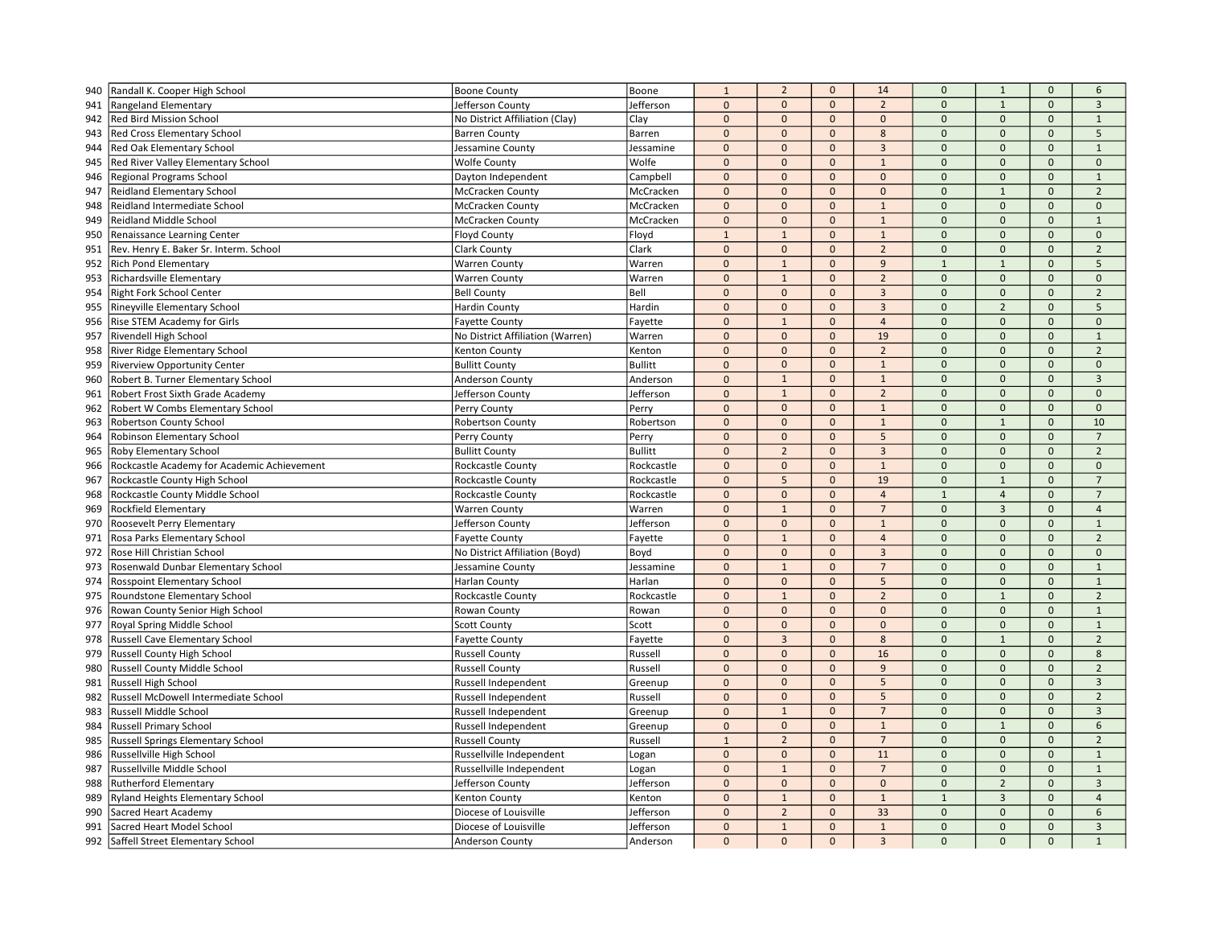| | | | | | | | | | | | |
|---|---|---|---|---|---|---|---|---|---|---|---|
| 940 | Randall K. Cooper High School | Boone County | Boone | 1 | 2 | 0 | 14 | 0 | 1 | 0 | 6 |
| 941 | Rangeland Elementary | Jefferson County | Jefferson | 0 | 0 | 0 | 2 | 0 | 1 | 0 | 3 |
| 942 | Red Bird Mission School | No District Affiliation (Clay) | Clay | 0 | 0 | 0 | 0 | 0 | 0 | 0 | 1 |
| 943 | Red Cross Elementary School | Barren County | Barren | 0 | 0 | 0 | 8 | 0 | 0 | 0 | 5 |
| 944 | Red Oak Elementary School | Jessamine County | Jessamine | 0 | 0 | 0 | 3 | 0 | 0 | 0 | 1 |
| 945 | Red River Valley Elementary School | Wolfe County | Wolfe | 0 | 0 | 0 | 1 | 0 | 0 | 0 | 0 |
| 946 | Regional Programs School | Dayton Independent | Campbell | 0 | 0 | 0 | 0 | 0 | 0 | 0 | 1 |
| 947 | Reidland Elementary School | McCracken County | McCracken | 0 | 0 | 0 | 0 | 0 | 1 | 0 | 2 |
| 948 | Reidland Intermediate School | McCracken County | McCracken | 0 | 0 | 0 | 1 | 0 | 0 | 0 | 0 |
| 949 | Reidland Middle School | McCracken County | McCracken | 0 | 0 | 0 | 1 | 0 | 0 | 0 | 1 |
| 950 | Renaissance Learning Center | Floyd County | Floyd | 1 | 1 | 0 | 1 | 0 | 0 | 0 | 0 |
| 951 | Rev. Henry E. Baker Sr. Interm. School | Clark County | Clark | 0 | 0 | 0 | 2 | 0 | 0 | 0 | 2 |
| 952 | Rich Pond Elementary | Warren County | Warren | 0 | 1 | 0 | 9 | 1 | 1 | 0 | 5 |
| 953 | Richardsville Elementary | Warren County | Warren | 0 | 1 | 0 | 2 | 0 | 0 | 0 | 0 |
| 954 | Right Fork School Center | Bell County | Bell | 0 | 0 | 0 | 3 | 0 | 0 | 0 | 2 |
| 955 | Rineyville Elementary School | Hardin County | Hardin | 0 | 0 | 0 | 3 | 0 | 2 | 0 | 5 |
| 956 | Rise STEM Academy for Girls | Fayette County | Fayette | 0 | 1 | 0 | 4 | 0 | 0 | 0 | 0 |
| 957 | Rivendell High School | No District Affiliation (Warren) | Warren | 0 | 0 | 0 | 19 | 0 | 0 | 0 | 1 |
| 958 | River Ridge Elementary School | Kenton County | Kenton | 0 | 0 | 0 | 2 | 0 | 0 | 0 | 2 |
| 959 | Riverview Opportunity Center | Bullitt County | Bullitt | 0 | 0 | 0 | 1 | 0 | 0 | 0 | 0 |
| 960 | Robert B. Turner Elementary School | Anderson County | Anderson | 0 | 1 | 0 | 1 | 0 | 0 | 0 | 3 |
| 961 | Robert Frost Sixth Grade Academy | Jefferson County | Jefferson | 0 | 1 | 0 | 2 | 0 | 0 | 0 | 0 |
| 962 | Robert W Combs Elementary School | Perry County | Perry | 0 | 0 | 0 | 1 | 0 | 0 | 0 | 0 |
| 963 | Robertson County School | Robertson County | Robertson | 0 | 0 | 0 | 1 | 0 | 1 | 0 | 10 |
| 964 | Robinson Elementary School | Perry County | Perry | 0 | 0 | 0 | 5 | 0 | 0 | 0 | 7 |
| 965 | Roby Elementary School | Bullitt County | Bullitt | 0 | 2 | 0 | 3 | 0 | 0 | 0 | 2 |
| 966 | Rockcastle Academy for Academic Achievement | Rockcastle County | Rockcastle | 0 | 0 | 0 | 1 | 0 | 0 | 0 | 0 |
| 967 | Rockcastle County High School | Rockcastle County | Rockcastle | 0 | 5 | 0 | 19 | 0 | 1 | 0 | 7 |
| 968 | Rockcastle County Middle School | Rockcastle County | Rockcastle | 0 | 0 | 0 | 4 | 1 | 4 | 0 | 7 |
| 969 | Rockfield Elementary | Warren County | Warren | 0 | 1 | 0 | 7 | 0 | 3 | 0 | 4 |
| 970 | Roosevelt Perry Elementary | Jefferson County | Jefferson | 0 | 0 | 0 | 1 | 0 | 0 | 0 | 1 |
| 971 | Rosa Parks Elementary School | Fayette County | Fayette | 0 | 1 | 0 | 4 | 0 | 0 | 0 | 2 |
| 972 | Rose Hill Christian School | No District Affiliation (Boyd) | Boyd | 0 | 0 | 0 | 3 | 0 | 0 | 0 | 0 |
| 973 | Rosenwald Dunbar Elementary School | Jessamine County | Jessamine | 0 | 1 | 0 | 7 | 0 | 0 | 0 | 1 |
| 974 | Rosspoint Elementary School | Harlan County | Harlan | 0 | 0 | 0 | 5 | 0 | 0 | 0 | 1 |
| 975 | Roundstone Elementary School | Rockcastle County | Rockcastle | 0 | 1 | 0 | 2 | 0 | 1 | 0 | 2 |
| 976 | Rowan County Senior High School | Rowan County | Rowan | 0 | 0 | 0 | 0 | 0 | 0 | 0 | 1 |
| 977 | Royal Spring Middle School | Scott County | Scott | 0 | 0 | 0 | 0 | 0 | 0 | 0 | 1 |
| 978 | Russell Cave Elementary School | Fayette County | Fayette | 0 | 3 | 0 | 8 | 0 | 1 | 0 | 2 |
| 979 | Russell County High School | Russell County | Russell | 0 | 0 | 0 | 16 | 0 | 0 | 0 | 8 |
| 980 | Russell County Middle School | Russell County | Russell | 0 | 0 | 0 | 9 | 0 | 0 | 0 | 2 |
| 981 | Russell High School | Russell Independent | Greenup | 0 | 0 | 0 | 5 | 0 | 0 | 0 | 3 |
| 982 | Russell McDowell Intermediate School | Russell Independent | Russell | 0 | 0 | 0 | 5 | 0 | 0 | 0 | 2 |
| 983 | Russell Middle School | Russell Independent | Greenup | 0 | 1 | 0 | 7 | 0 | 0 | 0 | 3 |
| 984 | Russell Primary School | Russell Independent | Greenup | 0 | 0 | 0 | 1 | 0 | 1 | 0 | 6 |
| 985 | Russell Springs Elementary School | Russell County | Russell | 1 | 2 | 0 | 7 | 0 | 0 | 0 | 2 |
| 986 | Russellville High School | Russellville Independent | Logan | 0 | 0 | 0 | 11 | 0 | 0 | 0 | 1 |
| 987 | Russellville Middle School | Russellville Independent | Logan | 0 | 1 | 0 | 7 | 0 | 0 | 0 | 1 |
| 988 | Rutherford Elementary | Jefferson County | Jefferson | 0 | 0 | 0 | 0 | 0 | 2 | 0 | 3 |
| 989 | Ryland Heights Elementary School | Kenton County | Kenton | 0 | 1 | 0 | 1 | 1 | 3 | 0 | 4 |
| 990 | Sacred Heart Academy | Diocese of Louisville | Jefferson | 0 | 2 | 0 | 33 | 0 | 0 | 0 | 6 |
| 991 | Sacred Heart Model School | Diocese of Louisville | Jefferson | 0 | 1 | 0 | 1 | 0 | 0 | 0 | 3 |
| 992 | Saffell Street Elementary School | Anderson County | Anderson | 0 | 0 | 0 | 3 | 0 | 0 | 0 | 1 |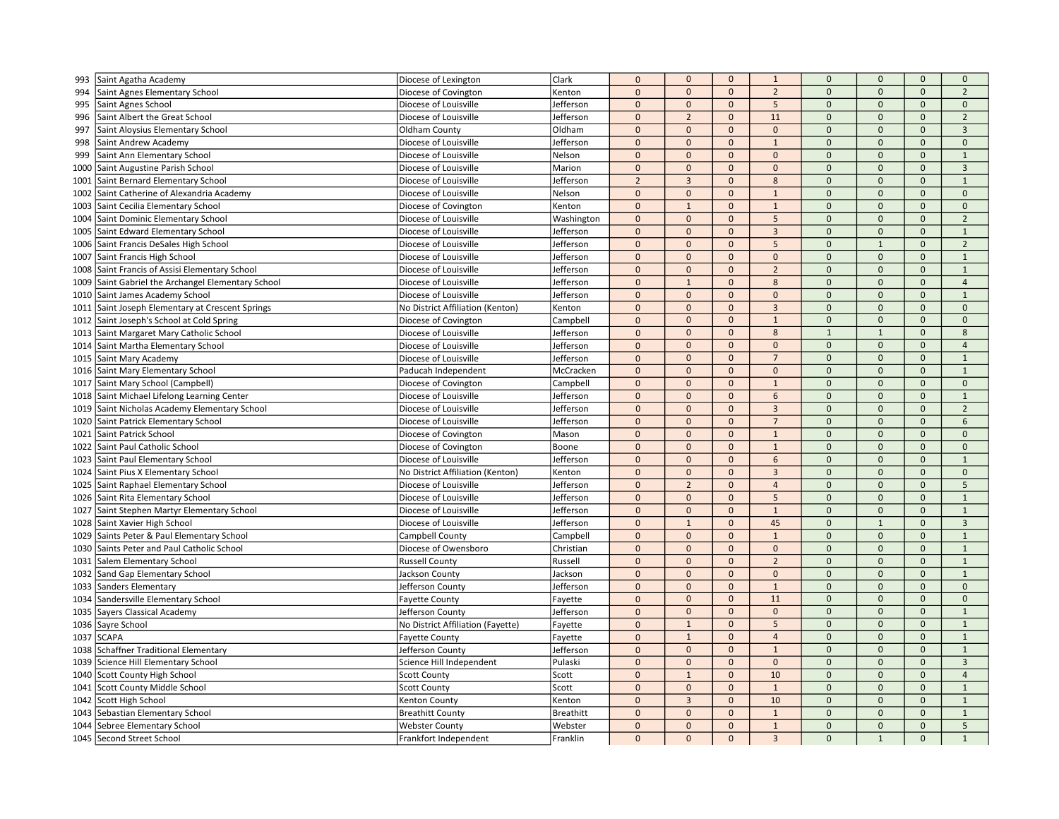| | | | | | | | | | | | |
|---|---|---|---|---|---|---|---|---|---|---|---|
| 993 | Saint Agatha Academy | Diocese of Lexington | Clark | 0 | 0 | 0 | 1 | 0 | 0 | 0 | 0 |
| 994 | Saint Agnes Elementary School | Diocese of Covington | Kenton | 0 | 0 | 0 | 2 | 0 | 0 | 0 | 2 |
| 995 | Saint Agnes School | Diocese of Louisville | Jefferson | 0 | 0 | 0 | 5 | 0 | 0 | 0 | 0 |
| 996 | Saint Albert the Great School | Diocese of Louisville | Jefferson | 0 | 2 | 0 | 11 | 0 | 0 | 0 | 2 |
| 997 | Saint Aloysius Elementary School | Oldham County | Oldham | 0 | 0 | 0 | 0 | 0 | 0 | 0 | 3 |
| 998 | Saint Andrew Academy | Diocese of Louisville | Jefferson | 0 | 0 | 0 | 1 | 0 | 0 | 0 | 0 |
| 999 | Saint Ann Elementary School | Diocese of Louisville | Nelson | 0 | 0 | 0 | 0 | 0 | 0 | 0 | 1 |
| 1000 | Saint Augustine Parish School | Diocese of Louisville | Marion | 0 | 0 | 0 | 0 | 0 | 0 | 0 | 3 |
| 1001 | Saint Bernard Elementary School | Diocese of Louisville | Jefferson | 2 | 3 | 0 | 8 | 0 | 0 | 0 | 1 |
| 1002 | Saint Catherine of Alexandria Academy | Diocese of Louisville | Nelson | 0 | 0 | 0 | 1 | 0 | 0 | 0 | 0 |
| 1003 | Saint Cecilia Elementary School | Diocese of Covington | Kenton | 0 | 1 | 0 | 1 | 0 | 0 | 0 | 0 |
| 1004 | Saint Dominic Elementary School | Diocese of Louisville | Washington | 0 | 0 | 0 | 5 | 0 | 0 | 0 | 2 |
| 1005 | Saint Edward Elementary School | Diocese of Louisville | Jefferson | 0 | 0 | 0 | 3 | 0 | 0 | 0 | 1 |
| 1006 | Saint Francis DeSales High School | Diocese of Louisville | Jefferson | 0 | 0 | 0 | 5 | 0 | 1 | 0 | 2 |
| 1007 | Saint Francis High School | Diocese of Louisville | Jefferson | 0 | 0 | 0 | 0 | 0 | 0 | 0 | 1 |
| 1008 | Saint Francis of Assisi Elementary School | Diocese of Louisville | Jefferson | 0 | 0 | 0 | 2 | 0 | 0 | 0 | 1 |
| 1009 | Saint Gabriel the Archangel Elementary School | Diocese of Louisville | Jefferson | 0 | 1 | 0 | 8 | 0 | 0 | 0 | 4 |
| 1010 | Saint James Academy School | Diocese of Louisville | Jefferson | 0 | 0 | 0 | 0 | 0 | 0 | 0 | 1 |
| 1011 | Saint Joseph Elementary at Crescent Springs | No District Affiliation (Kenton) | Kenton | 0 | 0 | 0 | 3 | 0 | 0 | 0 | 0 |
| 1012 | Saint Joseph's School at Cold Spring | Diocese of Covington | Campbell | 0 | 0 | 0 | 1 | 0 | 0 | 0 | 0 |
| 1013 | Saint Margaret Mary Catholic School | Diocese of Louisville | Jefferson | 0 | 0 | 0 | 8 | 1 | 1 | 0 | 8 |
| 1014 | Saint Martha Elementary School | Diocese of Louisville | Jefferson | 0 | 0 | 0 | 0 | 0 | 0 | 0 | 4 |
| 1015 | Saint Mary Academy | Diocese of Louisville | Jefferson | 0 | 0 | 0 | 7 | 0 | 0 | 0 | 1 |
| 1016 | Saint Mary Elementary School | Paducah Independent | McCracken | 0 | 0 | 0 | 0 | 0 | 0 | 0 | 1 |
| 1017 | Saint Mary School (Campbell) | Diocese of Covington | Campbell | 0 | 0 | 0 | 1 | 0 | 0 | 0 | 0 |
| 1018 | Saint Michael Lifelong Learning Center | Diocese of Louisville | Jefferson | 0 | 0 | 0 | 6 | 0 | 0 | 0 | 1 |
| 1019 | Saint Nicholas Academy Elementary School | Diocese of Louisville | Jefferson | 0 | 0 | 0 | 3 | 0 | 0 | 0 | 2 |
| 1020 | Saint Patrick Elementary School | Diocese of Louisville | Jefferson | 0 | 0 | 0 | 7 | 0 | 0 | 0 | 6 |
| 1021 | Saint Patrick School | Diocese of Covington | Mason | 0 | 0 | 0 | 1 | 0 | 0 | 0 | 0 |
| 1022 | Saint Paul Catholic School | Diocese of Covington | Boone | 0 | 0 | 0 | 1 | 0 | 0 | 0 | 0 |
| 1023 | Saint Paul Elementary School | Diocese of Louisville | Jefferson | 0 | 0 | 0 | 6 | 0 | 0 | 0 | 1 |
| 1024 | Saint Pius X Elementary School | No District Affiliation (Kenton) | Kenton | 0 | 0 | 0 | 3 | 0 | 0 | 0 | 0 |
| 1025 | Saint Raphael Elementary School | Diocese of Louisville | Jefferson | 0 | 2 | 0 | 4 | 0 | 0 | 0 | 5 |
| 1026 | Saint Rita Elementary School | Diocese of Louisville | Jefferson | 0 | 0 | 0 | 5 | 0 | 0 | 0 | 1 |
| 1027 | Saint Stephen Martyr Elementary School | Diocese of Louisville | Jefferson | 0 | 0 | 0 | 1 | 0 | 0 | 0 | 1 |
| 1028 | Saint Xavier High School | Diocese of Louisville | Jefferson | 0 | 1 | 0 | 45 | 0 | 1 | 0 | 3 |
| 1029 | Saints Peter & Paul Elementary School | Campbell County | Campbell | 0 | 0 | 0 | 1 | 0 | 0 | 0 | 1 |
| 1030 | Saints Peter and Paul Catholic School | Diocese of Owensboro | Christian | 0 | 0 | 0 | 0 | 0 | 0 | 0 | 1 |
| 1031 | Salem Elementary School | Russell County | Russell | 0 | 0 | 0 | 2 | 0 | 0 | 0 | 1 |
| 1032 | Sand Gap Elementary School | Jackson County | Jackson | 0 | 0 | 0 | 0 | 0 | 0 | 0 | 1 |
| 1033 | Sanders Elementary | Jefferson County | Jefferson | 0 | 0 | 0 | 1 | 0 | 0 | 0 | 0 |
| 1034 | Sandersville Elementary School | Fayette County | Fayette | 0 | 0 | 0 | 11 | 0 | 0 | 0 | 0 |
| 1035 | Sayers Classical Academy | Jefferson County | Jefferson | 0 | 0 | 0 | 0 | 0 | 0 | 0 | 1 |
| 1036 | Sayre School | No District Affiliation (Fayette) | Fayette | 0 | 1 | 0 | 5 | 0 | 0 | 0 | 1 |
| 1037 | SCAPA | Fayette County | Fayette | 0 | 1 | 0 | 4 | 0 | 0 | 0 | 1 |
| 1038 | Schaffner Traditional Elementary | Jefferson County | Jefferson | 0 | 0 | 0 | 1 | 0 | 0 | 0 | 1 |
| 1039 | Science Hill Elementary School | Science Hill Independent | Pulaski | 0 | 0 | 0 | 0 | 0 | 0 | 0 | 3 |
| 1040 | Scott County High School | Scott County | Scott | 0 | 1 | 0 | 10 | 0 | 0 | 0 | 4 |
| 1041 | Scott County Middle School | Scott County | Scott | 0 | 0 | 0 | 1 | 0 | 0 | 0 | 1 |
| 1042 | Scott High School | Kenton County | Kenton | 0 | 3 | 0 | 10 | 0 | 0 | 0 | 1 |
| 1043 | Sebastian Elementary School | Breathitt County | Breathitt | 0 | 0 | 0 | 1 | 0 | 0 | 0 | 1 |
| 1044 | Sebree Elementary School | Webster County | Webster | 0 | 0 | 0 | 1 | 0 | 0 | 0 | 5 |
| 1045 | Second Street School | Frankfort Independent | Franklin | 0 | 0 | 0 | 3 | 0 | 1 | 0 | 1 |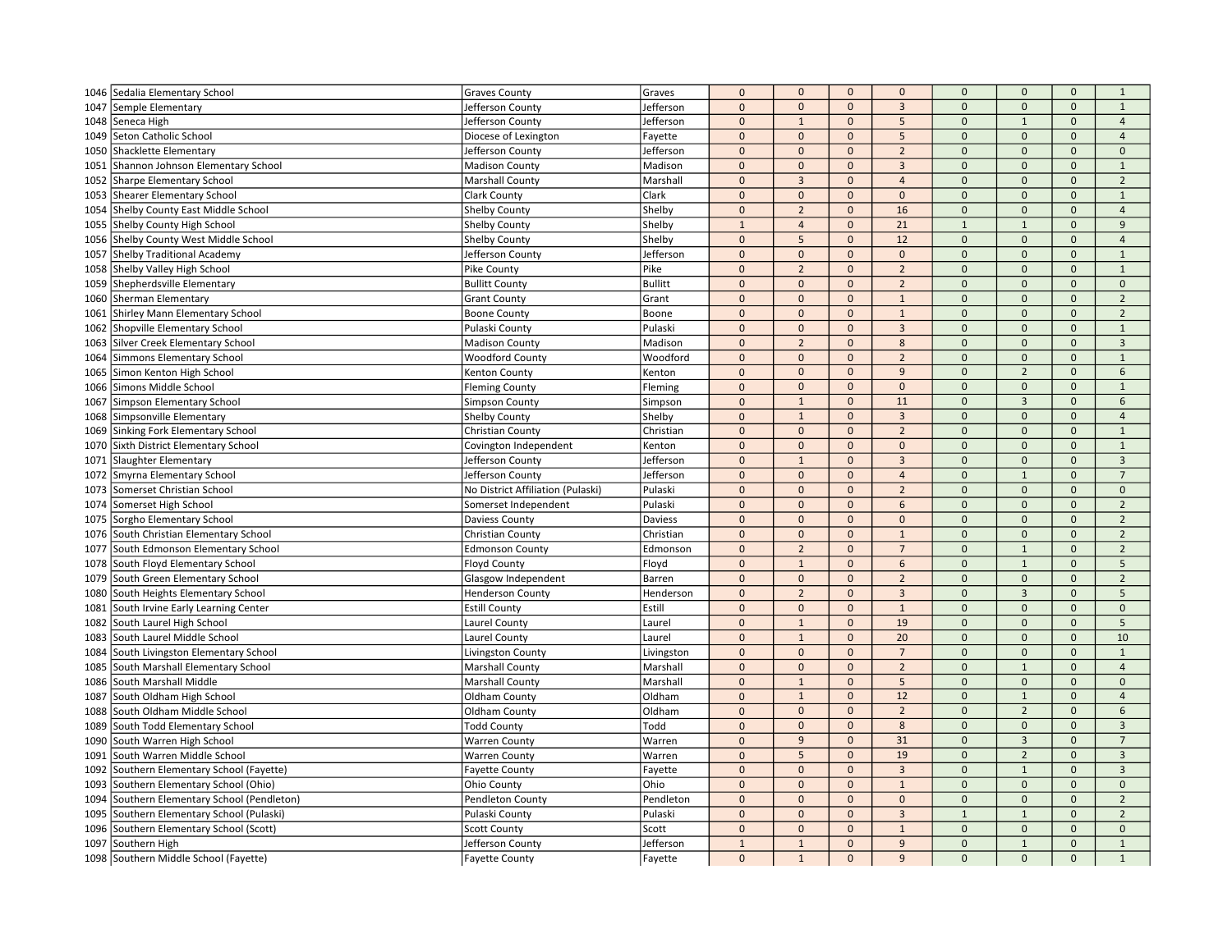| | | | | | | | | | | | |
|---|---|---|---|---|---|---|---|---|---|---|---|
| 1046 | Sedalia Elementary School | Graves County | Graves | 0 | 0 | 0 | 0 | 0 | 0 | 0 | 1 |
| 1047 | Semple Elementary | Jefferson County | Jefferson | 0 | 0 | 0 | 3 | 0 | 0 | 0 | 1 |
| 1048 | Seneca High | Jefferson County | Jefferson | 0 | 1 | 0 | 5 | 0 | 1 | 0 | 4 |
| 1049 | Seton Catholic School | Diocese of Lexington | Fayette | 0 | 0 | 0 | 5 | 0 | 0 | 0 | 4 |
| 1050 | Shacklette Elementary | Jefferson County | Jefferson | 0 | 0 | 0 | 2 | 0 | 0 | 0 | 0 |
| 1051 | Shannon Johnson Elementary School | Madison County | Madison | 0 | 0 | 0 | 3 | 0 | 0 | 0 | 1 |
| 1052 | Sharpe Elementary School | Marshall County | Marshall | 0 | 3 | 0 | 4 | 0 | 0 | 0 | 2 |
| 1053 | Shearer Elementary School | Clark County | Clark | 0 | 0 | 0 | 0 | 0 | 0 | 0 | 1 |
| 1054 | Shelby County East Middle School | Shelby County | Shelby | 0 | 2 | 0 | 16 | 0 | 0 | 0 | 4 |
| 1055 | Shelby County High School | Shelby County | Shelby | 1 | 4 | 0 | 21 | 1 | 1 | 0 | 9 |
| 1056 | Shelby County West Middle School | Shelby County | Shelby | 0 | 5 | 0 | 12 | 0 | 0 | 0 | 4 |
| 1057 | Shelby Traditional Academy | Jefferson County | Jefferson | 0 | 0 | 0 | 0 | 0 | 0 | 0 | 1 |
| 1058 | Shelby Valley High School | Pike County | Pike | 0 | 2 | 0 | 2 | 0 | 0 | 0 | 1 |
| 1059 | Shepherdsville Elementary | Bullitt County | Bullitt | 0 | 0 | 0 | 2 | 0 | 0 | 0 | 0 |
| 1060 | Sherman Elementary | Grant County | Grant | 0 | 0 | 0 | 1 | 0 | 0 | 0 | 2 |
| 1061 | Shirley Mann Elementary School | Boone County | Boone | 0 | 0 | 0 | 1 | 0 | 0 | 0 | 2 |
| 1062 | Shopville Elementary School | Pulaski County | Pulaski | 0 | 0 | 0 | 3 | 0 | 0 | 0 | 1 |
| 1063 | Silver Creek Elementary School | Madison County | Madison | 0 | 2 | 0 | 8 | 0 | 0 | 0 | 3 |
| 1064 | Simmons Elementary School | Woodford County | Woodford | 0 | 0 | 0 | 2 | 0 | 0 | 0 | 1 |
| 1065 | Simon Kenton High School | Kenton County | Kenton | 0 | 0 | 0 | 9 | 0 | 2 | 0 | 6 |
| 1066 | Simons Middle School | Fleming County | Fleming | 0 | 0 | 0 | 0 | 0 | 0 | 0 | 1 |
| 1067 | Simpson Elementary School | Simpson County | Simpson | 0 | 1 | 0 | 11 | 0 | 3 | 0 | 6 |
| 1068 | Simpsonville Elementary | Shelby County | Shelby | 0 | 1 | 0 | 3 | 0 | 0 | 0 | 4 |
| 1069 | Sinking Fork Elementary School | Christian County | Christian | 0 | 0 | 0 | 2 | 0 | 0 | 0 | 1 |
| 1070 | Sixth District Elementary School | Covington Independent | Kenton | 0 | 0 | 0 | 0 | 0 | 0 | 0 | 1 |
| 1071 | Slaughter Elementary | Jefferson County | Jefferson | 0 | 1 | 0 | 3 | 0 | 0 | 0 | 3 |
| 1072 | Smyrna Elementary School | Jefferson County | Jefferson | 0 | 0 | 0 | 4 | 0 | 1 | 0 | 7 |
| 1073 | Somerset Christian School | No District Affiliation (Pulaski) | Pulaski | 0 | 0 | 0 | 2 | 0 | 0 | 0 | 0 |
| 1074 | Somerset High School | Somerset Independent | Pulaski | 0 | 0 | 0 | 6 | 0 | 0 | 0 | 2 |
| 1075 | Sorgho Elementary School | Daviess County | Daviess | 0 | 0 | 0 | 0 | 0 | 0 | 0 | 2 |
| 1076 | South Christian Elementary School | Christian County | Christian | 0 | 0 | 0 | 1 | 0 | 0 | 0 | 2 |
| 1077 | South Edmonson Elementary School | Edmonson County | Edmonson | 0 | 2 | 0 | 7 | 0 | 1 | 0 | 2 |
| 1078 | South Floyd Elementary School | Floyd County | Floyd | 0 | 1 | 0 | 6 | 0 | 1 | 0 | 5 |
| 1079 | South Green Elementary School | Glasgow Independent | Barren | 0 | 0 | 0 | 2 | 0 | 0 | 0 | 2 |
| 1080 | South Heights Elementary School | Henderson County | Henderson | 0 | 2 | 0 | 3 | 0 | 3 | 0 | 5 |
| 1081 | South Irvine Early Learning Center | Estill County | Estill | 0 | 0 | 0 | 1 | 0 | 0 | 0 | 0 |
| 1082 | South Laurel High School | Laurel County | Laurel | 0 | 1 | 0 | 19 | 0 | 0 | 0 | 5 |
| 1083 | South Laurel Middle School | Laurel County | Laurel | 0 | 1 | 0 | 20 | 0 | 0 | 0 | 10 |
| 1084 | South Livingston Elementary School | Livingston County | Livingston | 0 | 0 | 0 | 7 | 0 | 0 | 0 | 1 |
| 1085 | South Marshall Elementary School | Marshall County | Marshall | 0 | 0 | 0 | 2 | 0 | 1 | 0 | 4 |
| 1086 | South Marshall Middle | Marshall County | Marshall | 0 | 1 | 0 | 5 | 0 | 0 | 0 | 0 |
| 1087 | South Oldham High School | Oldham County | Oldham | 0 | 1 | 0 | 12 | 0 | 1 | 0 | 4 |
| 1088 | South Oldham Middle School | Oldham County | Oldham | 0 | 0 | 0 | 2 | 0 | 2 | 0 | 6 |
| 1089 | South Todd Elementary School | Todd County | Todd | 0 | 0 | 0 | 8 | 0 | 0 | 0 | 3 |
| 1090 | South Warren High School | Warren County | Warren | 0 | 9 | 0 | 31 | 0 | 3 | 0 | 7 |
| 1091 | South Warren Middle School | Warren County | Warren | 0 | 5 | 0 | 19 | 0 | 2 | 0 | 3 |
| 1092 | Southern Elementary School (Fayette) | Fayette County | Fayette | 0 | 0 | 0 | 3 | 0 | 1 | 0 | 3 |
| 1093 | Southern Elementary School (Ohio) | Ohio County | Ohio | 0 | 0 | 0 | 1 | 0 | 0 | 0 | 0 |
| 1094 | Southern Elementary School (Pendleton) | Pendleton County | Pendleton | 0 | 0 | 0 | 0 | 0 | 0 | 0 | 2 |
| 1095 | Southern Elementary School (Pulaski) | Pulaski County | Pulaski | 0 | 0 | 0 | 3 | 1 | 1 | 0 | 2 |
| 1096 | Southern Elementary School (Scott) | Scott County | Scott | 0 | 0 | 0 | 1 | 0 | 0 | 0 | 0 |
| 1097 | Southern High | Jefferson County | Jefferson | 1 | 1 | 0 | 9 | 0 | 1 | 0 | 1 |
| 1098 | Southern Middle School (Fayette) | Fayette County | Fayette | 0 | 1 | 0 | 9 | 0 | 0 | 0 | 1 |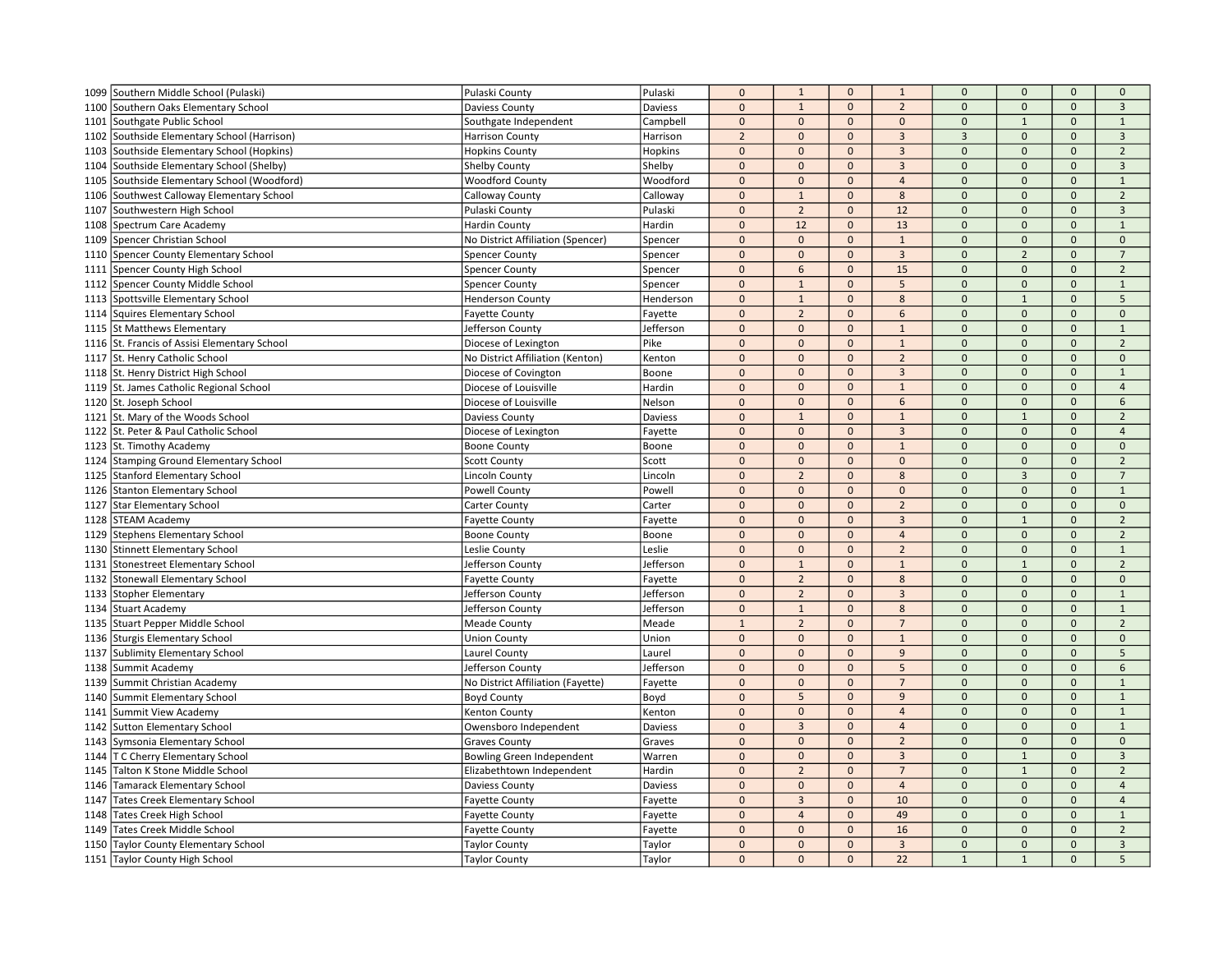| | | | | | | | | | | |
|---|---|---|---|---|---|---|---|---|---|---|
| 1099 | Southern Middle School (Pulaski) | Pulaski County | Pulaski | 0 | 1 | 0 | 1 | 0 | 0 | 0 | 0 |
| 1100 | Southern Oaks Elementary School | Daviess County | Daviess | 0 | 1 | 0 | 2 | 0 | 0 | 0 | 3 |
| 1101 | Southgate Public School | Southgate Independent | Campbell | 0 | 0 | 0 | 0 | 0 | 1 | 0 | 1 |
| 1102 | Southside Elementary School (Harrison) | Harrison County | Harrison | 2 | 0 | 0 | 3 | 3 | 0 | 0 | 3 |
| 1103 | Southside Elementary School (Hopkins) | Hopkins County | Hopkins | 0 | 0 | 0 | 3 | 0 | 0 | 0 | 2 |
| 1104 | Southside Elementary School (Shelby) | Shelby County | Shelby | 0 | 0 | 0 | 3 | 0 | 0 | 0 | 3 |
| 1105 | Southside Elementary School (Woodford) | Woodford County | Woodford | 0 | 0 | 0 | 4 | 0 | 0 | 0 | 1 |
| 1106 | Southwest Calloway Elementary School | Calloway County | Calloway | 0 | 1 | 0 | 8 | 0 | 0 | 0 | 2 |
| 1107 | Southwestern High School | Pulaski County | Pulaski | 0 | 2 | 0 | 12 | 0 | 0 | 0 | 3 |
| 1108 | Spectrum Care Academy | Hardin County | Hardin | 0 | 12 | 0 | 13 | 0 | 0 | 0 | 1 |
| 1109 | Spencer Christian School | No District Affiliation (Spencer) | Spencer | 0 | 0 | 0 | 1 | 0 | 0 | 0 | 0 |
| 1110 | Spencer County Elementary School | Spencer County | Spencer | 0 | 0 | 0 | 3 | 0 | 2 | 0 | 7 |
| 1111 | Spencer County High School | Spencer County | Spencer | 0 | 6 | 0 | 15 | 0 | 0 | 0 | 2 |
| 1112 | Spencer County Middle School | Spencer County | Spencer | 0 | 1 | 0 | 5 | 0 | 0 | 0 | 1 |
| 1113 | Spottsville Elementary School | Henderson County | Henderson | 0 | 1 | 0 | 8 | 0 | 1 | 0 | 5 |
| 1114 | Squires Elementary School | Fayette County | Fayette | 0 | 2 | 0 | 6 | 0 | 0 | 0 | 0 |
| 1115 | St Matthews Elementary | Jefferson County | Jefferson | 0 | 0 | 0 | 1 | 0 | 0 | 0 | 1 |
| 1116 | St. Francis of Assisi Elementary School | Diocese of Lexington | Pike | 0 | 0 | 0 | 1 | 0 | 0 | 0 | 2 |
| 1117 | St. Henry Catholic School | No District Affiliation (Kenton) | Kenton | 0 | 0 | 0 | 2 | 0 | 0 | 0 | 0 |
| 1118 | St. Henry District High School | Diocese of Covington | Boone | 0 | 0 | 0 | 3 | 0 | 0 | 0 | 1 |
| 1119 | St. James Catholic Regional School | Diocese of Louisville | Hardin | 0 | 0 | 0 | 1 | 0 | 0 | 0 | 4 |
| 1120 | St. Joseph School | Diocese of Louisville | Nelson | 0 | 0 | 0 | 6 | 0 | 0 | 0 | 6 |
| 1121 | St. Mary of the Woods School | Daviess County | Daviess | 0 | 1 | 0 | 1 | 0 | 1 | 0 | 2 |
| 1122 | St. Peter & Paul Catholic School | Diocese of Lexington | Fayette | 0 | 0 | 0 | 3 | 0 | 0 | 0 | 4 |
| 1123 | St. Timothy Academy | Boone County | Boone | 0 | 0 | 0 | 1 | 0 | 0 | 0 | 0 |
| 1124 | Stamping Ground Elementary School | Scott County | Scott | 0 | 0 | 0 | 0 | 0 | 0 | 0 | 2 |
| 1125 | Stanford Elementary School | Lincoln County | Lincoln | 0 | 2 | 0 | 8 | 0 | 3 | 0 | 7 |
| 1126 | Stanton Elementary School | Powell County | Powell | 0 | 0 | 0 | 0 | 0 | 0 | 0 | 1 |
| 1127 | Star Elementary School | Carter County | Carter | 0 | 0 | 0 | 2 | 0 | 0 | 0 | 0 |
| 1128 | STEAM Academy | Fayette County | Fayette | 0 | 0 | 0 | 3 | 0 | 1 | 0 | 2 |
| 1129 | Stephens Elementary School | Boone County | Boone | 0 | 0 | 0 | 4 | 0 | 0 | 0 | 2 |
| 1130 | Stinnett Elementary School | Leslie County | Leslie | 0 | 0 | 0 | 2 | 0 | 0 | 0 | 1 |
| 1131 | Stonestreet Elementary School | Jefferson County | Jefferson | 0 | 1 | 0 | 1 | 0 | 1 | 0 | 2 |
| 1132 | Stonewall Elementary School | Fayette County | Fayette | 0 | 2 | 0 | 8 | 0 | 0 | 0 | 0 |
| 1133 | Stopher Elementary | Jefferson County | Jefferson | 0 | 2 | 0 | 3 | 0 | 0 | 0 | 1 |
| 1134 | Stuart Academy | Jefferson County | Jefferson | 0 | 1 | 0 | 8 | 0 | 0 | 0 | 1 |
| 1135 | Stuart Pepper Middle School | Meade County | Meade | 1 | 2 | 0 | 7 | 0 | 0 | 0 | 2 |
| 1136 | Sturgis Elementary School | Union County | Union | 0 | 0 | 0 | 1 | 0 | 0 | 0 | 0 |
| 1137 | Sublimity Elementary School | Laurel County | Laurel | 0 | 0 | 0 | 9 | 0 | 0 | 0 | 5 |
| 1138 | Summit Academy | Jefferson County | Jefferson | 0 | 0 | 0 | 5 | 0 | 0 | 0 | 6 |
| 1139 | Summit Christian Academy | No District Affiliation (Fayette) | Fayette | 0 | 0 | 0 | 7 | 0 | 0 | 0 | 1 |
| 1140 | Summit Elementary School | Boyd County | Boyd | 0 | 5 | 0 | 9 | 0 | 0 | 0 | 1 |
| 1141 | Summit View Academy | Kenton County | Kenton | 0 | 0 | 0 | 4 | 0 | 0 | 0 | 1 |
| 1142 | Sutton Elementary School | Owensboro Independent | Daviess | 0 | 3 | 0 | 4 | 0 | 0 | 0 | 1 |
| 1143 | Symsonia Elementary School | Graves County | Graves | 0 | 0 | 0 | 2 | 0 | 0 | 0 | 0 |
| 1144 | T C Cherry Elementary School | Bowling Green Independent | Warren | 0 | 0 | 0 | 3 | 0 | 1 | 0 | 3 |
| 1145 | Talton K Stone Middle School | Elizabethtown Independent | Hardin | 0 | 2 | 0 | 7 | 0 | 1 | 0 | 2 |
| 1146 | Tamarack Elementary School | Daviess County | Daviess | 0 | 0 | 0 | 4 | 0 | 0 | 0 | 4 |
| 1147 | Tates Creek Elementary School | Fayette County | Fayette | 0 | 3 | 0 | 10 | 0 | 0 | 0 | 4 |
| 1148 | Tates Creek High School | Fayette County | Fayette | 0 | 4 | 0 | 49 | 0 | 0 | 0 | 1 |
| 1149 | Tates Creek Middle School | Fayette County | Fayette | 0 | 0 | 0 | 16 | 0 | 0 | 0 | 2 |
| 1150 | Taylor County Elementary School | Taylor County | Taylor | 0 | 0 | 0 | 3 | 0 | 0 | 0 | 3 |
| 1151 | Taylor County High School | Taylor County | Taylor | 0 | 0 | 0 | 22 | 1 | 1 | 0 | 5 |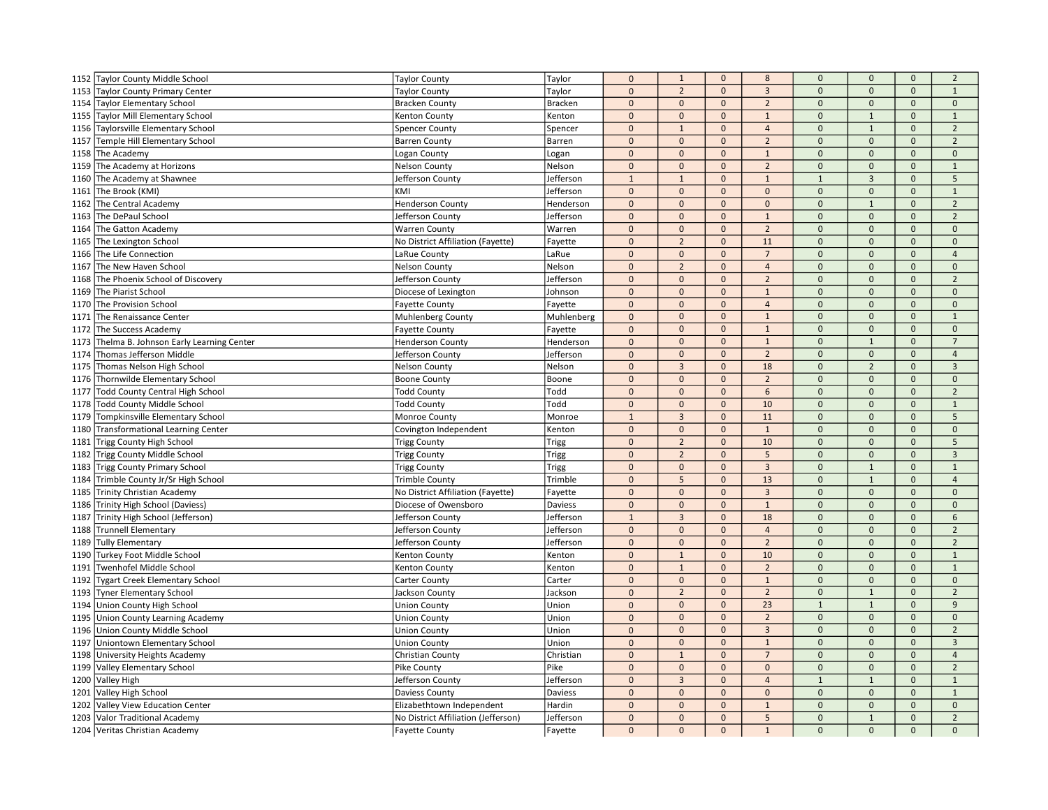| | | | | | | | | | | | |
|---|---|---|---|---|---|---|---|---|---|---|---|
| 1152 | Taylor County Middle School | Taylor County | Taylor | 0 | 1 | 0 | 8 | 0 | 0 | 0 | 2 |
| 1153 | Taylor County Primary Center | Taylor County | Taylor | 0 | 2 | 0 | 3 | 0 | 0 | 0 | 1 |
| 1154 | Taylor Elementary School | Bracken County | Bracken | 0 | 0 | 0 | 2 | 0 | 0 | 0 | 0 |
| 1155 | Taylor Mill Elementary School | Kenton County | Kenton | 0 | 0 | 0 | 1 | 0 | 1 | 0 | 1 |
| 1156 | Taylorsville Elementary School | Spencer County | Spencer | 0 | 1 | 0 | 4 | 0 | 1 | 0 | 2 |
| 1157 | Temple Hill Elementary School | Barren County | Barren | 0 | 0 | 0 | 2 | 0 | 0 | 0 | 2 |
| 1158 | The Academy | Logan County | Logan | 0 | 0 | 0 | 1 | 0 | 0 | 0 | 0 |
| 1159 | The Academy at Horizons | Nelson County | Nelson | 0 | 0 | 0 | 2 | 0 | 0 | 0 | 1 |
| 1160 | The Academy at Shawnee | Jefferson County | Jefferson | 1 | 1 | 0 | 1 | 1 | 3 | 0 | 5 |
| 1161 | The Brook (KMI) | KMI | Jefferson | 0 | 0 | 0 | 0 | 0 | 0 | 0 | 1 |
| 1162 | The Central Academy | Henderson County | Henderson | 0 | 0 | 0 | 0 | 0 | 1 | 0 | 2 |
| 1163 | The DePaul School | Jefferson County | Jefferson | 0 | 0 | 0 | 1 | 0 | 0 | 0 | 2 |
| 1164 | The Gatton Academy | Warren County | Warren | 0 | 0 | 0 | 2 | 0 | 0 | 0 | 0 |
| 1165 | The Lexington School | No District Affiliation (Fayette) | Fayette | 0 | 2 | 0 | 11 | 0 | 0 | 0 | 0 |
| 1166 | The Life Connection | LaRue County | LaRue | 0 | 0 | 0 | 7 | 0 | 0 | 0 | 4 |
| 1167 | The New Haven School | Nelson County | Nelson | 0 | 2 | 0 | 4 | 0 | 0 | 0 | 0 |
| 1168 | The Phoenix School of Discovery | Jefferson County | Jefferson | 0 | 0 | 0 | 2 | 0 | 0 | 0 | 2 |
| 1169 | The Piarist School | Diocese of Lexington | Johnson | 0 | 0 | 0 | 1 | 0 | 0 | 0 | 0 |
| 1170 | The Provision School | Fayette County | Fayette | 0 | 0 | 0 | 4 | 0 | 0 | 0 | 0 |
| 1171 | The Renaissance Center | Muhlenberg County | Muhlenberg | 0 | 0 | 0 | 1 | 0 | 0 | 0 | 1 |
| 1172 | The Success Academy | Fayette County | Fayette | 0 | 0 | 0 | 1 | 0 | 0 | 0 | 0 |
| 1173 | Thelma B. Johnson Early Learning Center | Henderson County | Henderson | 0 | 0 | 0 | 1 | 0 | 1 | 0 | 7 |
| 1174 | Thomas Jefferson Middle | Jefferson County | Jefferson | 0 | 0 | 0 | 2 | 0 | 0 | 0 | 4 |
| 1175 | Thomas Nelson High School | Nelson County | Nelson | 0 | 3 | 0 | 18 | 0 | 2 | 0 | 3 |
| 1176 | Thornwilde Elementary School | Boone County | Boone | 0 | 0 | 0 | 2 | 0 | 0 | 0 | 0 |
| 1177 | Todd County Central High School | Todd County | Todd | 0 | 0 | 0 | 6 | 0 | 0 | 0 | 2 |
| 1178 | Todd County Middle School | Todd County | Todd | 0 | 0 | 0 | 10 | 0 | 0 | 0 | 1 |
| 1179 | Tompkinsville Elementary School | Monroe County | Monroe | 1 | 3 | 0 | 11 | 0 | 0 | 0 | 5 |
| 1180 | Transformational Learning Center | Covington Independent | Kenton | 0 | 0 | 0 | 1 | 0 | 0 | 0 | 0 |
| 1181 | Trigg County High School | Trigg County | Trigg | 0 | 2 | 0 | 10 | 0 | 0 | 0 | 5 |
| 1182 | Trigg County Middle School | Trigg County | Trigg | 0 | 2 | 0 | 5 | 0 | 0 | 0 | 3 |
| 1183 | Trigg County Primary School | Trigg County | Trigg | 0 | 0 | 0 | 3 | 0 | 1 | 0 | 1 |
| 1184 | Trimble County Jr/Sr High School | Trimble County | Trimble | 0 | 5 | 0 | 13 | 0 | 1 | 0 | 4 |
| 1185 | Trinity Christian Academy | No District Affiliation (Fayette) | Fayette | 0 | 0 | 0 | 3 | 0 | 0 | 0 | 0 |
| 1186 | Trinity High School (Daviess) | Diocese of Owensboro | Daviess | 0 | 0 | 0 | 1 | 0 | 0 | 0 | 0 |
| 1187 | Trinity High School (Jefferson) | Jefferson County | Jefferson | 1 | 3 | 0 | 18 | 0 | 0 | 0 | 6 |
| 1188 | Trunnell Elementary | Jefferson County | Jefferson | 0 | 0 | 0 | 4 | 0 | 0 | 0 | 2 |
| 1189 | Tully Elementary | Jefferson County | Jefferson | 0 | 0 | 0 | 2 | 0 | 0 | 0 | 2 |
| 1190 | Turkey Foot Middle School | Kenton County | Kenton | 0 | 1 | 0 | 10 | 0 | 0 | 0 | 1 |
| 1191 | Twenhofel Middle School | Kenton County | Kenton | 0 | 1 | 0 | 2 | 0 | 0 | 0 | 1 |
| 1192 | Tygart Creek Elementary School | Carter County | Carter | 0 | 0 | 0 | 1 | 0 | 0 | 0 | 0 |
| 1193 | Tyner Elementary School | Jackson County | Jackson | 0 | 2 | 0 | 2 | 0 | 1 | 0 | 2 |
| 1194 | Union County High School | Union County | Union | 0 | 0 | 0 | 23 | 1 | 1 | 0 | 9 |
| 1195 | Union County Learning Academy | Union County | Union | 0 | 0 | 0 | 2 | 0 | 0 | 0 | 0 |
| 1196 | Union County Middle School | Union County | Union | 0 | 0 | 0 | 3 | 0 | 0 | 0 | 2 |
| 1197 | Uniontown Elementary School | Union County | Union | 0 | 0 | 0 | 1 | 0 | 0 | 0 | 3 |
| 1198 | University Heights Academy | Christian County | Christian | 0 | 1 | 0 | 7 | 0 | 0 | 0 | 4 |
| 1199 | Valley Elementary School | Pike County | Pike | 0 | 0 | 0 | 0 | 0 | 0 | 0 | 2 |
| 1200 | Valley High | Jefferson County | Jefferson | 0 | 3 | 0 | 4 | 1 | 1 | 0 | 1 |
| 1201 | Valley High School | Daviess County | Daviess | 0 | 0 | 0 | 0 | 0 | 0 | 0 | 1 |
| 1202 | Valley View Education Center | Elizabethtown Independent | Hardin | 0 | 0 | 0 | 1 | 0 | 0 | 0 | 0 |
| 1203 | Valor Traditional Academy | No District Affiliation (Jefferson) | Jefferson | 0 | 0 | 0 | 5 | 0 | 1 | 0 | 2 |
| 1204 | Veritas Christian Academy | Fayette County | Fayette | 0 | 0 | 0 | 1 | 0 | 0 | 0 | 0 |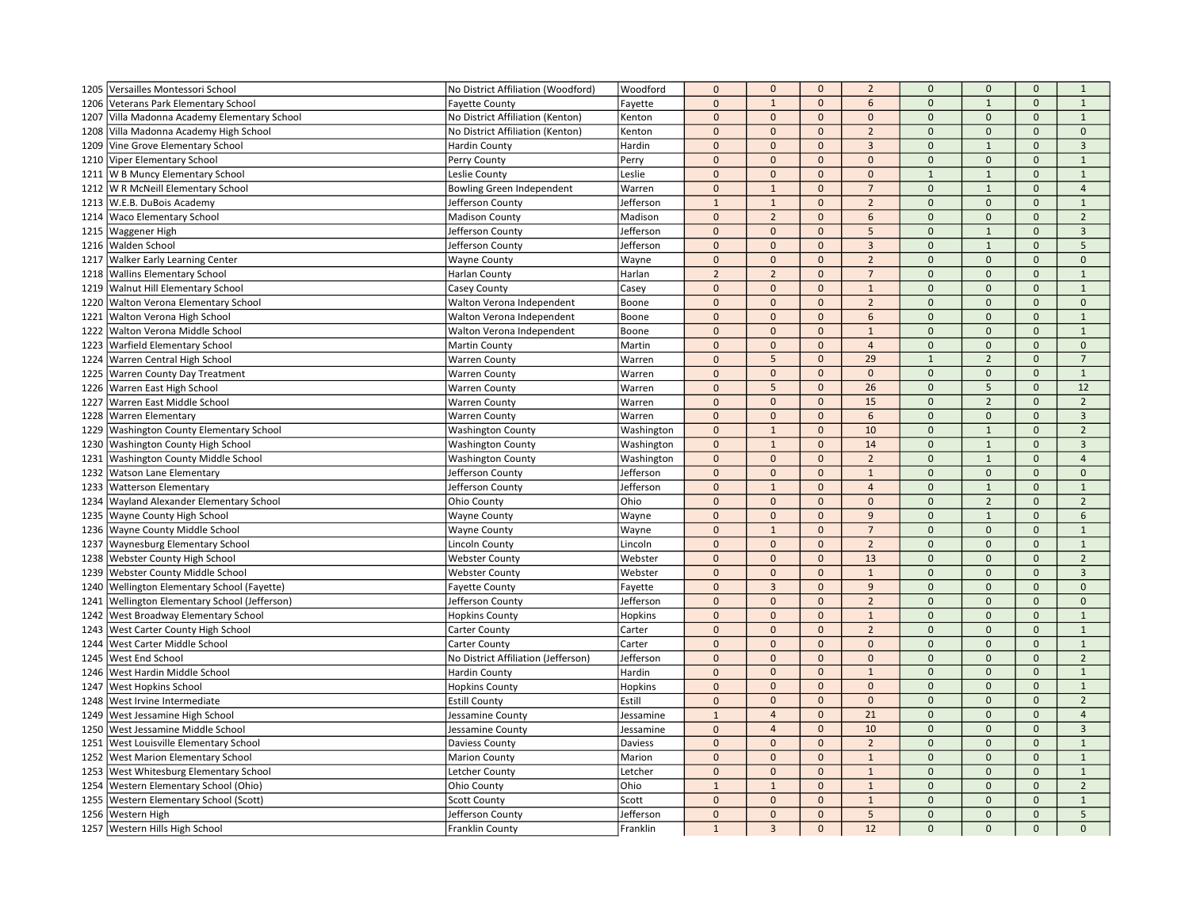| | | | | | | | | | | | |
|---|---|---|---|---|---|---|---|---|---|---|---|
| 1205 | Versailles Montessori School | No District Affiliation (Woodford) | Woodford | 0 | 0 | 0 | 2 | 0 | 0 | 0 | 1 |
| 1206 | Veterans Park Elementary School | Fayette County | Fayette | 0 | 1 | 0 | 6 | 0 | 1 | 0 | 1 |
| 1207 | Villa Madonna Academy Elementary School | No District Affiliation (Kenton) | Kenton | 0 | 0 | 0 | 0 | 0 | 0 | 0 | 1 |
| 1208 | Villa Madonna Academy High School | No District Affiliation (Kenton) | Kenton | 0 | 0 | 0 | 2 | 0 | 0 | 0 | 0 |
| 1209 | Vine Grove Elementary School | Hardin County | Hardin | 0 | 0 | 0 | 3 | 0 | 1 | 0 | 3 |
| 1210 | Viper Elementary School | Perry County | Perry | 0 | 0 | 0 | 0 | 0 | 0 | 0 | 1 |
| 1211 | W B Muncy Elementary School | Leslie County | Leslie | 0 | 0 | 0 | 0 | 1 | 1 | 0 | 1 |
| 1212 | W R McNeill Elementary School | Bowling Green Independent | Warren | 0 | 1 | 0 | 7 | 0 | 1 | 0 | 4 |
| 1213 | W.E.B. DuBois Academy | Jefferson County | Jefferson | 1 | 1 | 0 | 2 | 0 | 0 | 0 | 1 |
| 1214 | Waco Elementary School | Madison County | Madison | 0 | 2 | 0 | 6 | 0 | 0 | 0 | 2 |
| 1215 | Waggener High | Jefferson County | Jefferson | 0 | 0 | 0 | 5 | 0 | 1 | 0 | 3 |
| 1216 | Walden School | Jefferson County | Jefferson | 0 | 0 | 0 | 3 | 0 | 1 | 0 | 5 |
| 1217 | Walker Early Learning Center | Wayne County | Wayne | 0 | 0 | 0 | 2 | 0 | 0 | 0 | 0 |
| 1218 | Wallins Elementary School | Harlan County | Harlan | 2 | 2 | 0 | 7 | 0 | 0 | 0 | 1 |
| 1219 | Walnut Hill Elementary School | Casey County | Casey | 0 | 0 | 0 | 1 | 0 | 0 | 0 | 1 |
| 1220 | Walton Verona Elementary School | Walton Verona Independent | Boone | 0 | 0 | 0 | 2 | 0 | 0 | 0 | 0 |
| 1221 | Walton Verona High School | Walton Verona Independent | Boone | 0 | 0 | 0 | 6 | 0 | 0 | 0 | 1 |
| 1222 | Walton Verona Middle School | Walton Verona Independent | Boone | 0 | 0 | 0 | 1 | 0 | 0 | 0 | 1 |
| 1223 | Warfield Elementary School | Martin County | Martin | 0 | 0 | 0 | 4 | 0 | 0 | 0 | 0 |
| 1224 | Warren Central High School | Warren County | Warren | 0 | 5 | 0 | 29 | 1 | 2 | 0 | 7 |
| 1225 | Warren County Day Treatment | Warren County | Warren | 0 | 0 | 0 | 0 | 0 | 0 | 0 | 1 |
| 1226 | Warren East High School | Warren County | Warren | 0 | 5 | 0 | 26 | 0 | 5 | 0 | 12 |
| 1227 | Warren East Middle School | Warren County | Warren | 0 | 0 | 0 | 15 | 0 | 2 | 0 | 2 |
| 1228 | Warren Elementary | Warren County | Warren | 0 | 0 | 0 | 6 | 0 | 0 | 0 | 3 |
| 1229 | Washington County Elementary School | Washington County | Washington | 0 | 1 | 0 | 10 | 0 | 1 | 0 | 2 |
| 1230 | Washington County High School | Washington County | Washington | 0 | 1 | 0 | 14 | 0 | 1 | 0 | 3 |
| 1231 | Washington County Middle School | Washington County | Washington | 0 | 0 | 0 | 2 | 0 | 1 | 0 | 4 |
| 1232 | Watson Lane Elementary | Jefferson County | Jefferson | 0 | 0 | 0 | 1 | 0 | 0 | 0 | 0 |
| 1233 | Watterson Elementary | Jefferson County | Jefferson | 0 | 1 | 0 | 4 | 0 | 1 | 0 | 1 |
| 1234 | Wayland Alexander Elementary School | Ohio County | Ohio | 0 | 0 | 0 | 0 | 0 | 2 | 0 | 2 |
| 1235 | Wayne County High School | Wayne County | Wayne | 0 | 0 | 0 | 9 | 0 | 1 | 0 | 6 |
| 1236 | Wayne County Middle School | Wayne County | Wayne | 0 | 1 | 0 | 7 | 0 | 0 | 0 | 1 |
| 1237 | Waynesburg Elementary School | Lincoln County | Lincoln | 0 | 0 | 0 | 2 | 0 | 0 | 0 | 1 |
| 1238 | Webster County High School | Webster County | Webster | 0 | 0 | 0 | 13 | 0 | 0 | 0 | 2 |
| 1239 | Webster County Middle School | Webster County | Webster | 0 | 0 | 0 | 1 | 0 | 0 | 0 | 3 |
| 1240 | Wellington Elementary School (Fayette) | Fayette County | Fayette | 0 | 3 | 0 | 9 | 0 | 0 | 0 | 0 |
| 1241 | Wellington Elementary School (Jefferson) | Jefferson County | Jefferson | 0 | 0 | 0 | 2 | 0 | 0 | 0 | 0 |
| 1242 | West Broadway Elementary School | Hopkins County | Hopkins | 0 | 0 | 0 | 1 | 0 | 0 | 0 | 1 |
| 1243 | West Carter County High School | Carter County | Carter | 0 | 0 | 0 | 2 | 0 | 0 | 0 | 1 |
| 1244 | West Carter Middle School | Carter County | Carter | 0 | 0 | 0 | 0 | 0 | 0 | 0 | 1 |
| 1245 | West End School | No District Affiliation (Jefferson) | Jefferson | 0 | 0 | 0 | 0 | 0 | 0 | 0 | 2 |
| 1246 | West Hardin Middle School | Hardin County | Hardin | 0 | 0 | 0 | 1 | 0 | 0 | 0 | 1 |
| 1247 | West Hopkins School | Hopkins County | Hopkins | 0 | 0 | 0 | 0 | 0 | 0 | 0 | 1 |
| 1248 | West Irvine Intermediate | Estill County | Estill | 0 | 0 | 0 | 0 | 0 | 0 | 0 | 2 |
| 1249 | West Jessamine High School | Jessamine County | Jessamine | 1 | 4 | 0 | 21 | 0 | 0 | 0 | 4 |
| 1250 | West Jessamine Middle School | Jessamine County | Jessamine | 0 | 4 | 0 | 10 | 0 | 0 | 0 | 3 |
| 1251 | West Louisville Elementary School | Daviess County | Daviess | 0 | 0 | 0 | 2 | 0 | 0 | 0 | 1 |
| 1252 | West Marion Elementary School | Marion County | Marion | 0 | 0 | 0 | 1 | 0 | 0 | 0 | 1 |
| 1253 | West Whitesburg Elementary School | Letcher County | Letcher | 0 | 0 | 0 | 1 | 0 | 0 | 0 | 1 |
| 1254 | Western Elementary School (Ohio) | Ohio County | Ohio | 1 | 1 | 0 | 1 | 0 | 0 | 0 | 2 |
| 1255 | Western Elementary School (Scott) | Scott County | Scott | 0 | 0 | 0 | 1 | 0 | 0 | 0 | 1 |
| 1256 | Western High | Jefferson County | Jefferson | 0 | 0 | 0 | 5 | 0 | 0 | 0 | 5 |
| 1257 | Western Hills High School | Franklin County | Franklin | 1 | 3 | 0 | 12 | 0 | 0 | 0 | 0 |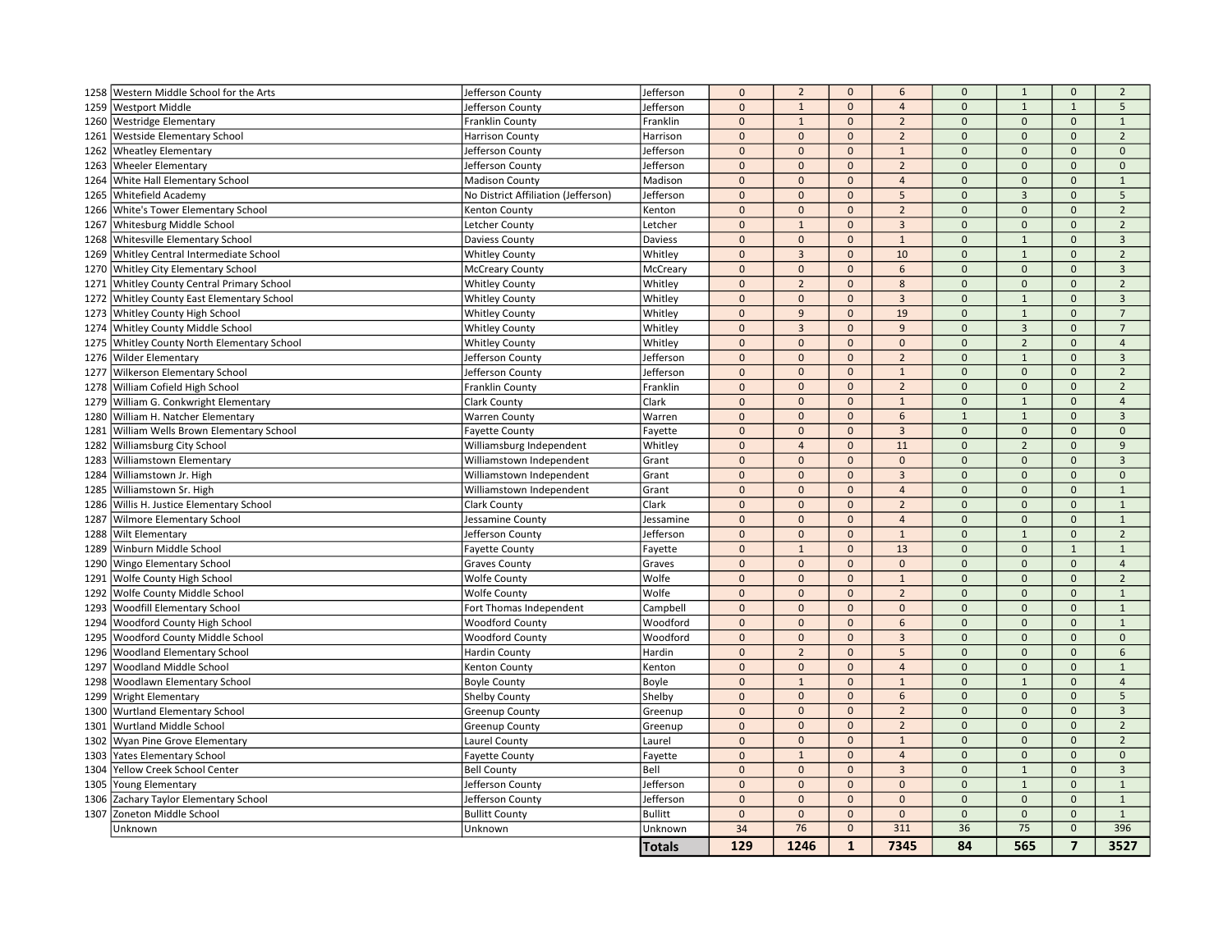| | | | | | | | | | | | |
|---|---|---|---|---|---|---|---|---|---|---|---|
| 1258 | Western Middle School for the Arts | Jefferson County | Jefferson | 0 | 2 | 0 | 6 | 0 | 1 | 0 | 2 |
| 1259 | Westport Middle | Jefferson County | Jefferson | 0 | 1 | 0 | 4 | 0 | 1 | 1 | 5 |
| 1260 | Westridge Elementary | Franklin County | Franklin | 0 | 1 | 0 | 2 | 0 | 0 | 0 | 1 |
| 1261 | Westside Elementary School | Harrison County | Harrison | 0 | 0 | 0 | 2 | 0 | 0 | 0 | 2 |
| 1262 | Wheatley Elementary | Jefferson County | Jefferson | 0 | 0 | 0 | 1 | 0 | 0 | 0 | 0 |
| 1263 | Wheeler Elementary | Jefferson County | Jefferson | 0 | 0 | 0 | 2 | 0 | 0 | 0 | 0 |
| 1264 | White Hall Elementary School | Madison County | Madison | 0 | 0 | 0 | 4 | 0 | 0 | 0 | 1 |
| 1265 | Whitefield Academy | No District Affiliation (Jefferson) | Jefferson | 0 | 0 | 0 | 5 | 0 | 3 | 0 | 5 |
| 1266 | White's Tower Elementary School | Kenton County | Kenton | 0 | 0 | 0 | 2 | 0 | 0 | 0 | 2 |
| 1267 | Whitesburg Middle School | Letcher County | Letcher | 0 | 1 | 0 | 3 | 0 | 0 | 0 | 2 |
| 1268 | Whitesville Elementary School | Daviess County | Daviess | 0 | 0 | 0 | 1 | 0 | 1 | 0 | 3 |
| 1269 | Whitley Central Intermediate School | Whitley County | Whitley | 0 | 3 | 0 | 10 | 0 | 1 | 0 | 2 |
| 1270 | Whitley City Elementary School | McCreary County | McCreary | 0 | 0 | 0 | 6 | 0 | 0 | 0 | 3 |
| 1271 | Whitley County Central Primary School | Whitley County | Whitley | 0 | 2 | 0 | 8 | 0 | 0 | 0 | 2 |
| 1272 | Whitley County East Elementary School | Whitley County | Whitley | 0 | 0 | 0 | 3 | 0 | 1 | 0 | 3 |
| 1273 | Whitley County High School | Whitley County | Whitley | 0 | 9 | 0 | 19 | 0 | 1 | 0 | 7 |
| 1274 | Whitley County Middle School | Whitley County | Whitley | 0 | 3 | 0 | 9 | 0 | 3 | 0 | 7 |
| 1275 | Whitley County North Elementary School | Whitley County | Whitley | 0 | 0 | 0 | 0 | 0 | 2 | 0 | 4 |
| 1276 | Wilder Elementary | Jefferson County | Jefferson | 0 | 0 | 0 | 2 | 0 | 1 | 0 | 3 |
| 1277 | Wilkerson Elementary School | Jefferson County | Jefferson | 0 | 0 | 0 | 1 | 0 | 0 | 0 | 2 |
| 1278 | William Cofield High School | Franklin County | Franklin | 0 | 0 | 0 | 2 | 0 | 0 | 0 | 2 |
| 1279 | William G. Conkwright Elementary | Clark County | Clark | 0 | 0 | 0 | 1 | 0 | 1 | 0 | 4 |
| 1280 | William H. Natcher Elementary | Warren County | Warren | 0 | 0 | 0 | 6 | 1 | 1 | 0 | 3 |
| 1281 | William Wells Brown Elementary School | Fayette County | Fayette | 0 | 0 | 0 | 3 | 0 | 0 | 0 | 0 |
| 1282 | Williamsburg City School | Williamsburg Independent | Whitley | 0 | 4 | 0 | 11 | 0 | 2 | 0 | 9 |
| 1283 | Williamstown Elementary | Williamstown Independent | Grant | 0 | 0 | 0 | 0 | 0 | 0 | 0 | 3 |
| 1284 | Williamstown Jr. High | Williamstown Independent | Grant | 0 | 0 | 0 | 3 | 0 | 0 | 0 | 0 |
| 1285 | Williamstown Sr. High | Williamstown Independent | Grant | 0 | 0 | 0 | 4 | 0 | 0 | 0 | 1 |
| 1286 | Willis H. Justice Elementary School | Clark County | Clark | 0 | 0 | 0 | 2 | 0 | 0 | 0 | 1 |
| 1287 | Wilmore Elementary School | Jessamine County | Jessamine | 0 | 0 | 0 | 4 | 0 | 0 | 0 | 1 |
| 1288 | Wilt Elementary | Jefferson County | Jefferson | 0 | 0 | 0 | 1 | 0 | 1 | 0 | 2 |
| 1289 | Winburn Middle School | Fayette County | Fayette | 0 | 1 | 0 | 13 | 0 | 0 | 1 | 1 |
| 1290 | Wingo Elementary School | Graves County | Graves | 0 | 0 | 0 | 0 | 0 | 0 | 0 | 4 |
| 1291 | Wolfe County High School | Wolfe County | Wolfe | 0 | 0 | 0 | 1 | 0 | 0 | 0 | 2 |
| 1292 | Wolfe County Middle School | Wolfe County | Wolfe | 0 | 0 | 0 | 2 | 0 | 0 | 0 | 1 |
| 1293 | Woodfill Elementary School | Fort Thomas Independent | Campbell | 0 | 0 | 0 | 0 | 0 | 0 | 0 | 1 |
| 1294 | Woodford County High School | Woodford County | Woodford | 0 | 0 | 0 | 6 | 0 | 0 | 0 | 1 |
| 1295 | Woodford County Middle School | Woodford County | Woodford | 0 | 0 | 0 | 3 | 0 | 0 | 0 | 0 |
| 1296 | Woodland Elementary School | Hardin County | Hardin | 0 | 2 | 0 | 5 | 0 | 0 | 0 | 6 |
| 1297 | Woodland Middle School | Kenton County | Kenton | 0 | 0 | 0 | 4 | 0 | 0 | 0 | 1 |
| 1298 | Woodlawn Elementary School | Boyle County | Boyle | 0 | 1 | 0 | 1 | 0 | 1 | 0 | 4 |
| 1299 | Wright Elementary | Shelby County | Shelby | 0 | 0 | 0 | 6 | 0 | 0 | 0 | 5 |
| 1300 | Wurtland Elementary School | Greenup County | Greenup | 0 | 0 | 0 | 2 | 0 | 0 | 0 | 3 |
| 1301 | Wurtland Middle School | Greenup County | Greenup | 0 | 0 | 0 | 2 | 0 | 0 | 0 | 2 |
| 1302 | Wyan Pine Grove Elementary | Laurel County | Laurel | 0 | 0 | 0 | 1 | 0 | 0 | 0 | 2 |
| 1303 | Yates Elementary School | Fayette County | Fayette | 0 | 1 | 0 | 4 | 0 | 0 | 0 | 0 |
| 1304 | Yellow Creek School Center | Bell County | Bell | 0 | 0 | 0 | 3 | 0 | 1 | 0 | 3 |
| 1305 | Young Elementary | Jefferson County | Jefferson | 0 | 0 | 0 | 0 | 0 | 1 | 0 | 1 |
| 1306 | Zachary Taylor Elementary School | Jefferson County | Jefferson | 0 | 0 | 0 | 0 | 0 | 0 | 0 | 1 |
| 1307 | Zoneton Middle School | Bullitt County | Bullitt | 0 | 0 | 0 | 0 | 0 | 0 | 0 | 1 |
| | Unknown | Unknown | Unknown | 34 | 76 | 0 | 311 | 36 | 75 | 0 | 396 |
| | | | **Totals** | **129** | **1246** | **1** | **7345** | **84** | **565** | **7** | **3527** |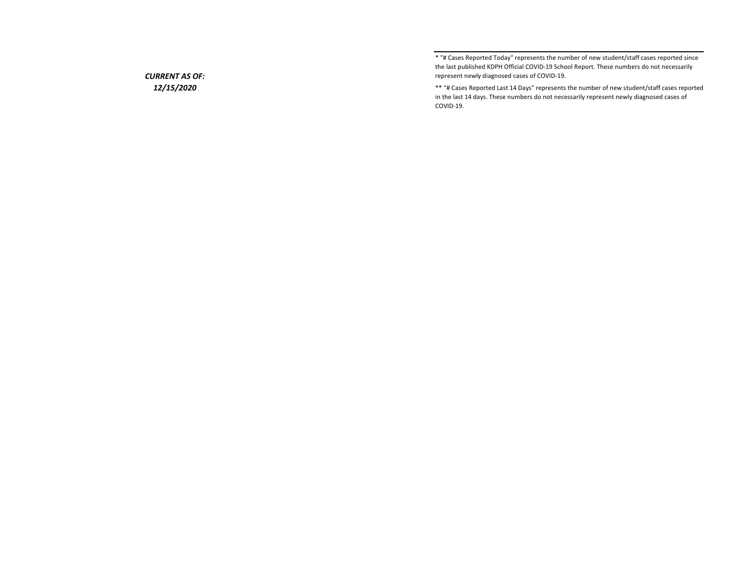***CURRENT AS OF:***
***12/15/2020***

* "# Cases Reported Today" represents the number of new student/staff cases reported since the last published KDPH Official COVID-19 School Report. These numbers do not necessarily represent newly diagnosed cases of COVID-19.

** "# Cases Reported Last 14 Days" represents the number of new student/staff cases reported in the last 14 days. These numbers do not necessarily represent newly diagnosed cases of COVID-19.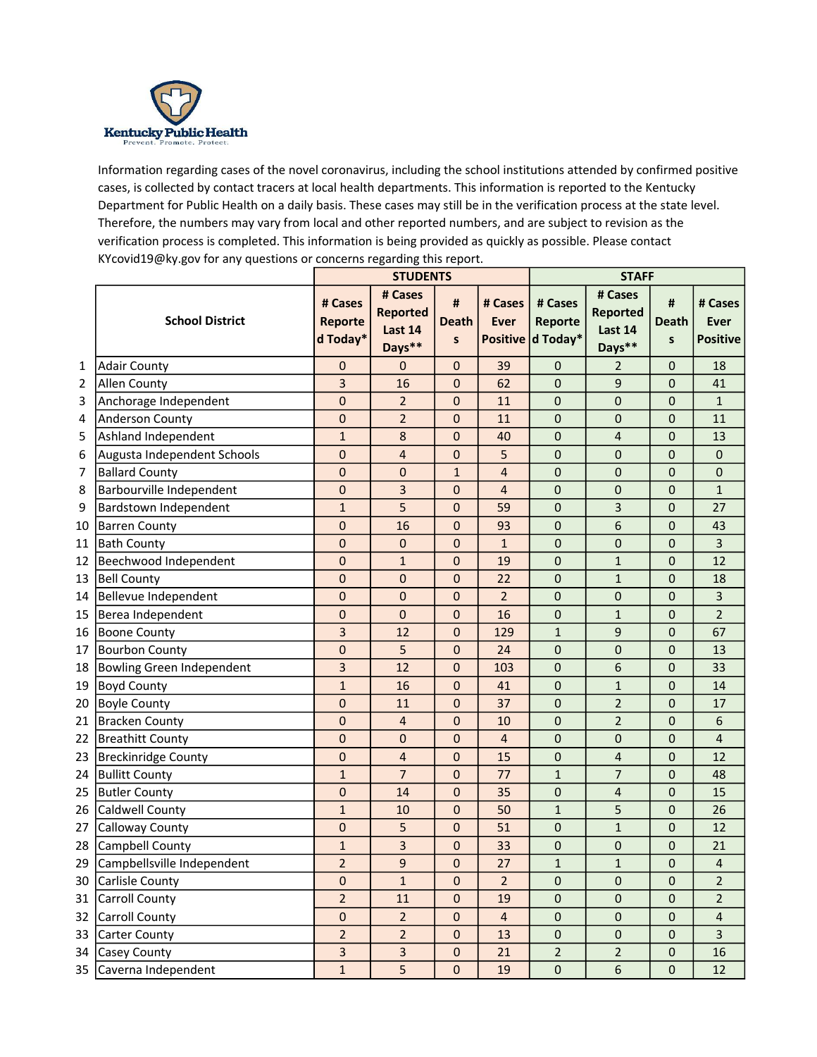Kentucky Public Health
Prevent. Promote. Protect.

Information regarding cases of the novel coronavirus, including the school institutions attended by confirmed positive cases, is collected by contact tracers at local health departments. This information is reported to the Kentucky Department for Public Health on a daily basis. These cases may still be in the verification process at the state level. Therefore, the numbers may vary from local and other reported numbers, and are subject to revision as the verification process is completed. This information is being provided as quickly as possible. Please contact KYcovid19@ky.gov for any questions or concerns regarding this report.

| | | STUDENTS | | | | STAFF | | | |
|---|---|---|---|---|---|---|---|---|---|
| | School District | # Cases Reported Today* | # Cases Reported Last 14 Days** | # Deaths | # Cases Ever Positive | # Cases Reported Today* | # Cases Reported Last 14 Days** | # Deaths | # Cases Ever Positive |
| 1 | Adair County | 0 | 0 | 0 | 39 | 0 | 2 | 0 | 18 |
| 2 | Allen County | 3 | 16 | 0 | 62 | 0 | 9 | 0 | 41 |
| 3 | Anchorage Independent | 0 | 2 | 0 | 11 | 0 | 0 | 0 | 1 |
| 4 | Anderson County | 0 | 2 | 0 | 11 | 0 | 0 | 0 | 11 |
| 5 | Ashland Independent | 1 | 8 | 0 | 40 | 0 | 4 | 0 | 13 |
| 6 | Augusta Independent Schools | 0 | 4 | 0 | 5 | 0 | 0 | 0 | 0 |
| 7 | Ballard County | 0 | 0 | 1 | 4 | 0 | 0 | 0 | 0 |
| 8 | Barbourville Independent | 0 | 3 | 0 | 4 | 0 | 0 | 0 | 1 |
| 9 | Bardstown Independent | 1 | 5 | 0 | 59 | 0 | 3 | 0 | 27 |
| 10 | Barren County | 0 | 16 | 0 | 93 | 0 | 6 | 0 | 43 |
| 11 | Bath County | 0 | 0 | 0 | 1 | 0 | 0 | 0 | 3 |
| 12 | Beechwood Independent | 0 | 1 | 0 | 19 | 0 | 1 | 0 | 12 |
| 13 | Bell County | 0 | 0 | 0 | 22 | 0 | 1 | 0 | 18 |
| 14 | Bellevue Independent | 0 | 0 | 0 | 2 | 0 | 0 | 0 | 3 |
| 15 | Berea Independent | 0 | 0 | 0 | 16 | 0 | 1 | 0 | 2 |
| 16 | Boone County | 3 | 12 | 0 | 129 | 1 | 9 | 0 | 67 |
| 17 | Bourbon County | 0 | 5 | 0 | 24 | 0 | 0 | 0 | 13 |
| 18 | Bowling Green Independent | 3 | 12 | 0 | 103 | 0 | 6 | 0 | 33 |
| 19 | Boyd County | 1 | 16 | 0 | 41 | 0 | 1 | 0 | 14 |
| 20 | Boyle County | 0 | 11 | 0 | 37 | 0 | 2 | 0 | 17 |
| 21 | Bracken County | 0 | 4 | 0 | 10 | 0 | 2 | 0 | 6 |
| 22 | Breathitt County | 0 | 0 | 0 | 4 | 0 | 0 | 0 | 4 |
| 23 | Breckinridge County | 0 | 4 | 0 | 15 | 0 | 4 | 0 | 12 |
| 24 | Bullitt County | 1 | 7 | 0 | 77 | 1 | 7 | 0 | 48 |
| 25 | Butler County | 0 | 14 | 0 | 35 | 0 | 4 | 0 | 15 |
| 26 | Caldwell County | 1 | 10 | 0 | 50 | 1 | 5 | 0 | 26 |
| 27 | Calloway County | 0 | 5 | 0 | 51 | 0 | 1 | 0 | 12 |
| 28 | Campbell County | 1 | 3 | 0 | 33 | 0 | 0 | 0 | 21 |
| 29 | Campbellsville Independent | 2 | 9 | 0 | 27 | 1 | 1 | 0 | 4 |
| 30 | Carlisle County | 0 | 1 | 0 | 2 | 0 | 0 | 0 | 2 |
| 31 | Carroll County | 2 | 11 | 0 | 19 | 0 | 0 | 0 | 2 |
| 32 | Carroll County | 0 | 2 | 0 | 4 | 0 | 0 | 0 | 4 |
| 33 | Carter County | 2 | 2 | 0 | 13 | 0 | 0 | 0 | 3 |
| 34 | Casey County | 3 | 3 | 0 | 21 | 2 | 2 | 0 | 16 |
| 35 | Caverna Independent | 1 | 5 | 0 | 19 | 0 | 6 | 0 | 12 |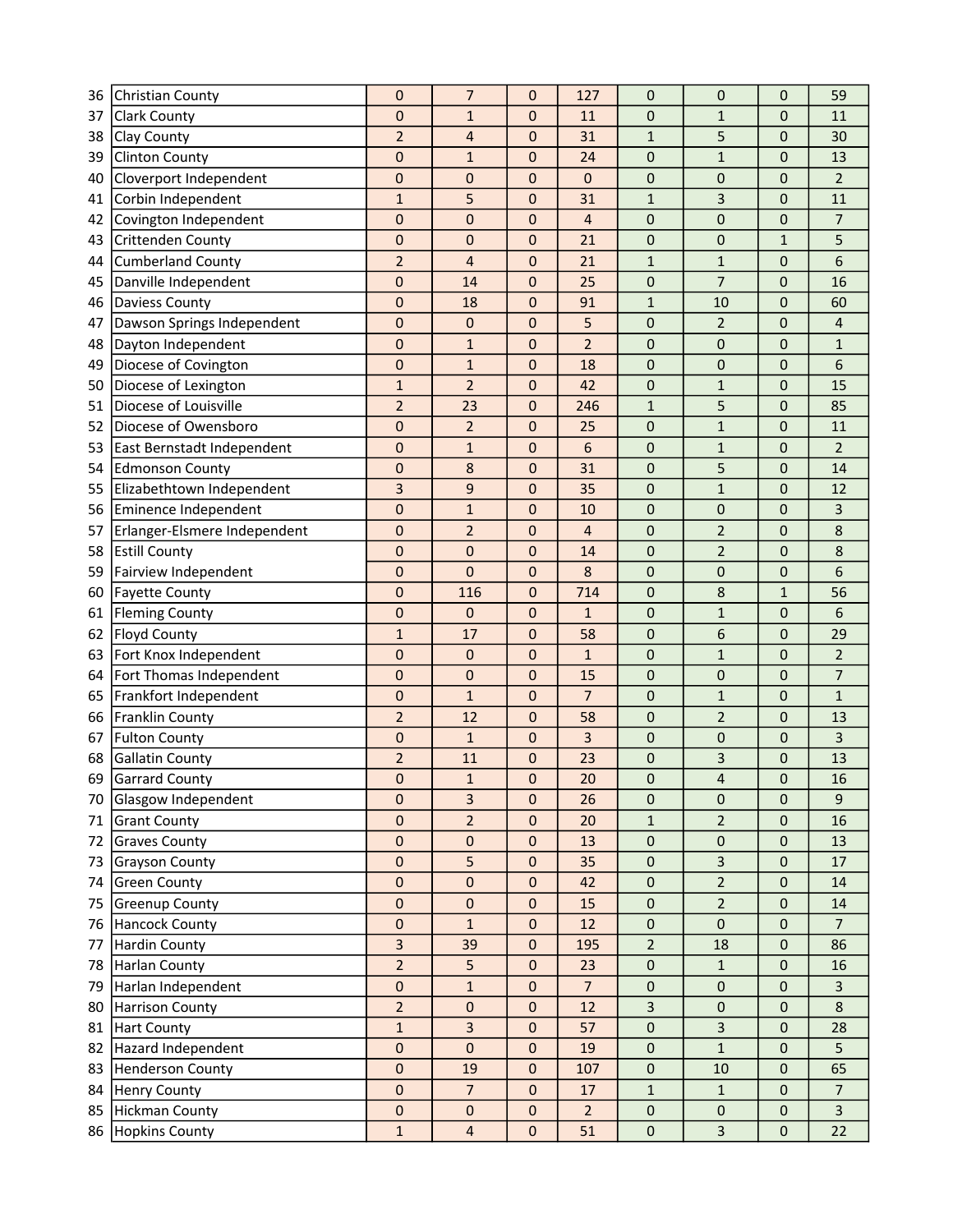| | | | | | | | | | |
|---|---|---|---|---|---|---|---|---|---|
| 36 | Christian County | 0 | 7 | 0 | 127 | 0 | 0 | 0 | 59 |
| 37 | Clark County | 0 | 1 | 0 | 11 | 0 | 1 | 0 | 11 |
| 38 | Clay County | 2 | 4 | 0 | 31 | 1 | 5 | 0 | 30 |
| 39 | Clinton County | 0 | 1 | 0 | 24 | 0 | 1 | 0 | 13 |
| 40 | Cloverport Independent | 0 | 0 | 0 | 0 | 0 | 0 | 0 | 2 |
| 41 | Corbin Independent | 1 | 5 | 0 | 31 | 1 | 3 | 0 | 11 |
| 42 | Covington Independent | 0 | 0 | 0 | 4 | 0 | 0 | 0 | 7 |
| 43 | Crittenden County | 0 | 0 | 0 | 21 | 0 | 0 | 1 | 5 |
| 44 | Cumberland County | 2 | 4 | 0 | 21 | 1 | 1 | 0 | 6 |
| 45 | Danville Independent | 0 | 14 | 0 | 25 | 0 | 7 | 0 | 16 |
| 46 | Daviess County | 0 | 18 | 0 | 91 | 1 | 10 | 0 | 60 |
| 47 | Dawson Springs Independent | 0 | 0 | 0 | 5 | 0 | 2 | 0 | 4 |
| 48 | Dayton Independent | 0 | 1 | 0 | 2 | 0 | 0 | 0 | 1 |
| 49 | Diocese of Covington | 0 | 1 | 0 | 18 | 0 | 0 | 0 | 6 |
| 50 | Diocese of Lexington | 1 | 2 | 0 | 42 | 0 | 1 | 0 | 15 |
| 51 | Diocese of Louisville | 2 | 23 | 0 | 246 | 1 | 5 | 0 | 85 |
| 52 | Diocese of Owensboro | 0 | 2 | 0 | 25 | 0 | 1 | 0 | 11 |
| 53 | East Bernstadt Independent | 0 | 1 | 0 | 6 | 0 | 1 | 0 | 2 |
| 54 | Edmonson County | 0 | 8 | 0 | 31 | 0 | 5 | 0 | 14 |
| 55 | Elizabethtown Independent | 3 | 9 | 0 | 35 | 0 | 1 | 0 | 12 |
| 56 | Eminence Independent | 0 | 1 | 0 | 10 | 0 | 0 | 0 | 3 |
| 57 | Erlanger-Elsmere Independent | 0 | 2 | 0 | 4 | 0 | 2 | 0 | 8 |
| 58 | Estill County | 0 | 0 | 0 | 14 | 0 | 2 | 0 | 8 |
| 59 | Fairview Independent | 0 | 0 | 0 | 8 | 0 | 0 | 0 | 6 |
| 60 | Fayette County | 0 | 116 | 0 | 714 | 0 | 8 | 1 | 56 |
| 61 | Fleming County | 0 | 0 | 0 | 1 | 0 | 1 | 0 | 6 |
| 62 | Floyd County | 1 | 17 | 0 | 58 | 0 | 6 | 0 | 29 |
| 63 | Fort Knox Independent | 0 | 0 | 0 | 1 | 0 | 1 | 0 | 2 |
| 64 | Fort Thomas Independent | 0 | 0 | 0 | 15 | 0 | 0 | 0 | 7 |
| 65 | Frankfort Independent | 0 | 1 | 0 | 7 | 0 | 1 | 0 | 1 |
| 66 | Franklin County | 2 | 12 | 0 | 58 | 0 | 2 | 0 | 13 |
| 67 | Fulton County | 0 | 1 | 0 | 3 | 0 | 0 | 0 | 3 |
| 68 | Gallatin County | 2 | 11 | 0 | 23 | 0 | 3 | 0 | 13 |
| 69 | Garrard County | 0 | 1 | 0 | 20 | 0 | 4 | 0 | 16 |
| 70 | Glasgow Independent | 0 | 3 | 0 | 26 | 0 | 0 | 0 | 9 |
| 71 | Grant County | 0 | 2 | 0 | 20 | 1 | 2 | 0 | 16 |
| 72 | Graves County | 0 | 0 | 0 | 13 | 0 | 0 | 0 | 13 |
| 73 | Grayson County | 0 | 5 | 0 | 35 | 0 | 3 | 0 | 17 |
| 74 | Green County | 0 | 0 | 0 | 42 | 0 | 2 | 0 | 14 |
| 75 | Greenup County | 0 | 0 | 0 | 15 | 0 | 2 | 0 | 14 |
| 76 | Hancock County | 0 | 1 | 0 | 12 | 0 | 0 | 0 | 7 |
| 77 | Hardin County | 3 | 39 | 0 | 195 | 2 | 18 | 0 | 86 |
| 78 | Harlan County | 2 | 5 | 0 | 23 | 0 | 1 | 0 | 16 |
| 79 | Harlan Independent | 0 | 1 | 0 | 7 | 0 | 0 | 0 | 3 |
| 80 | Harrison County | 2 | 0 | 0 | 12 | 3 | 0 | 0 | 8 |
| 81 | Hart County | 1 | 3 | 0 | 57 | 0 | 3 | 0 | 28 |
| 82 | Hazard Independent | 0 | 0 | 0 | 19 | 0 | 1 | 0 | 5 |
| 83 | Henderson County | 0 | 19 | 0 | 107 | 0 | 10 | 0 | 65 |
| 84 | Henry County | 0 | 7 | 0 | 17 | 1 | 1 | 0 | 7 |
| 85 | Hickman County | 0 | 0 | 0 | 2 | 0 | 0 | 0 | 3 |
| 86 | Hopkins County | 1 | 4 | 0 | 51 | 0 | 3 | 0 | 22 |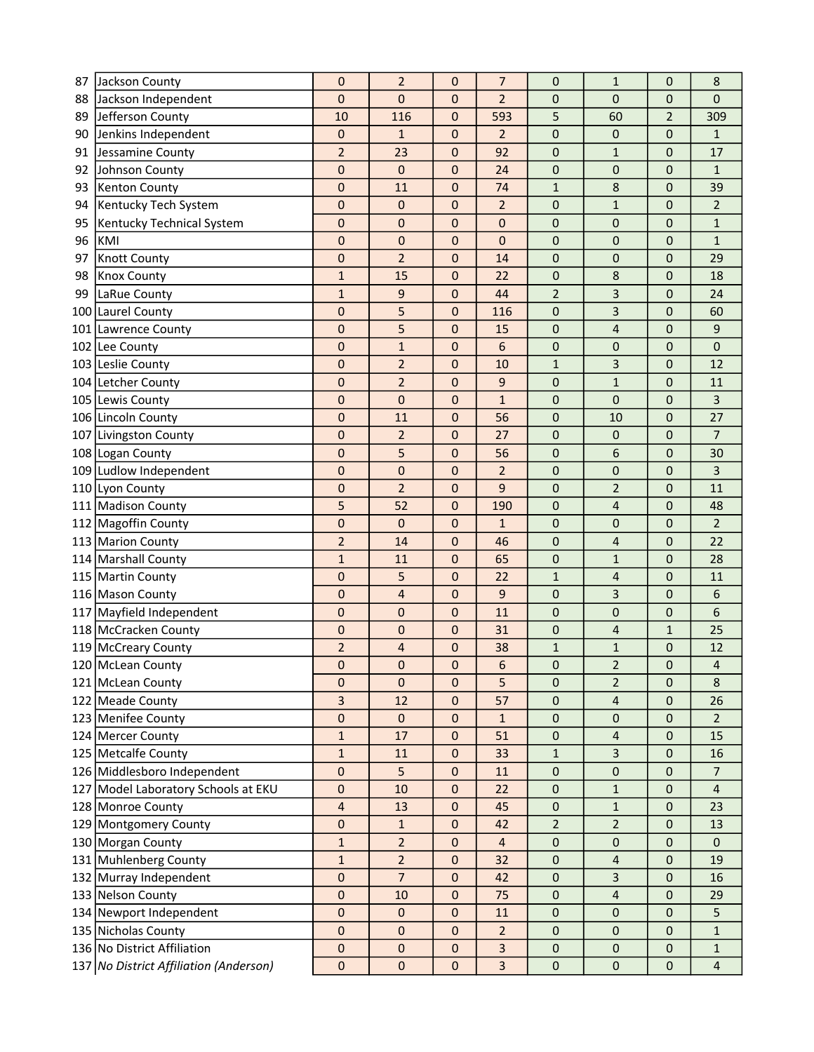| | | | | | | | | | |
|---|---|---|---|---|---|---|---|---|---|
| 87 | Jackson County | 0 | 2 | 0 | 7 | 0 | 1 | 0 | 8 |
| 88 | Jackson Independent | 0 | 0 | 0 | 2 | 0 | 0 | 0 | 0 |
| 89 | Jefferson County | 10 | 116 | 0 | 593 | 5 | 60 | 2 | 309 |
| 90 | Jenkins Independent | 0 | 1 | 0 | 2 | 0 | 0 | 0 | 1 |
| 91 | Jessamine County | 2 | 23 | 0 | 92 | 0 | 1 | 0 | 17 |
| 92 | Johnson County | 0 | 0 | 0 | 24 | 0 | 0 | 0 | 1 |
| 93 | Kenton County | 0 | 11 | 0 | 74 | 1 | 8 | 0 | 39 |
| 94 | Kentucky Tech System | 0 | 0 | 0 | 2 | 0 | 1 | 0 | 2 |
| 95 | Kentucky Technical System | 0 | 0 | 0 | 0 | 0 | 0 | 0 | 1 |
| 96 | KMI | 0 | 0 | 0 | 0 | 0 | 0 | 0 | 1 |
| 97 | Knott County | 0 | 2 | 0 | 14 | 0 | 0 | 0 | 29 |
| 98 | Knox County | 1 | 15 | 0 | 22 | 0 | 8 | 0 | 18 |
| 99 | LaRue County | 1 | 9 | 0 | 44 | 2 | 3 | 0 | 24 |
| 100 | Laurel County | 0 | 5 | 0 | 116 | 0 | 3 | 0 | 60 |
| 101 | Lawrence County | 0 | 5 | 0 | 15 | 0 | 4 | 0 | 9 |
| 102 | Lee County | 0 | 1 | 0 | 6 | 0 | 0 | 0 | 0 |
| 103 | Leslie County | 0 | 2 | 0 | 10 | 1 | 3 | 0 | 12 |
| 104 | Letcher County | 0 | 2 | 0 | 9 | 0 | 1 | 0 | 11 |
| 105 | Lewis County | 0 | 0 | 0 | 1 | 0 | 0 | 0 | 3 |
| 106 | Lincoln County | 0 | 11 | 0 | 56 | 0 | 10 | 0 | 27 |
| 107 | Livingston County | 0 | 2 | 0 | 27 | 0 | 0 | 0 | 7 |
| 108 | Logan County | 0 | 5 | 0 | 56 | 0 | 6 | 0 | 30 |
| 109 | Ludlow Independent | 0 | 0 | 0 | 2 | 0 | 0 | 0 | 3 |
| 110 | Lyon County | 0 | 2 | 0 | 9 | 0 | 2 | 0 | 11 |
| 111 | Madison County | 5 | 52 | 0 | 190 | 0 | 4 | 0 | 48 |
| 112 | Magoffin County | 0 | 0 | 0 | 1 | 0 | 0 | 0 | 2 |
| 113 | Marion County | 2 | 14 | 0 | 46 | 0 | 4 | 0 | 22 |
| 114 | Marshall County | 1 | 11 | 0 | 65 | 0 | 1 | 0 | 28 |
| 115 | Martin County | 0 | 5 | 0 | 22 | 1 | 4 | 0 | 11 |
| 116 | Mason County | 0 | 4 | 0 | 9 | 0 | 3 | 0 | 6 |
| 117 | Mayfield Independent | 0 | 0 | 0 | 11 | 0 | 0 | 0 | 6 |
| 118 | McCracken County | 0 | 0 | 0 | 31 | 0 | 4 | 1 | 25 |
| 119 | McCreary County | 2 | 4 | 0 | 38 | 1 | 1 | 0 | 12 |
| 120 | McLean County | 0 | 0 | 0 | 6 | 0 | 2 | 0 | 4 |
| 121 | McLean County | 0 | 0 | 0 | 5 | 0 | 2 | 0 | 8 |
| 122 | Meade County | 3 | 12 | 0 | 57 | 0 | 4 | 0 | 26 |
| 123 | Menifee County | 0 | 0 | 0 | 1 | 0 | 0 | 0 | 2 |
| 124 | Mercer County | 1 | 17 | 0 | 51 | 0 | 4 | 0 | 15 |
| 125 | Metcalfe County | 1 | 11 | 0 | 33 | 1 | 3 | 0 | 16 |
| 126 | Middlesboro Independent | 0 | 5 | 0 | 11 | 0 | 0 | 0 | 7 |
| 127 | Model Laboratory Schools at EKU | 0 | 10 | 0 | 22 | 0 | 1 | 0 | 4 |
| 128 | Monroe County | 4 | 13 | 0 | 45 | 0 | 1 | 0 | 23 |
| 129 | Montgomery County | 0 | 1 | 0 | 42 | 2 | 2 | 0 | 13 |
| 130 | Morgan County | 1 | 2 | 0 | 4 | 0 | 0 | 0 | 0 |
| 131 | Muhlenberg County | 1 | 2 | 0 | 32 | 0 | 4 | 0 | 19 |
| 132 | Murray Independent | 0 | 7 | 0 | 42 | 0 | 3 | 0 | 16 |
| 133 | Nelson County | 0 | 10 | 0 | 75 | 0 | 4 | 0 | 29 |
| 134 | Newport Independent | 0 | 0 | 0 | 11 | 0 | 0 | 0 | 5 |
| 135 | Nicholas County | 0 | 0 | 0 | 2 | 0 | 0 | 0 | 1 |
| 136 | No District Affiliation | 0 | 0 | 0 | 3 | 0 | 0 | 0 | 1 |
| 137 | *No District Affiliation (Anderson)* | 0 | 0 | 0 | 3 | 0 | 0 | 0 | 4 |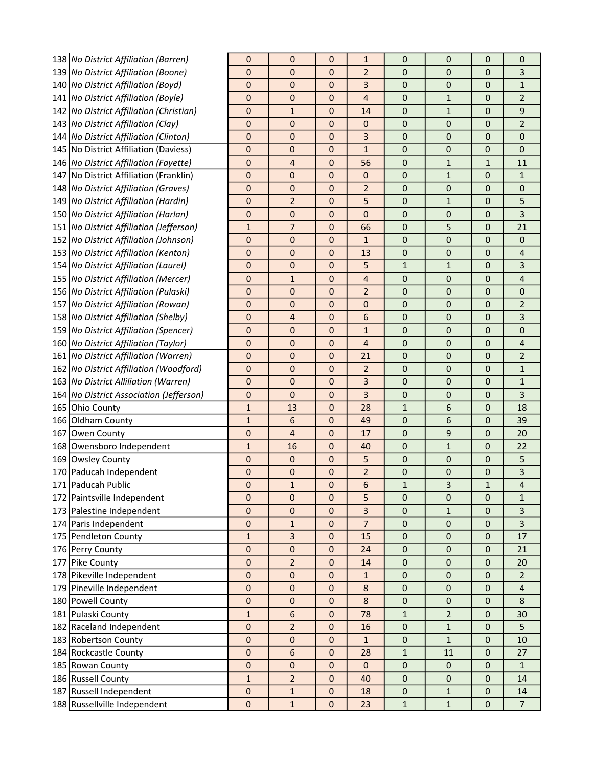| | | | | | | | | | |
|---|---|---|---|---|---|---|---|---|---|
| 138 | *No District Affiliation (Barren)* | 0 | 0 | 0 | 1 | 0 | 0 | 0 | 0 |
| 139 | *No District Affiliation (Boone)* | 0 | 0 | 0 | 2 | 0 | 0 | 0 | 3 |
| 140 | *No District Affiliation (Boyd)* | 0 | 0 | 0 | 3 | 0 | 0 | 0 | 1 |
| 141 | *No District Affiliation (Boyle)* | 0 | 0 | 0 | 4 | 0 | 1 | 0 | 2 |
| 142 | *No District Affiliation (Christian)* | 0 | 1 | 0 | 14 | 0 | 1 | 0 | 9 |
| 143 | *No District Affiliation (Clay)* | 0 | 0 | 0 | 0 | 0 | 0 | 0 | 2 |
| 144 | *No District Affiliation (Clinton)* | 0 | 0 | 0 | 3 | 0 | 0 | 0 | 0 |
| 145 | No District Affiliation (Daviess) | 0 | 0 | 0 | 1 | 0 | 0 | 0 | 0 |
| 146 | *No District Affiliation (Fayette)* | 0 | 4 | 0 | 56 | 0 | 1 | 1 | 11 |
| 147 | No District Affiliation (Franklin) | 0 | 0 | 0 | 0 | 0 | 1 | 0 | 1 |
| 148 | *No District Affiliation (Graves)* | 0 | 0 | 0 | 2 | 0 | 0 | 0 | 0 |
| 149 | *No District Affiliation (Hardin)* | 0 | 2 | 0 | 5 | 0 | 1 | 0 | 5 |
| 150 | *No District Affiliation (Harlan)* | 0 | 0 | 0 | 0 | 0 | 0 | 0 | 3 |
| 151 | *No District Affiliation (Jefferson)* | 1 | 7 | 0 | 66 | 0 | 5 | 0 | 21 |
| 152 | *No District Affiliation (Johnson)* | 0 | 0 | 0 | 1 | 0 | 0 | 0 | 0 |
| 153 | *No District Affiliation (Kenton)* | 0 | 0 | 0 | 13 | 0 | 0 | 0 | 4 |
| 154 | *No District Affiliation (Laurel)* | 0 | 0 | 0 | 5 | 1 | 1 | 0 | 3 |
| 155 | *No District Affiliation (Mercer)* | 0 | 1 | 0 | 4 | 0 | 0 | 0 | 4 |
| 156 | *No District Affiliation (Pulaski)* | 0 | 0 | 0 | 2 | 0 | 0 | 0 | 0 |
| 157 | *No District Affiliation (Rowan)* | 0 | 0 | 0 | 0 | 0 | 0 | 0 | 2 |
| 158 | *No District Affiliation (Shelby)* | 0 | 4 | 0 | 6 | 0 | 0 | 0 | 3 |
| 159 | *No District Affiliation (Spencer)* | 0 | 0 | 0 | 1 | 0 | 0 | 0 | 0 |
| 160 | *No District Affiliation (Taylor)* | 0 | 0 | 0 | 4 | 0 | 0 | 0 | 4 |
| 161 | *No District Affiliation (Warren)* | 0 | 0 | 0 | 21 | 0 | 0 | 0 | 2 |
| 162 | *No District Affiliation (Woodford)* | 0 | 0 | 0 | 2 | 0 | 0 | 0 | 1 |
| 163 | *No District Alliliation (Warren)* | 0 | 0 | 0 | 3 | 0 | 0 | 0 | 1 |
| 164 | *No District Association (Jefferson)* | 0 | 0 | 0 | 3 | 0 | 0 | 0 | 3 |
| 165 | Ohio County | 1 | 13 | 0 | 28 | 1 | 6 | 0 | 18 |
| 166 | Oldham County | 1 | 6 | 0 | 49 | 0 | 6 | 0 | 39 |
| 167 | Owen County | 0 | 4 | 0 | 17 | 0 | 9 | 0 | 20 |
| 168 | Owensboro Independent | 1 | 16 | 0 | 40 | 0 | 1 | 0 | 22 |
| 169 | Owsley County | 0 | 0 | 0 | 5 | 0 | 0 | 0 | 5 |
| 170 | Paducah Independent | 0 | 0 | 0 | 2 | 0 | 0 | 0 | 3 |
| 171 | Paducah Public | 0 | 1 | 0 | 6 | 1 | 3 | 1 | 4 |
| 172 | Paintsville Independent | 0 | 0 | 0 | 5 | 0 | 0 | 0 | 1 |
| 173 | Palestine Independent | 0 | 0 | 0 | 3 | 0 | 1 | 0 | 3 |
| 174 | Paris Independent | 0 | 1 | 0 | 7 | 0 | 0 | 0 | 3 |
| 175 | Pendleton County | 1 | 3 | 0 | 15 | 0 | 0 | 0 | 17 |
| 176 | Perry County | 0 | 0 | 0 | 24 | 0 | 0 | 0 | 21 |
| 177 | Pike County | 0 | 2 | 0 | 14 | 0 | 0 | 0 | 20 |
| 178 | Pikeville Independent | 0 | 0 | 0 | 1 | 0 | 0 | 0 | 2 |
| 179 | Pineville Independent | 0 | 0 | 0 | 8 | 0 | 0 | 0 | 4 |
| 180 | Powell County | 0 | 0 | 0 | 8 | 0 | 0 | 0 | 8 |
| 181 | Pulaski County | 1 | 6 | 0 | 78 | 1 | 2 | 0 | 30 |
| 182 | Raceland Independent | 0 | 2 | 0 | 16 | 0 | 1 | 0 | 5 |
| 183 | Robertson County | 0 | 0 | 0 | 1 | 0 | 1 | 0 | 10 |
| 184 | Rockcastle County | 0 | 6 | 0 | 28 | 1 | 11 | 0 | 27 |
| 185 | Rowan County | 0 | 0 | 0 | 0 | 0 | 0 | 0 | 1 |
| 186 | Russell County | 1 | 2 | 0 | 40 | 0 | 0 | 0 | 14 |
| 187 | Russell Independent | 0 | 1 | 0 | 18 | 0 | 1 | 0 | 14 |
| 188 | Russellville Independent | 0 | 1 | 0 | 23 | 1 | 1 | 0 | 7 |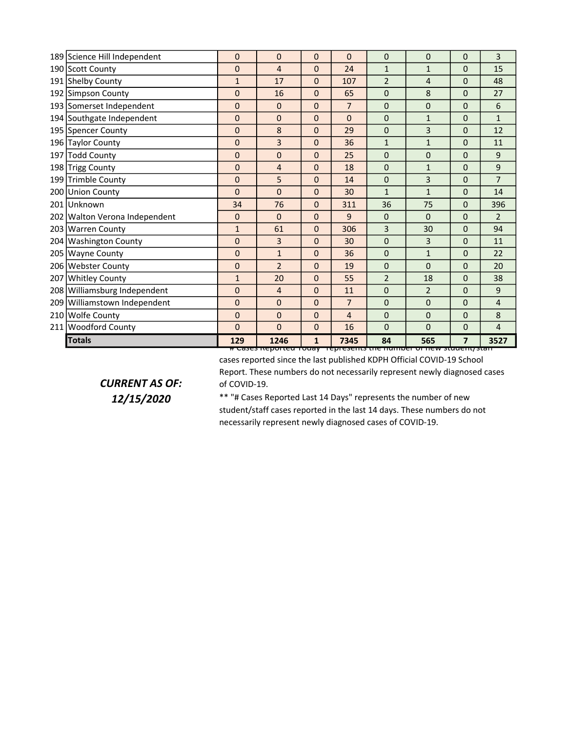| | | | | | | | | | |
|---|---|---|---|---|---|---|---|---|---|
| 189 | Science Hill Independent | 0 | 0 | 0 | 0 | 0 | 0 | 0 | 3 |
| 190 | Scott County | 0 | 4 | 0 | 24 | 1 | 1 | 0 | 15 |
| 191 | Shelby County | 1 | 17 | 0 | 107 | 2 | 4 | 0 | 48 |
| 192 | Simpson County | 0 | 16 | 0 | 65 | 0 | 8 | 0 | 27 |
| 193 | Somerset Independent | 0 | 0 | 0 | 7 | 0 | 0 | 0 | 6 |
| 194 | Southgate Independent | 0 | 0 | 0 | 0 | 0 | 1 | 0 | 1 |
| 195 | Spencer County | 0 | 8 | 0 | 29 | 0 | 3 | 0 | 12 |
| 196 | Taylor County | 0 | 3 | 0 | 36 | 1 | 1 | 0 | 11 |
| 197 | Todd County | 0 | 0 | 0 | 25 | 0 | 0 | 0 | 9 |
| 198 | Trigg County | 0 | 4 | 0 | 18 | 0 | 1 | 0 | 9 |
| 199 | Trimble County | 0 | 5 | 0 | 14 | 0 | 3 | 0 | 7 |
| 200 | Union County | 0 | 0 | 0 | 30 | 1 | 1 | 0 | 14 |
| 201 | Unknown | 34 | 76 | 0 | 311 | 36 | 75 | 0 | 396 |
| 202 | Walton Verona Independent | 0 | 0 | 0 | 9 | 0 | 0 | 0 | 2 |
| 203 | Warren County | 1 | 61 | 0 | 306 | 3 | 30 | 0 | 94 |
| 204 | Washington County | 0 | 3 | 0 | 30 | 0 | 3 | 0 | 11 |
| 205 | Wayne County | 0 | 1 | 0 | 36 | 0 | 1 | 0 | 22 |
| 206 | Webster County | 0 | 2 | 0 | 19 | 0 | 0 | 0 | 20 |
| 207 | Whitley County | 1 | 20 | 0 | 55 | 2 | 18 | 0 | 38 |
| 208 | Williamsburg Independent | 0 | 4 | 0 | 11 | 0 | 2 | 0 | 9 |
| 209 | Williamstown Independent | 0 | 0 | 0 | 7 | 0 | 0 | 0 | 4 |
| 210 | Wolfe County | 0 | 0 | 0 | 4 | 0 | 0 | 0 | 8 |
| 211 | Woodford County | 0 | 0 | 0 | 16 | 0 | 0 | 0 | 4 |
| | **Totals** | **129** | **1246** | **1** | **7345** | **84** | **565** | **7** | **3527** |

*CURRENT AS OF: 12/15/2020*

* "# Cases Reported Today" represents the number of new student/staff cases reported since the last published KDPH Official COVID-19 School Report. These numbers do not necessarily represent newly diagnosed cases of COVID-19.

** "# Cases Reported Last 14 Days" represents the number of new student/staff cases reported in the last 14 days. These numbers do not necessarily represent newly diagnosed cases of COVID-19.